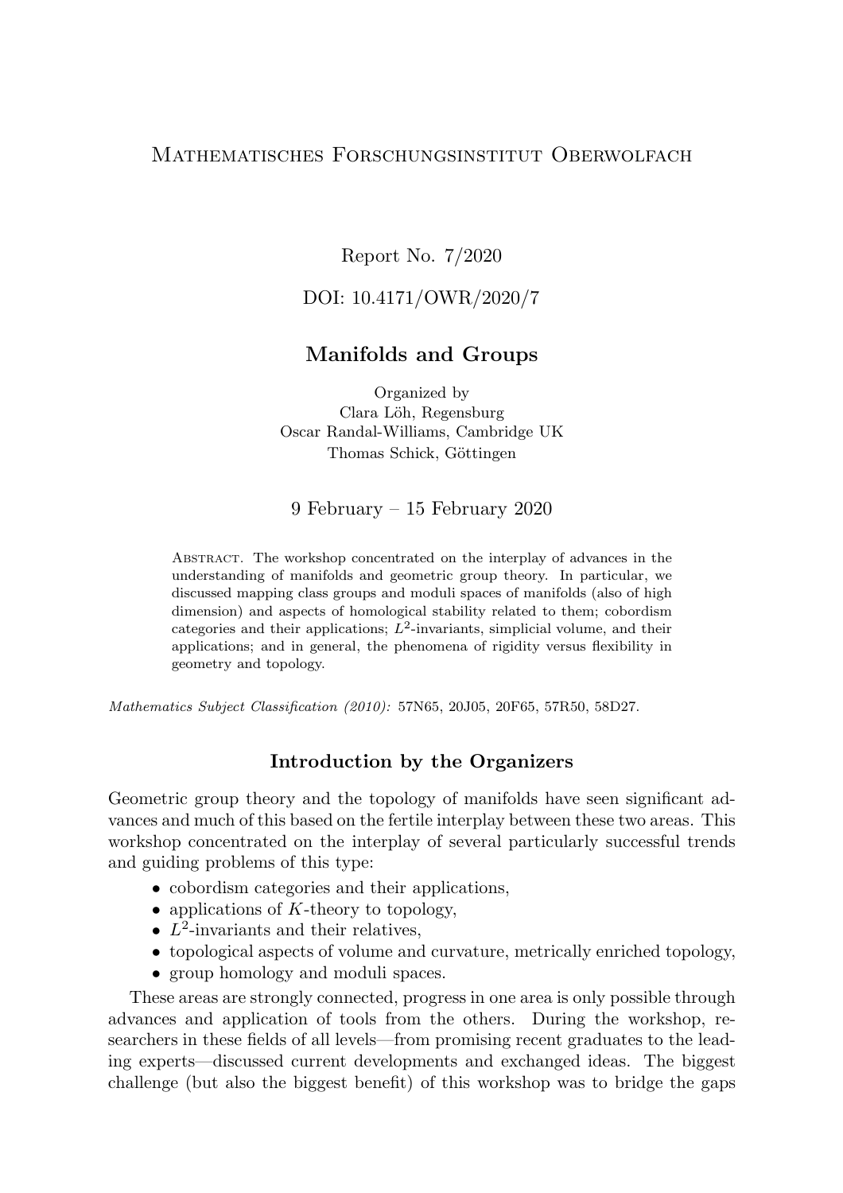Mathematisches Forschungsinstitut Oberwolfach

Report No. 7/2020

DOI: 10.4171/OWR/2020/7

# Manifolds and Groups

Organized by
Clara Löh, Regensburg
Oscar Randal-Williams, Cambridge UK
Thomas Schick, Göttingen

9 February – 15 February 2020

Abstract. The workshop concentrated on the interplay of advances in the understanding of manifolds and geometric group theory. In particular, we discussed mapping class groups and moduli spaces of manifolds (also of high dimension) and aspects of homological stability related to them; cobordism categories and their applications; $L^2$-invariants, simplicial volume, and their applications; and in general, the phenomena of rigidity versus flexibility in geometry and topology.

*Mathematics Subject Classification (2010):* 57N65, 20J05, 20F65, 57R50, 58D27.

## Introduction by the Organizers

Geometric group theory and the topology of manifolds have seen significant advances and much of this based on the fertile interplay between these two areas. This workshop concentrated on the interplay of several particularly successful trends and guiding problems of this type:

- cobordism categories and their applications,
- applications of $K$-theory to topology,
- $L^2$-invariants and their relatives,
- topological aspects of volume and curvature, metrically enriched topology,
- group homology and moduli spaces.

These areas are strongly connected, progress in one area is only possible through advances and application of tools from the others. During the workshop, researchers in these fields of all levels—from promising recent graduates to the leading experts—discussed current developments and exchanged ideas. The biggest challenge (but also the biggest benefit) of this workshop was to bridge the gaps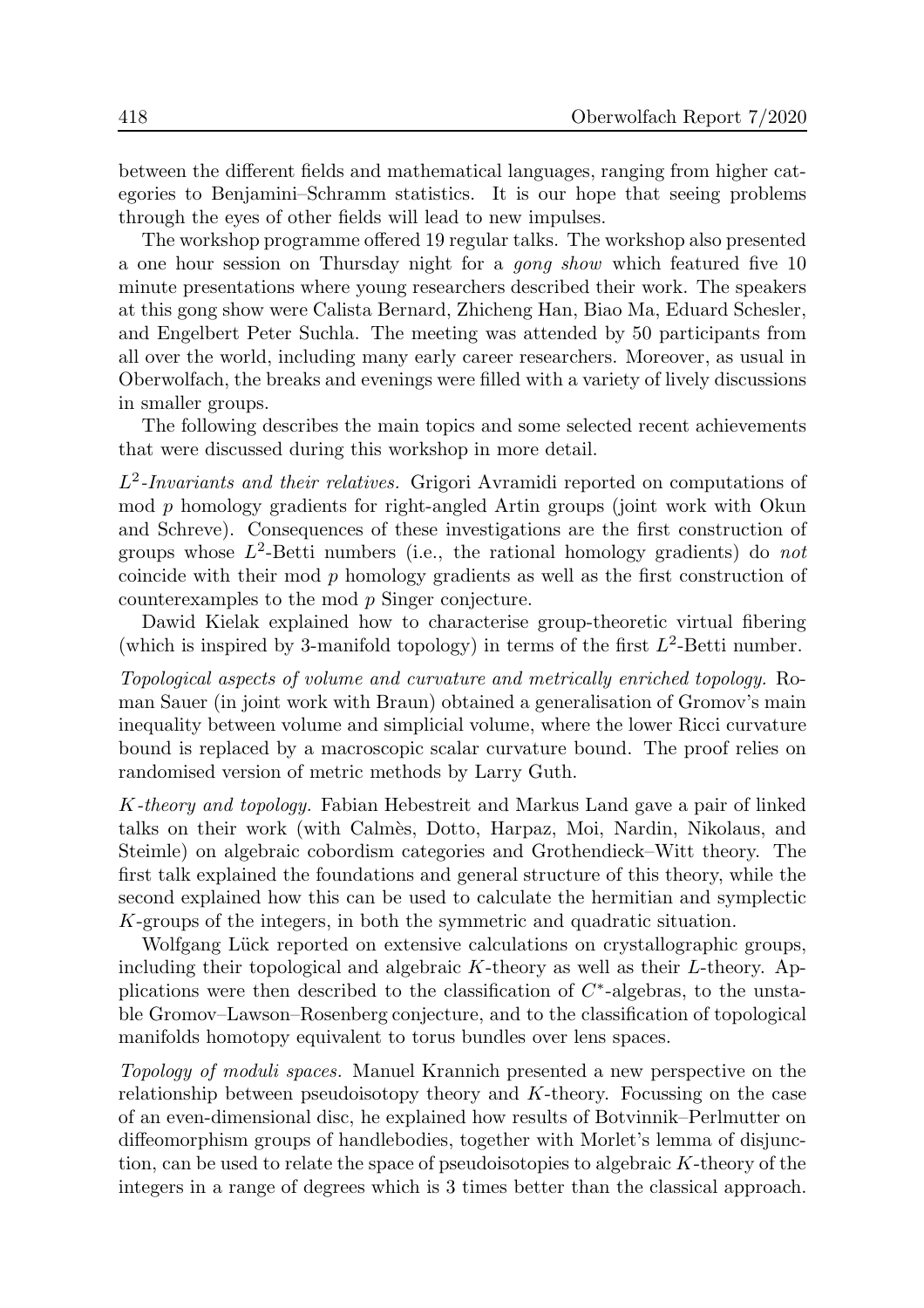between the different fields and mathematical languages, ranging from higher categories to Benjamini–Schramm statistics. It is our hope that seeing problems through the eyes of other fields will lead to new impulses.

The workshop programme offered 19 regular talks. The workshop also presented a one hour session on Thursday night for a *gong show* which featured five 10 minute presentations where young researchers described their work. The speakers at this gong show were Calista Bernard, Zhicheng Han, Biao Ma, Eduard Schesler, and Engelbert Peter Suchla. The meeting was attended by 50 participants from all over the world, including many early career researchers. Moreover, as usual in Oberwolfach, the breaks and evenings were filled with a variety of lively discussions in smaller groups.

The following describes the main topics and some selected recent achievements that were discussed during this workshop in more detail.

*$L^2$-Invariants and their relatives.* Grigori Avramidi reported on computations of mod $p$ homology gradients for right-angled Artin groups (joint work with Okun and Schreve). Consequences of these investigations are the first construction of groups whose $L^2$-Betti numbers (i.e., the rational homology gradients) do *not* coincide with their mod $p$ homology gradients as well as the first construction of counterexamples to the mod $p$ Singer conjecture.

Dawid Kielak explained how to characterise group-theoretic virtual fibering (which is inspired by 3-manifold topology) in terms of the first $L^2$-Betti number.

*Topological aspects of volume and curvature and metrically enriched topology.* Roman Sauer (in joint work with Braun) obtained a generalisation of Gromov's main inequality between volume and simplicial volume, where the lower Ricci curvature bound is replaced by a macroscopic scalar curvature bound. The proof relies on randomised version of metric methods by Larry Guth.

*$K$-theory and topology.* Fabian Hebestreit and Markus Land gave a pair of linked talks on their work (with Calmès, Dotto, Harpaz, Moi, Nardin, Nikolaus, and Steimle) on algebraic cobordism categories and Grothendieck–Witt theory. The first talk explained the foundations and general structure of this theory, while the second explained how this can be used to calculate the hermitian and symplectic $K$-groups of the integers, in both the symmetric and quadratic situation.

Wolfgang Lück reported on extensive calculations on crystallographic groups, including their topological and algebraic $K$-theory as well as their $L$-theory. Applications were then described to the classification of $C^*$-algebras, to the unstable Gromov–Lawson–Rosenberg conjecture, and to the classification of topological manifolds homotopy equivalent to torus bundles over lens spaces.

*Topology of moduli spaces.* Manuel Krannich presented a new perspective on the relationship between pseudoisotopy theory and $K$-theory. Focussing on the case of an even-dimensional disc, he explained how results of Botvinnik–Perlmutter on diffeomorphism groups of handlebodies, together with Morlet's lemma of disjunction, can be used to relate the space of pseudoisotopies to algebraic $K$-theory of the integers in a range of degrees which is 3 times better than the classical approach.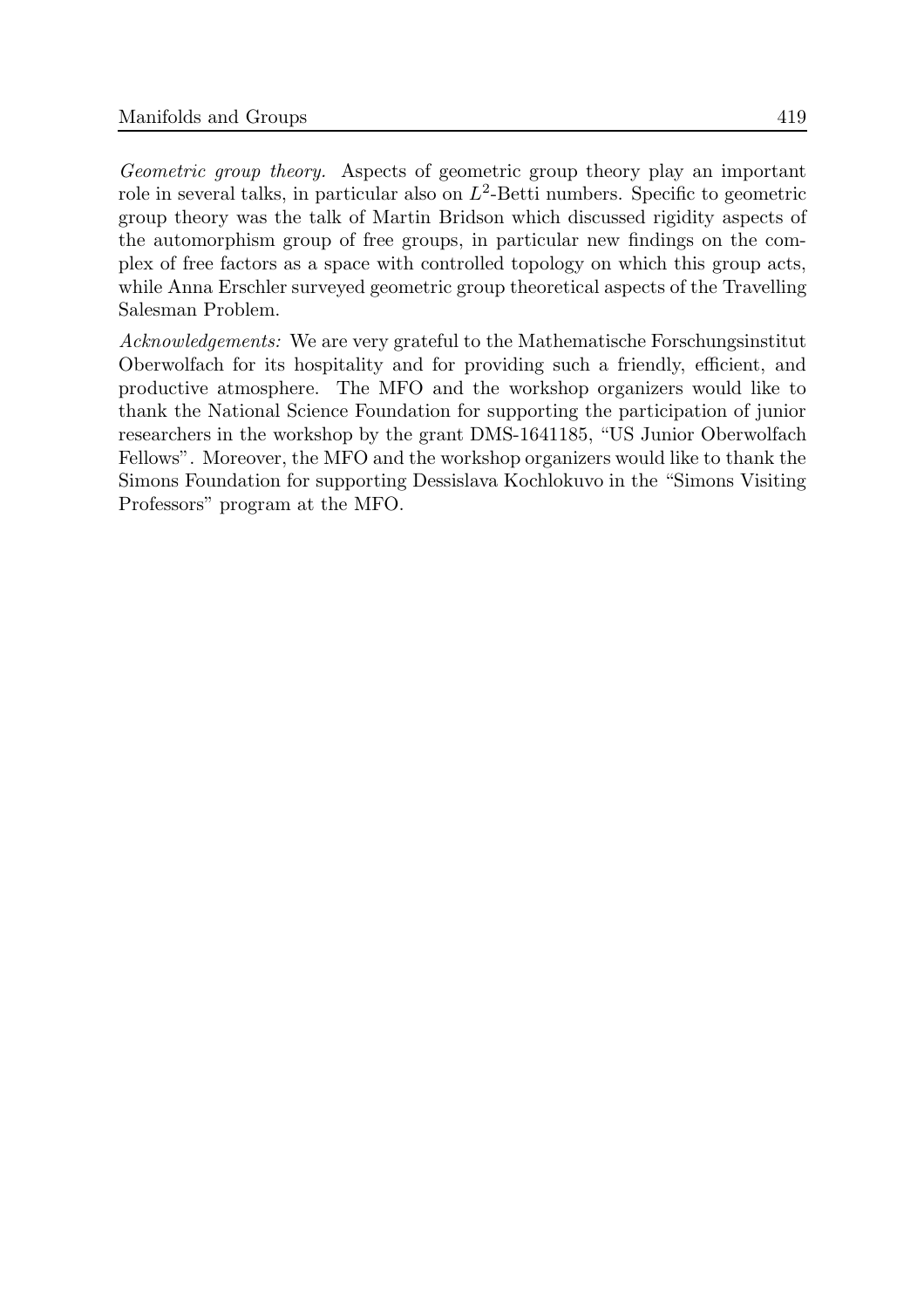*Geometric group theory.* Aspects of geometric group theory play an important role in several talks, in particular also on $L^2$-Betti numbers. Specific to geometric group theory was the talk of Martin Bridson which discussed rigidity aspects of the automorphism group of free groups, in particular new findings on the complex of free factors as a space with controlled topology on which this group acts, while Anna Erschler surveyed geometric group theoretical aspects of the Travelling Salesman Problem.

*Acknowledgements:* We are very grateful to the Mathematische Forschungsinstitut Oberwolfach for its hospitality and for providing such a friendly, efficient, and productive atmosphere. The MFO and the workshop organizers would like to thank the National Science Foundation for supporting the participation of junior researchers in the workshop by the grant DMS-1641185, "US Junior Oberwolfach Fellows". Moreover, the MFO and the workshop organizers would like to thank the Simons Foundation for supporting Dessislava Kochlokuvo in the "Simons Visiting Professors" program at the MFO.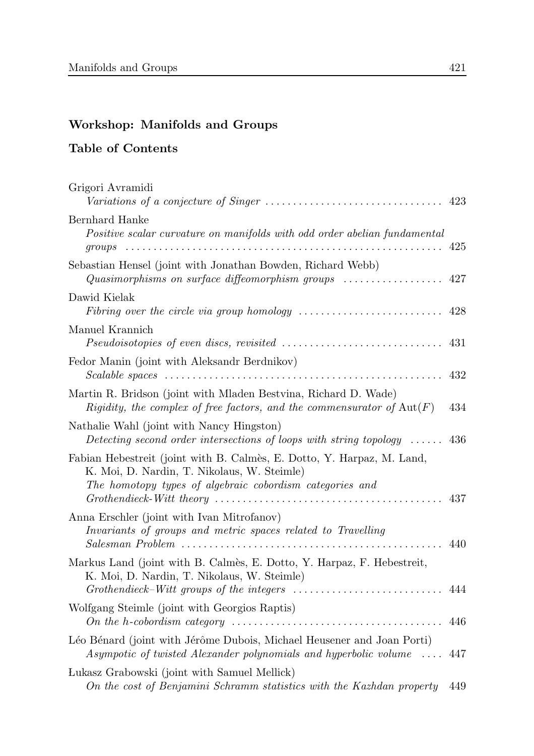## Workshop: Manifolds and Groups

## Table of Contents

Grigori Avramidi
*Variations of a conjecture of Singer* ... 423

Bernhard Hanke
*Positive scalar curvature on manifolds with odd order abelian fundamental groups* ... 425

Sebastian Hensel (joint with Jonathan Bowden, Richard Webb)
*Quasimorphisms on surface diffeomorphism groups* ... 427

Dawid Kielak
*Fibring over the circle via group homology* ... 428

Manuel Krannich
*Pseudoisotopies of even discs, revisited* ... 431

Fedor Manin (joint with Aleksandr Berdnikov)
*Scalable spaces* ... 432

Martin R. Bridson (joint with Mladen Bestvina, Richard D. Wade)
*Rigidity, the complex of free factors, and the commensurator of* $\mathrm{Aut}(F)$ ... 434

Nathalie Wahl (joint with Nancy Hingston)
*Detecting second order intersections of loops with string topology* ... 436

Fabian Hebestreit (joint with B. Calmès, E. Dotto, Y. Harpaz, M. Land, K. Moi, D. Nardin, T. Nikolaus, W. Steimle)
*The homotopy types of algebraic cobordism categories and Grothendieck-Witt theory* ... 437

Anna Erschler (joint with Ivan Mitrofanov)
*Invariants of groups and metric spaces related to Travelling Salesman Problem* ... 440

Markus Land (joint with B. Calmès, E. Dotto, Y. Harpaz, F. Hebestreit, K. Moi, D. Nardin, T. Nikolaus, W. Steimle)
*Grothendieck–Witt groups of the integers* ... 444

Wolfgang Steimle (joint with Georgios Raptis)
*On the h-cobordism category* ... 446

Léo Bénard (joint with Jérôme Dubois, Michael Heusener and Joan Porti)
*Asympotic of twisted Alexander polynomials and hyperbolic volume* ... 447

Łukasz Grabowski (joint with Samuel Mellick)
*On the cost of Benjamini Schramm statistics with the Kazhdan property* 449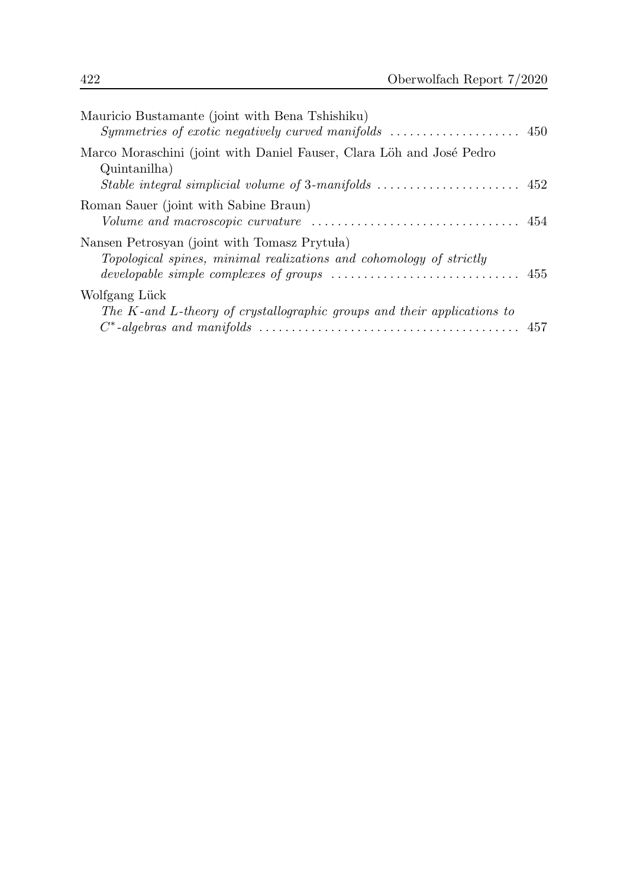Mauricio Bustamante (joint with Bena Tshishiku)
*Symmetries of exotic negatively curved manifolds* ..................... 450

Marco Moraschini (joint with Daniel Fauser, Clara Löh and José Pedro Quintanilha)
*Stable integral simplicial volume of 3-manifolds* ....................... 452

Roman Sauer (joint with Sabine Braun)
*Volume and macroscopic curvature* ................................ 454

Nansen Petrosyan (joint with Tomasz Prytuła)
*Topological spines, minimal realizations and cohomology of strictly developable simple complexes of groups* ............................ 455

Wolfgang Lück
*The $K$-and $L$-theory of crystallographic groups and their applications to $C^*$-algebras and manifolds* ........................................ 457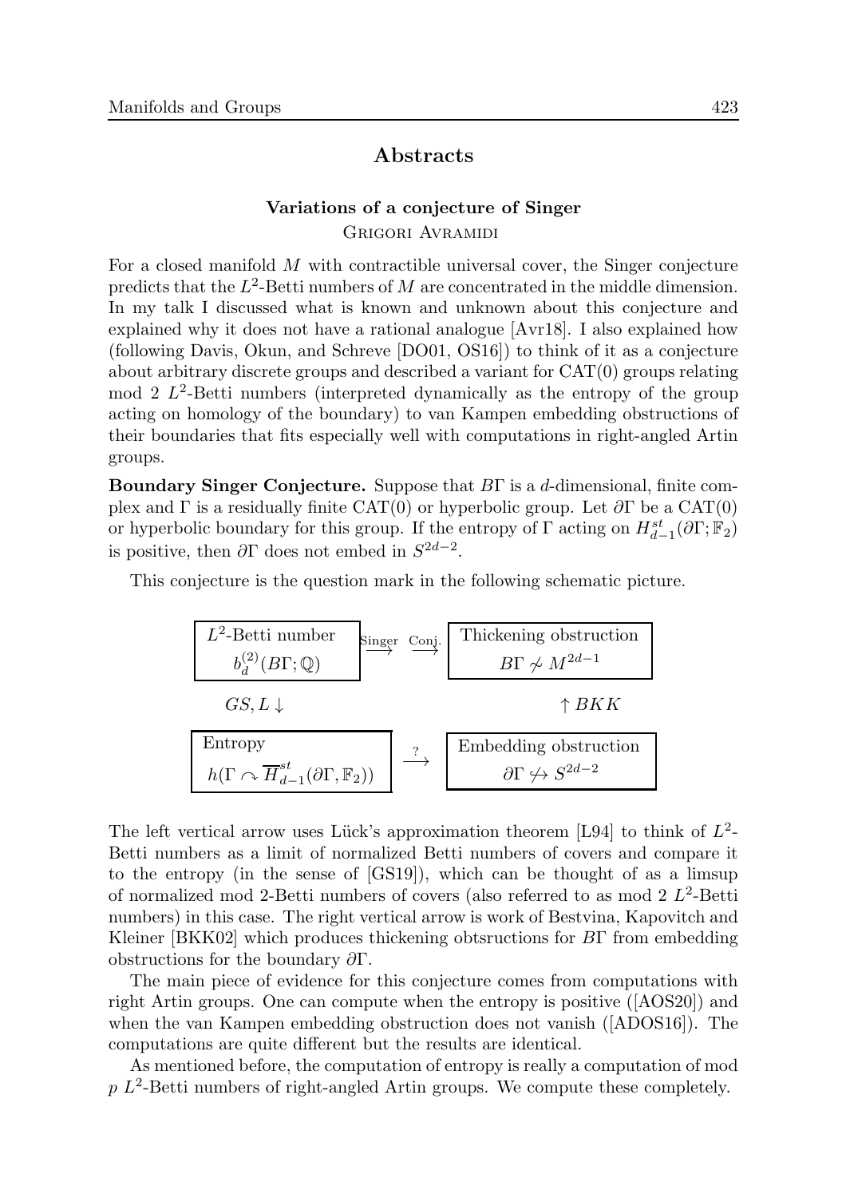# Abstracts

## Variations of a conjecture of Singer

Grigori Avramidi

For a closed manifold $M$ with contractible universal cover, the Singer conjecture predicts that the $L^2$-Betti numbers of $M$ are concentrated in the middle dimension. In my talk I discussed what is known and unknown about this conjecture and explained why it does not have a rational analogue [Avr18]. I also explained how (following Davis, Okun, and Schreve [DO01, OS16]) to think of it as a conjecture about arbitrary discrete groups and described a variant for CAT(0) groups relating mod 2 $L^2$-Betti numbers (interpreted dynamically as the entropy of the group acting on homology of the boundary) to van Kampen embedding obstructions of their boundaries that fits especially well with computations in right-angled Artin groups.

**Boundary Singer Conjecture.** Suppose that $B\Gamma$ is a $d$-dimensional, finite complex and $\Gamma$ is a residually finite CAT(0) or hyperbolic group. Let $\partial\Gamma$ be a CAT(0) or hyperbolic boundary for this group. If the entropy of $\Gamma$ acting on $H^{st}_{d-1}(\partial\Gamma;\mathbb{F}_2)$ is positive, then $\partial\Gamma$ does not embed in $S^{2d-2}$.

This conjecture is the question mark in the following schematic picture.

| | | |
|---|---|---|
| $L^2$-Betti number $b^{(2)}_d(B\Gamma;\mathbb{Q})$ | $\xrightarrow{\text{Singer}}$ $\xrightarrow{\text{Conj.}}$ | Thickening obstruction $B\Gamma \not\hookrightarrow M^{2d-1}$ |
| $GS, L \downarrow$ | | $\uparrow BKK$ |
| Entropy $h(\Gamma \curvearrowright \overline{H}^{st}_{d-1}(\partial\Gamma,\mathbb{F}_2))$ | $\xrightarrow{?}$ | Embedding obstruction $\partial\Gamma \not\hookrightarrow S^{2d-2}$ |

The left vertical arrow uses Lück's approximation theorem [L94] to think of $L^2$-Betti numbers as a limit of normalized Betti numbers of covers and compare it to the entropy (in the sense of [GS19]), which can be thought of as a limsup of normalized mod 2-Betti numbers of covers (also referred to as mod 2 $L^2$-Betti numbers) in this case. The right vertical arrow is work of Bestvina, Kapovitch and Kleiner [BKK02] which produces thickening obtsructions for $B\Gamma$ from embedding obstructions for the boundary $\partial\Gamma$.

The main piece of evidence for this conjecture comes from computations with right Artin groups. One can compute when the entropy is positive ([AOS20]) and when the van Kampen embedding obstruction does not vanish ([ADOS16]). The computations are quite different but the results are identical.

As mentioned before, the computation of entropy is really a computation of mod $p$ $L^2$-Betti numbers of right-angled Artin groups. We compute these completely.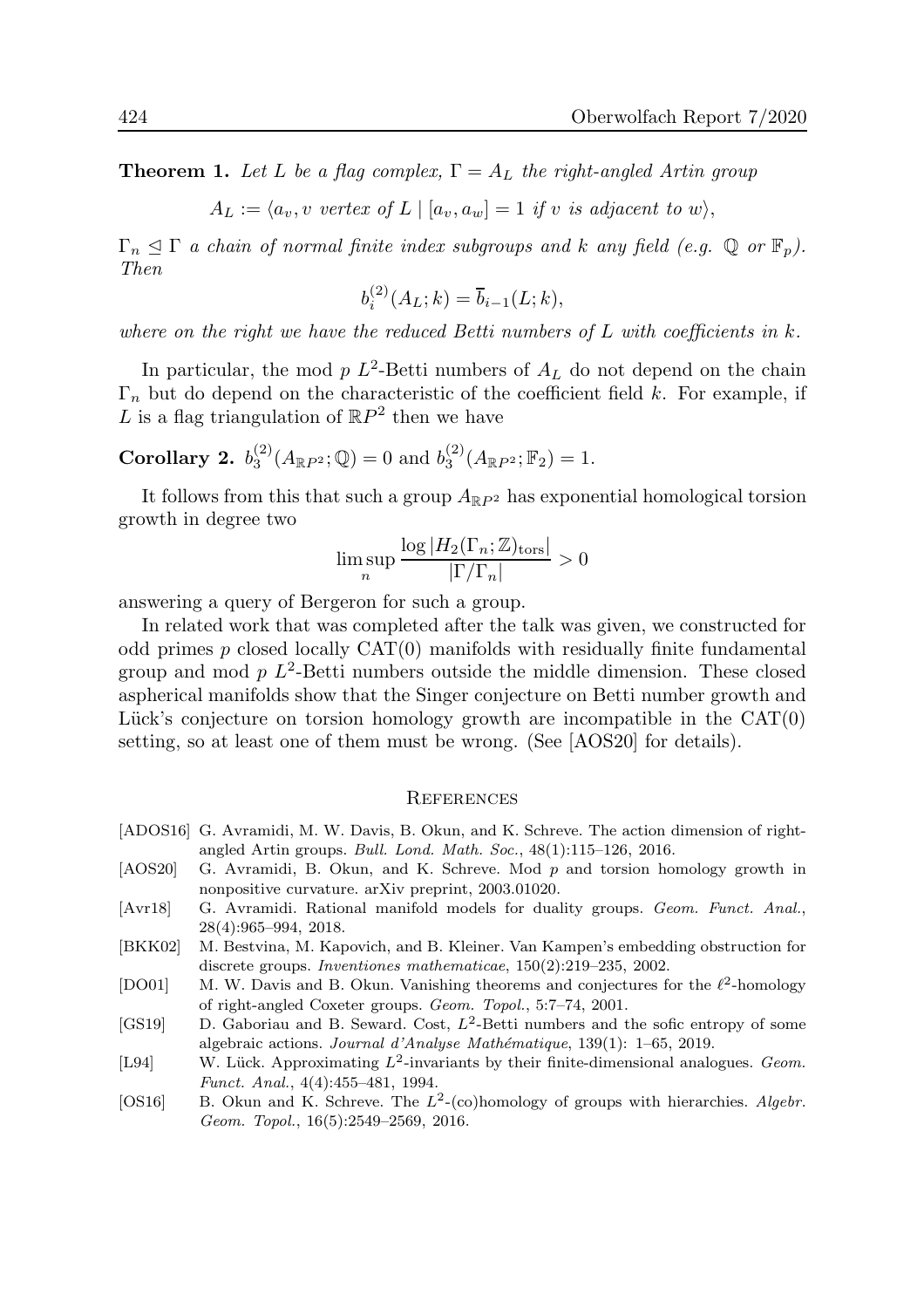**Theorem 1.** *Let $L$ be a flag complex, $\Gamma = A_L$ the right-angled Artin group*

$$A_L := \langle a_v, v \text{ vertex of } L \mid [a_v, a_w] = 1 \text{ if } v \text{ is adjacent to } w \rangle,$$

*$\Gamma_n \trianglelefteq \Gamma$ a chain of normal finite index subgroups and $k$ any field (e.g. $\mathbb{Q}$ or $\mathbb{F}_p$). Then*

$$b_i^{(2)}(A_L; k) = \overline{b}_{i-1}(L; k),$$

*where on the right we have the reduced Betti numbers of $L$ with coefficients in $k$.*

In particular, the mod $p$ $L^2$-Betti numbers of $A_L$ do not depend on the chain $\Gamma_n$ but do depend on the characteristic of the coefficient field $k$. For example, if $L$ is a flag triangulation of $\mathbb{R}P^2$ then we have

**Corollary 2.** $b_3^{(2)}(A_{\mathbb{R}P^2}; \mathbb{Q}) = 0$ and $b_3^{(2)}(A_{\mathbb{R}P^2}; \mathbb{F}_2) = 1$.

It follows from this that such a group $A_{\mathbb{R}P^2}$ has exponential homological torsion growth in degree two

$$\limsup_n \frac{\log |H_2(\Gamma_n; \mathbb{Z})_{\text{tors}}|}{|\Gamma/\Gamma_n|} > 0$$

answering a query of Bergeron for such a group.

In related work that was completed after the talk was given, we constructed for odd primes $p$ closed locally CAT(0) manifolds with residually finite fundamental group and mod $p$ $L^2$-Betti numbers outside the middle dimension. These closed aspherical manifolds show that the Singer conjecture on Betti number growth and Lück's conjecture on torsion homology growth are incompatible in the CAT(0) setting, so at least one of them must be wrong. (See [AOS20] for details).

## References

- [ADOS16] G. Avramidi, M. W. Davis, B. Okun, and K. Schreve. The action dimension of right-angled Artin groups. *Bull. Lond. Math. Soc.*, 48(1):115–126, 2016.
- [AOS20] G. Avramidi, B. Okun, and K. Schreve. Mod $p$ and torsion homology growth in nonpositive curvature. arXiv preprint, 2003.01020.
- [Avr18] G. Avramidi. Rational manifold models for duality groups. *Geom. Funct. Anal.*, 28(4):965–994, 2018.
- [BKK02] M. Bestvina, M. Kapovich, and B. Kleiner. Van Kampen's embedding obstruction for discrete groups. *Inventiones mathematicae*, 150(2):219–235, 2002.
- [DO01] M. W. Davis and B. Okun. Vanishing theorems and conjectures for the $\ell^2$-homology of right-angled Coxeter groups. *Geom. Topol.*, 5:7–74, 2001.
- [GS19] D. Gaboriau and B. Seward. Cost, $L^2$-Betti numbers and the sofic entropy of some algebraic actions. *Journal d'Analyse Mathématique*, 139(1): 1–65, 2019.
- [L94] W. Lück. Approximating $L^2$-invariants by their finite-dimensional analogues. *Geom. Funct. Anal.*, 4(4):455–481, 1994.
- [OS16] B. Okun and K. Schreve. The $L^2$-(co)homology of groups with hierarchies. *Algebr. Geom. Topol.*, 16(5):2549–2569, 2016.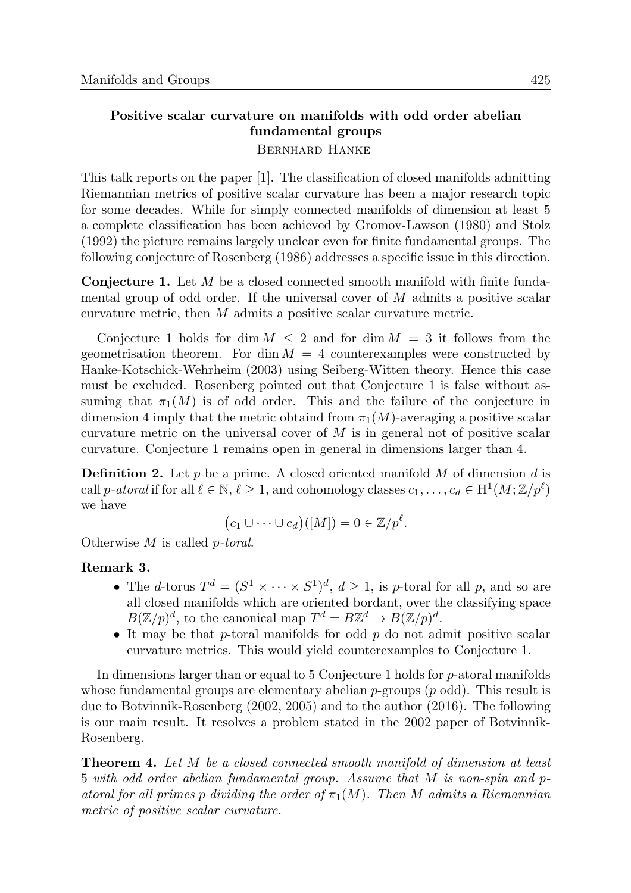## Positive scalar curvature on manifolds with odd order abelian fundamental groups

Bernhard Hanke

This talk reports on the paper [1]. The classification of closed manifolds admitting Riemannian metrics of positive scalar curvature has been a major research topic for some decades. While for simply connected manifolds of dimension at least 5 a complete classification has been achieved by Gromov-Lawson (1980) and Stolz (1992) the picture remains largely unclear even for finite fundamental groups. The following conjecture of Rosenberg (1986) addresses a specific issue in this direction.

**Conjecture 1.** Let $M$ be a closed connected smooth manifold with finite fundamental group of odd order. If the universal cover of $M$ admits a positive scalar curvature metric, then $M$ admits a positive scalar curvature metric.

Conjecture 1 holds for $\dim M \leq 2$ and for $\dim M = 3$ it follows from the geometrisation theorem. For $\dim M = 4$ counterexamples were constructed by Hanke-Kotschick-Wehrheim (2003) using Seiberg-Witten theory. Hence this case must be excluded. Rosenberg pointed out that Conjecture 1 is false without assuming that $\pi_1(M)$ is of odd order. This and the failure of the conjecture in dimension 4 imply that the metric obtaind from $\pi_1(M)$-averaging a positive scalar curvature metric on the universal cover of $M$ is in general not of positive scalar curvature. Conjecture 1 remains open in general in dimensions larger than 4.

**Definition 2.** Let $p$ be a prime. A closed oriented manifold $M$ of dimension $d$ is call *p-atoral* if for all $\ell \in \mathbb{N}$, $\ell \geq 1$, and cohomology classes $c_1, \ldots, c_d \in \mathrm{H}^1(M; \mathbb{Z}/p^\ell)$ we have

$$\big(c_1 \cup \cdots \cup c_d\big)([M]) = 0 \in \mathbb{Z}/p^\ell.$$

Otherwise $M$ is called *p-toral*.

**Remark 3.**

- The $d$-torus $T^d = (S^1 \times \cdots \times S^1)^d$, $d \geq 1$, is $p$-toral for all $p$, and so are all closed manifolds which are oriented bordant, over the classifying space $B(\mathbb{Z}/p)^d$, to the canonical map $T^d = B\mathbb{Z}^d \to B(\mathbb{Z}/p)^d$.
- It may be that $p$-toral manifolds for odd $p$ do not admit positive scalar curvature metrics. This would yield counterexamples to Conjecture 1.

In dimensions larger than or equal to 5 Conjecture 1 holds for $p$-atoral manifolds whose fundamental groups are elementary abelian $p$-groups ($p$ odd). This result is due to Botvinnik-Rosenberg (2002, 2005) and to the author (2016). The following is our main result. It resolves a problem stated in the 2002 paper of Botvinnik-Rosenberg.

**Theorem 4.** *Let $M$ be a closed connected smooth manifold of dimension at least 5 with odd order abelian fundamental group. Assume that $M$ is non-spin and $p$-atoral for all primes $p$ dividing the order of $\pi_1(M)$. Then $M$ admits a Riemannian metric of positive scalar curvature.*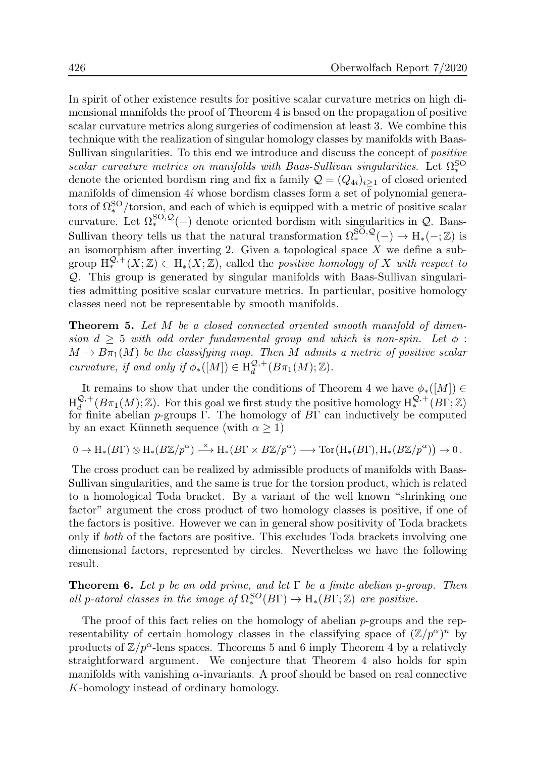In spirit of other existence results for positive scalar curvature metrics on high dimensional manifolds the proof of Theorem 4 is based on the propagation of positive scalar curvature metrics along surgeries of codimension at least 3. We combine this technique with the realization of singular homology classes by manifolds with Baas-Sullivan singularities. To this end we introduce and discuss the concept of *positive scalar curvature metrics on manifolds with Baas-Sullivan singularities*. Let $\Omega_*^{\mathrm{SO}}$ denote the oriented bordism ring and fix a family $\mathcal{Q} = (Q_{4i})_{i \geq 1}$ of closed oriented manifolds of dimension $4i$ whose bordism classes form a set of polynomial generators of $\Omega_*^{\mathrm{SO}}/\text{torsion}$, and each of which is equipped with a metric of positive scalar curvature. Let $\Omega_*^{\mathrm{SO},\mathcal{Q}}(-)$ denote oriented bordism with singularities in $\mathcal{Q}$. Baas-Sullivan theory tells us that the natural transformation $\Omega_*^{\mathrm{SO},\mathcal{Q}}(-) \to \mathrm{H}_*(-;\mathbb{Z})$ is an isomorphism after inverting 2. Given a topological space $X$ we define a subgroup $\mathrm{H}_*^{\mathcal{Q},+}(X;\mathbb{Z}) \subset \mathrm{H}_*(X;\mathbb{Z})$, called the *positive homology of $X$ with respect to $\mathcal{Q}$*. This group is generated by singular manifolds with Baas-Sullivan singularities admitting positive scalar curvature metrics. In particular, positive homology classes need not be representable by smooth manifolds.

**Theorem 5.** *Let $M$ be a closed connected oriented smooth manifold of dimension $d \geq 5$ with odd order fundamental group and which is non-spin. Let $\phi : M \to B\pi_1(M)$ be the classifying map. Then $M$ admits a metric of positive scalar curvature, if and only if $\phi_*([M]) \in \mathrm{H}_d^{\mathcal{Q},+}(B\pi_1(M);\mathbb{Z})$.*

It remains to show that under the conditions of Theorem 4 we have $\phi_*([M]) \in \mathrm{H}_d^{\mathcal{Q},+}(B\pi_1(M);\mathbb{Z})$. For this goal we first study the positive homology $\mathrm{H}_*^{\mathcal{Q},+}(B\Gamma;\mathbb{Z})$ for finite abelian $p$-groups $\Gamma$. The homology of $B\Gamma$ can inductively be computed by an exact Künneth sequence (with $\alpha \geq 1$)

$$0 \to \mathrm{H}_*(B\Gamma) \otimes \mathrm{H}_*(B\mathbb{Z}/p^\alpha) \xrightarrow{\times} \mathrm{H}_*(B\Gamma \times B\mathbb{Z}/p^\alpha) \longrightarrow \mathrm{Tor}\big(\mathrm{H}_*(B\Gamma), \mathrm{H}_*(B\mathbb{Z}/p^\alpha)\big) \to 0\,.$$

The cross product can be realized by admissible products of manifolds with Baas-Sullivan singularities, and the same is true for the torsion product, which is related to a homological Toda bracket. By a variant of the well known "shrinking one factor" argument the cross product of two homology classes is positive, if one of the factors is positive. However we can in general show positivity of Toda brackets only if *both* of the factors are positive. This excludes Toda brackets involving one dimensional factors, represented by circles. Nevertheless we have the following result.

**Theorem 6.** *Let $p$ be an odd prime, and let $\Gamma$ be a finite abelian $p$-group. Then all $p$-atoral classes in the image of $\Omega_*^{SO}(B\Gamma) \to \mathrm{H}_*(B\Gamma;\mathbb{Z})$ are positive.*

The proof of this fact relies on the homology of abelian $p$-groups and the representability of certain homology classes in the classifying space of $(\mathbb{Z}/p^\alpha)^n$ by products of $\mathbb{Z}/p^\alpha$-lens spaces. Theorems 5 and 6 imply Theorem 4 by a relatively straightforward argument. We conjecture that Theorem 4 also holds for spin manifolds with vanishing $\alpha$-invariants. A proof should be based on real connective $K$-homology instead of ordinary homology.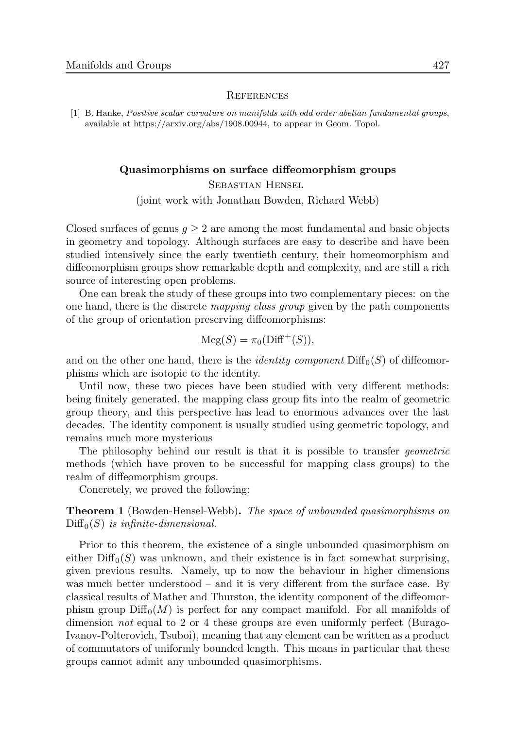## References

[1] B. Hanke, *Positive scalar curvature on manifolds with odd order abelian fundamental groups*, available at https://arxiv.org/abs/1908.00944, to appear in Geom. Topol.

## Quasimorphisms on surface diffeomorphism groups

Sebastian Hensel

(joint work with Jonathan Bowden, Richard Webb)

Closed surfaces of genus $g \geq 2$ are among the most fundamental and basic objects in geometry and topology. Although surfaces are easy to describe and have been studied intensively since the early twentieth century, their homeomorphism and diffeomorphism groups show remarkable depth and complexity, and are still a rich source of interesting open problems.

One can break the study of these groups into two complementary pieces: on the one hand, there is the discrete *mapping class group* given by the path components of the group of orientation preserving diffeomorphisms:

$$\mathrm{Mcg}(S) = \pi_0(\mathrm{Diff}^+(S)),$$

and on the other one hand, there is the *identity component* $\mathrm{Diff}_0(S)$ of diffeomorphisms which are isotopic to the identity.

Until now, these two pieces have been studied with very different methods: being finitely generated, the mapping class group fits into the realm of geometric group theory, and this perspective has lead to enormous advances over the last decades. The identity component is usually studied using geometric topology, and remains much more mysterious

The philosophy behind our result is that it is possible to transfer *geometric* methods (which have proven to be successful for mapping class groups) to the realm of diffeomorphism groups.

Concretely, we proved the following:

**Theorem 1** (Bowden-Hensel-Webb)**.** *The space of unbounded quasimorphisms on* $\mathrm{Diff}_0(S)$ *is infinite-dimensional.*

Prior to this theorem, the existence of a single unbounded quasimorphism on either $\mathrm{Diff}_0(S)$ was unknown, and their existence is in fact somewhat surprising, given previous results. Namely, up to now the behaviour in higher dimensions was much better understood – and it is very different from the surface case. By classical results of Mather and Thurston, the identity component of the diffeomorphism group $\mathrm{Diff}_0(M)$ is perfect for any compact manifold. For all manifolds of dimension *not* equal to 2 or 4 these groups are even uniformly perfect (Burago-Ivanov-Polterovich, Tsuboi), meaning that any element can be written as a product of commutators of uniformly bounded length. This means in particular that these groups cannot admit any unbounded quasimorphisms.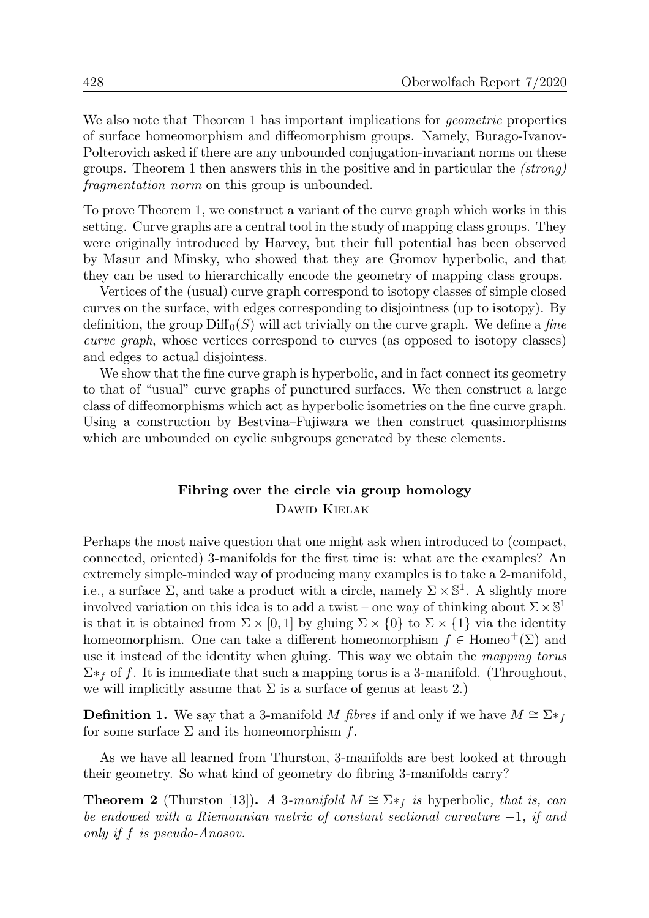We also note that Theorem 1 has important implications for *geometric* properties of surface homeomorphism and diffeomorphism groups. Namely, Burago-Ivanov-Polterovich asked if there are any unbounded conjugation-invariant norms on these groups. Theorem 1 then answers this in the positive and in particular the *(strong) fragmentation norm* on this group is unbounded.

To prove Theorem 1, we construct a variant of the curve graph which works in this setting. Curve graphs are a central tool in the study of mapping class groups. They were originally introduced by Harvey, but their full potential has been observed by Masur and Minsky, who showed that they are Gromov hyperbolic, and that they can be used to hierarchically encode the geometry of mapping class groups.

Vertices of the (usual) curve graph correspond to isotopy classes of simple closed curves on the surface, with edges corresponding to disjointness (up to isotopy). By definition, the group $\mathrm{Diff}_0(S)$ will act trivially on the curve graph. We define a *fine curve graph*, whose vertices correspond to curves (as opposed to isotopy classes) and edges to actual disjointess.

We show that the fine curve graph is hyperbolic, and in fact connect its geometry to that of "usual" curve graphs of punctured surfaces. We then construct a large class of diffeomorphisms which act as hyperbolic isometries on the fine curve graph. Using a construction by Bestvina–Fujiwara we then construct quasimorphisms which are unbounded on cyclic subgroups generated by these elements.

## Fibring over the circle via group homology

Dawid Kielak

Perhaps the most naive question that one might ask when introduced to (compact, connected, oriented) 3-manifolds for the first time is: what are the examples? An extremely simple-minded way of producing many examples is to take a 2-manifold, i.e., a surface $\Sigma$, and take a product with a circle, namely $\Sigma \times \mathbb{S}^1$. A slightly more involved variation on this idea is to add a twist – one way of thinking about $\Sigma \times \mathbb{S}^1$ is that it is obtained from $\Sigma \times [0, 1]$ by gluing $\Sigma \times \{0\}$ to $\Sigma \times \{1\}$ via the identity homeomorphism. One can take a different homeomorphism $f \in \mathrm{Homeo}^+(\Sigma)$ and use it instead of the identity when gluing. This way we obtain the *mapping torus* $\Sigma *_f$ of $f$. It is immediate that such a mapping torus is a 3-manifold. (Throughout, we will implicitly assume that $\Sigma$ is a surface of genus at least 2.)

**Definition 1.** We say that a 3-manifold $M$ *fibres* if and only if we have $M \cong \Sigma *_f$ for some surface $\Sigma$ and its homeomorphism $f$.

As we have all learned from Thurston, 3-manifolds are best looked at through their geometry. So what kind of geometry do fibring 3-manifolds carry?

**Theorem 2** (Thurston [13])**.** *A 3-manifold $M \cong \Sigma *_f$ is* hyperbolic*, that is, can be endowed with a Riemannian metric of constant sectional curvature $-1$, if and only if $f$ is pseudo-Anosov.*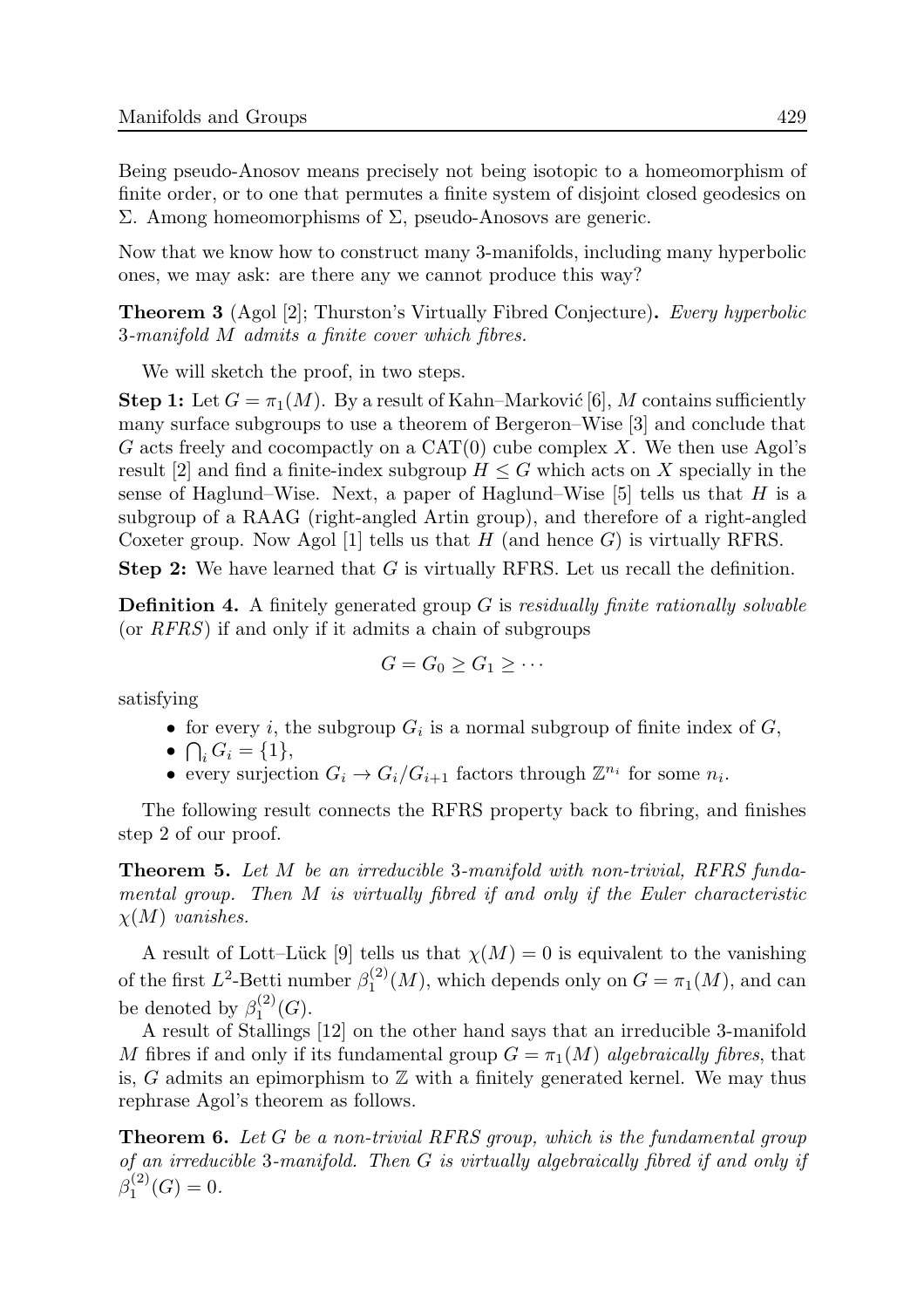Being pseudo-Anosov means precisely not being isotopic to a homeomorphism of finite order, or to one that permutes a finite system of disjoint closed geodesics on $\Sigma$. Among homeomorphisms of $\Sigma$, pseudo-Anosovs are generic.

Now that we know how to construct many 3-manifolds, including many hyperbolic ones, we may ask: are there any we cannot produce this way?

**Theorem 3** (Agol [2]; Thurston's Virtually Fibred Conjecture)**.** *Every hyperbolic 3-manifold $M$ admits a finite cover which fibres.*

We will sketch the proof, in two steps.

**Step 1:** Let $G = \pi_1(M)$. By a result of Kahn–Marković [6], $M$ contains sufficiently many surface subgroups to use a theorem of Bergeron–Wise [3] and conclude that $G$ acts freely and cocompactly on a $\mathrm{CAT}(0)$ cube complex $X$. We then use Agol's result [2] and find a finite-index subgroup $H \leq G$ which acts on $X$ specially in the sense of Haglund–Wise. Next, a paper of Haglund–Wise [5] tells us that $H$ is a subgroup of a RAAG (right-angled Artin group), and therefore of a right-angled Coxeter group. Now Agol [1] tells us that $H$ (and hence $G$) is virtually RFRS.

**Step 2:** We have learned that $G$ is virtually RFRS. Let us recall the definition.

**Definition 4.** A finitely generated group $G$ is *residually finite rationally solvable* (or *RFRS*) if and only if it admits a chain of subgroups

$$G = G_0 \geq G_1 \geq \cdots$$

satisfying

- for every $i$, the subgroup $G_i$ is a normal subgroup of finite index of $G$,
- $\bigcap_i G_i = \{1\}$,
- every surjection $G_i \to G_i/G_{i+1}$ factors through $\mathbb{Z}^{n_i}$ for some $n_i$.

The following result connects the RFRS property back to fibring, and finishes step 2 of our proof.

**Theorem 5.** *Let $M$ be an irreducible 3-manifold with non-trivial, RFRS fundamental group. Then $M$ is virtually fibred if and only if the Euler characteristic $\chi(M)$ vanishes.*

A result of Lott–Lück [9] tells us that $\chi(M) = 0$ is equivalent to the vanishing of the first $L^2$-Betti number $\beta_1^{(2)}(M)$, which depends only on $G = \pi_1(M)$, and can be denoted by $\beta_1^{(2)}(G)$.

A result of Stallings [12] on the other hand says that an irreducible 3-manifold $M$ fibres if and only if its fundamental group $G = \pi_1(M)$ *algebraically fibres*, that is, $G$ admits an epimorphism to $\mathbb{Z}$ with a finitely generated kernel. We may thus rephrase Agol's theorem as follows.

**Theorem 6.** *Let $G$ be a non-trivial RFRS group, which is the fundamental group of an irreducible 3-manifold. Then $G$ is virtually algebraically fibred if and only if $\beta_1^{(2)}(G) = 0$.*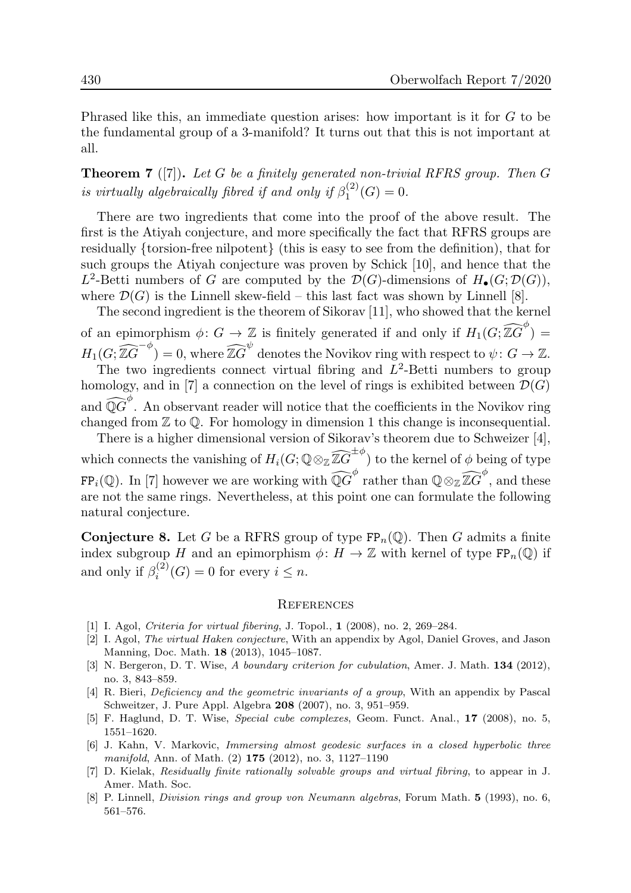Phrased like this, an immediate question arises: how important is it for $G$ to be the fundamental group of a 3-manifold? It turns out that this is not important at all.

**Theorem 7** ([7])**.** *Let $G$ be a finitely generated non-trivial RFRS group. Then $G$ is virtually algebraically fibred if and only if $\beta_1^{(2)}(G) = 0$.*

There are two ingredients that come into the proof of the above result. The first is the Atiyah conjecture, and more specifically the fact that RFRS groups are residually {torsion-free nilpotent} (this is easy to see from the definition), that for such groups the Atiyah conjecture was proven by Schick [10], and hence that the $L^2$-Betti numbers of $G$ are computed by the $\mathcal{D}(G)$-dimensions of $H_\bullet(G; \mathcal{D}(G))$, where $\mathcal{D}(G)$ is the Linnell skew-field – this last fact was shown by Linnell [8].

The second ingredient is the theorem of Sikorav [11], who showed that the kernel of an epimorphism $\phi\colon G \to \mathbb{Z}$ is finitely generated if and only if $H_1(G; \widehat{\mathbb{Z}G}^{\phi}) = H_1(G; \widehat{\mathbb{Z}G}^{-\phi}) = 0$, where $\widehat{\mathbb{Z}G}^{\psi}$ denotes the Novikov ring with respect to $\psi\colon G \to \mathbb{Z}$.

The two ingredients connect virtual fibring and $L^2$-Betti numbers to group homology, and in [7] a connection on the level of rings is exhibited between $\mathcal{D}(G)$ and $\widehat{\mathbb{Q}G}^{\phi}$. An observant reader will notice that the coefficients in the Novikov ring changed from $\mathbb{Z}$ to $\mathbb{Q}$. For homology in dimension 1 this change is inconsequential.

There is a higher dimensional version of Sikorav's theorem due to Schweizer [4], which connects the vanishing of $H_i(G; \mathbb{Q} \otimes_{\mathbb{Z}} \widehat{\mathbb{Z}G}^{\pm\phi})$ to the kernel of $\phi$ being of type $\mathtt{FP}_i(\mathbb{Q})$. In [7] however we are working with $\widehat{\mathbb{Q}G}^{\phi}$ rather than $\mathbb{Q} \otimes_{\mathbb{Z}} \widehat{\mathbb{Z}G}^{\phi}$, and these are not the same rings. Nevertheless, at this point one can formulate the following natural conjecture.

**Conjecture 8.** Let $G$ be a RFRS group of type $\mathtt{FP}_n(\mathbb{Q})$. Then $G$ admits a finite index subgroup $H$ and an epimorphism $\phi\colon H \to \mathbb{Z}$ with kernel of type $\mathtt{FP}_n(\mathbb{Q})$ if and only if $\beta_i^{(2)}(G) = 0$ for every $i \leq n$.

## References

[1] I. Agol, *Criteria for virtual fibering*, J. Topol., **1** (2008), no. 2, 269–284.

[2] I. Agol, *The virtual Haken conjecture*, With an appendix by Agol, Daniel Groves, and Jason Manning, Doc. Math. **18** (2013), 1045–1087.

[3] N. Bergeron, D. T. Wise, *A boundary criterion for cubulation*, Amer. J. Math. **134** (2012), no. 3, 843–859.

[4] R. Bieri, *Deficiency and the geometric invariants of a group*, With an appendix by Pascal Schweitzer, J. Pure Appl. Algebra **208** (2007), no. 3, 951–959.

[5] F. Haglund, D. T. Wise, *Special cube complexes*, Geom. Funct. Anal., **17** (2008), no. 5, 1551–1620.

[6] J. Kahn, V. Markovic, *Immersing almost geodesic surfaces in a closed hyperbolic three manifold*, Ann. of Math. (2) **175** (2012), no. 3, 1127–1190

[7] D. Kielak, *Residually finite rationally solvable groups and virtual fibring*, to appear in J. Amer. Math. Soc.

[8] P. Linnell, *Division rings and group von Neumann algebras*, Forum Math. **5** (1993), no. 6, 561–576.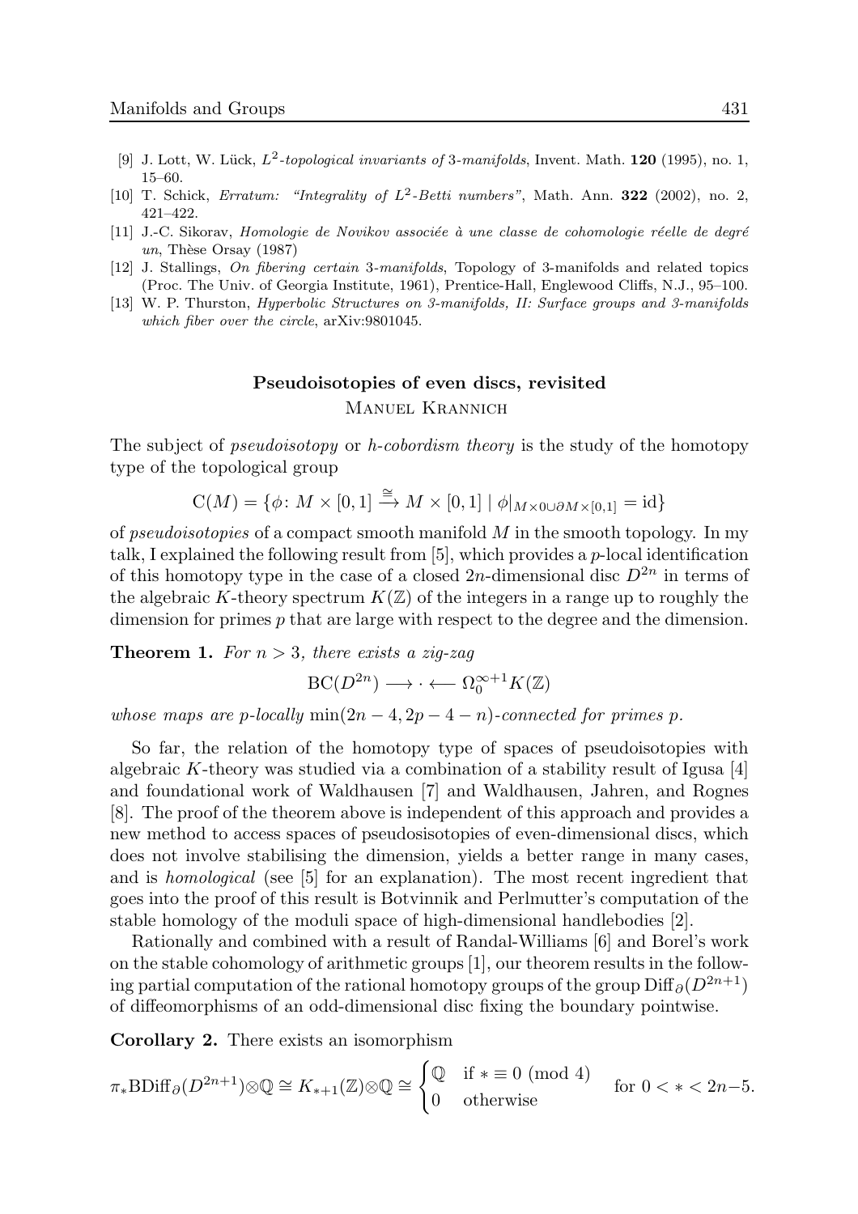[9] J. Lott, W. Lück, *$L^2$-topological invariants of 3-manifolds*, Invent. Math. **120** (1995), no. 1, 15–60.

[10] T. Schick, *Erratum: "Integrality of $L^2$-Betti numbers"*, Math. Ann. **322** (2002), no. 2, 421–422.

[11] J.-C. Sikorav, *Homologie de Novikov associée à une classe de cohomologie réelle de degré un*, Thèse Orsay (1987)

[12] J. Stallings, *On fibering certain 3-manifolds*, Topology of 3-manifolds and related topics (Proc. The Univ. of Georgia Institute, 1961), Prentice-Hall, Englewood Cliffs, N.J., 95–100.

[13] W. P. Thurston, *Hyperbolic Structures on 3-manifolds, II: Surface groups and 3-manifolds which fiber over the circle*, arXiv:9801045.

## Pseudoisotopies of even discs, revisited

Manuel Krannich

The subject of *pseudoisotopy* or *h-cobordism theory* is the study of the homotopy type of the topological group

$$\mathrm{C}(M) = \{\phi\colon M \times [0,1] \xrightarrow{\cong} M \times [0,1] \mid \phi|_{M\times 0 \cup \partial M \times [0,1]} = \mathrm{id}\}$$

of *pseudoisotopies* of a compact smooth manifold $M$ in the smooth topology. In my talk, I explained the following result from [5], which provides a $p$-local identification of this homotopy type in the case of a closed $2n$-dimensional disc $D^{2n}$ in terms of the algebraic $K$-theory spectrum $K(\mathbb{Z})$ of the integers in a range up to roughly the dimension for primes $p$ that are large with respect to the degree and the dimension.

**Theorem 1.** *For $n > 3$, there exists a zig-zag*

$$\mathrm{BC}(D^{2n}) \longrightarrow \cdot \longleftarrow \Omega_0^{\infty+1}K(\mathbb{Z})$$

*whose maps are $p$-locally $\min(2n-4, 2p-4-n)$-connected for primes $p$.*

So far, the relation of the homotopy type of spaces of pseudoisotopies with algebraic $K$-theory was studied via a combination of a stability result of Igusa [4] and foundational work of Waldhausen [7] and Waldhausen, Jahren, and Rognes [8]. The proof of the theorem above is independent of this approach and provides a new method to access spaces of pseudosisotopies of even-dimensional discs, which does not involve stabilising the dimension, yields a better range in many cases, and is *homological* (see [5] for an explanation). The most recent ingredient that goes into the proof of this result is Botvinnik and Perlmutter's computation of the stable homology of the moduli space of high-dimensional handlebodies [2].

Rationally and combined with a result of Randal-Williams [6] and Borel's work on the stable cohomology of arithmetic groups [1], our theorem results in the following partial computation of the rational homotopy groups of the group $\mathrm{Diff}_\partial(D^{2n+1})$ of diffeomorphisms of an odd-dimensional disc fixing the boundary pointwise.

**Corollary 2.** There exists an isomorphism

$$\pi_*\mathrm{BDiff}_\partial(D^{2n+1})\otimes\mathbb{Q} \cong K_{*+1}(\mathbb{Z})\otimes\mathbb{Q} \cong \begin{cases} \mathbb{Q} & \text{if } * \equiv 0 \pmod 4 \\ 0 & \text{otherwise} \end{cases} \quad \text{for } 0 < * < 2n-5.$$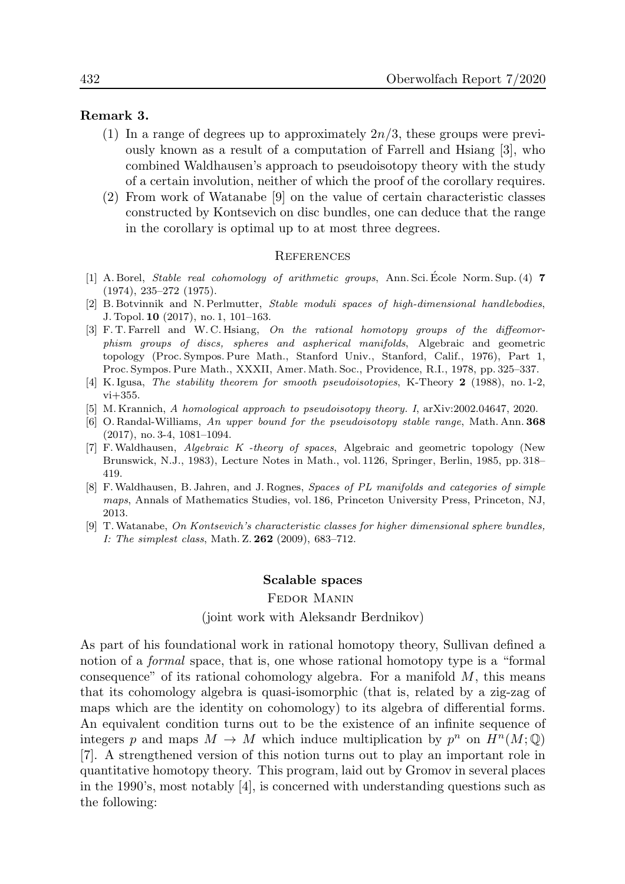**Remark 3.**

1. In a range of degrees up to approximately $2n/3$, these groups were previously known as a result of a computation of Farrell and Hsiang [3], who combined Waldhausen's approach to pseudoisotopy theory with the study of a certain involution, neither of which the proof of the corollary requires.
2. From work of Watanabe [9] on the value of certain characteristic classes constructed by Kontsevich on disc bundles, one can deduce that the range in the corollary is optimal up to at most three degrees.

## References

[1] A. Borel, *Stable real cohomology of arithmetic groups*, Ann. Sci. École Norm. Sup. (4) **7** (1974), 235–272 (1975).

[2] B. Botvinnik and N. Perlmutter, *Stable moduli spaces of high-dimensional handlebodies*, J. Topol. **10** (2017), no. 1, 101–163.

[3] F. T. Farrell and W. C. Hsiang, *On the rational homotopy groups of the diffeomorphism groups of discs, spheres and aspherical manifolds*, Algebraic and geometric topology (Proc. Sympos. Pure Math., Stanford Univ., Stanford, Calif., 1976), Part 1, Proc. Sympos. Pure Math., XXXII, Amer. Math. Soc., Providence, R.I., 1978, pp. 325–337.

[4] K. Igusa, *The stability theorem for smooth pseudoisotopies*, K-Theory **2** (1988), no. 1-2, vi+355.

[5] M. Krannich, *A homological approach to pseudoisotopy theory. I*, arXiv:2002.04647, 2020.

[6] O. Randal-Williams, *An upper bound for the pseudoisotopy stable range*, Math. Ann. **368** (2017), no. 3-4, 1081–1094.

[7] F. Waldhausen, *Algebraic K -theory of spaces*, Algebraic and geometric topology (New Brunswick, N.J., 1983), Lecture Notes in Math., vol. 1126, Springer, Berlin, 1985, pp. 318–419.

[8] F. Waldhausen, B. Jahren, and J. Rognes, *Spaces of PL manifolds and categories of simple maps*, Annals of Mathematics Studies, vol. 186, Princeton University Press, Princeton, NJ, 2013.

[9] T. Watanabe, *On Kontsevich's characteristic classes for higher dimensional sphere bundles, I: The simplest class*, Math. Z. **262** (2009), 683–712.

# Scalable spaces

Fedor Manin

(joint work with Aleksandr Berdnikov)

As part of his foundational work in rational homotopy theory, Sullivan defined a notion of a *formal* space, that is, one whose rational homotopy type is a "formal consequence" of its rational cohomology algebra. For a manifold $M$, this means that its cohomology algebra is quasi-isomorphic (that is, related by a zig-zag of maps which are the identity on cohomology) to its algebra of differential forms. An equivalent condition turns out to be the existence of an infinite sequence of integers $p$ and maps $M \to M$ which induce multiplication by $p^n$ on $H^n(M;\mathbb{Q})$ [7]. A strengthened version of this notion turns out to play an important role in quantitative homotopy theory. This program, laid out by Gromov in several places in the 1990's, most notably [4], is concerned with understanding questions such as the following: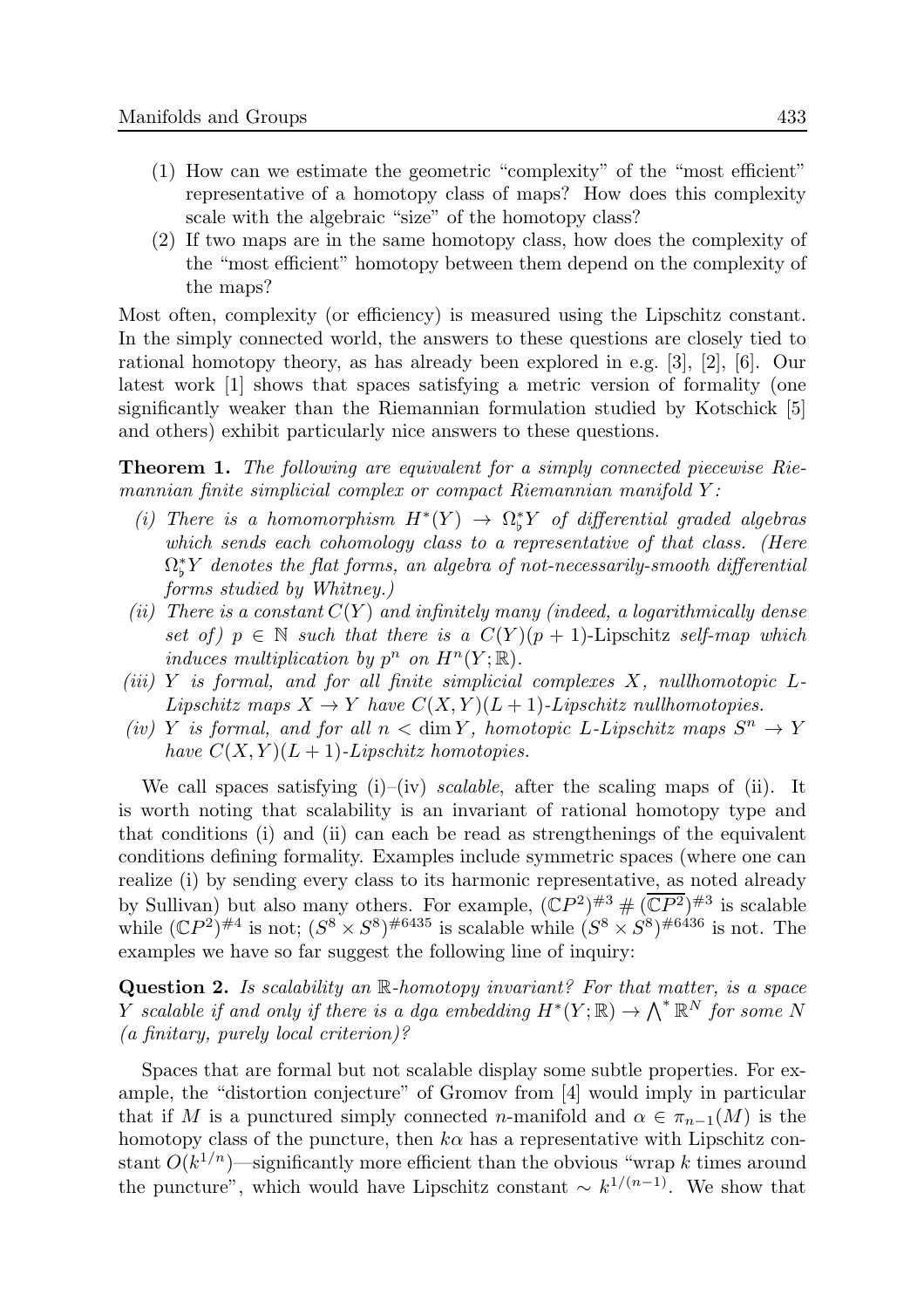(1) How can we estimate the geometric "complexity" of the "most efficient" representative of a homotopy class of maps? How does this complexity scale with the algebraic "size" of the homotopy class?

(2) If two maps are in the same homotopy class, how does the complexity of the "most efficient" homotopy between them depend on the complexity of the maps?

Most often, complexity (or efficiency) is measured using the Lipschitz constant. In the simply connected world, the answers to these questions are closely tied to rational homotopy theory, as has already been explored in e.g. [3], [2], [6]. Our latest work [1] shows that spaces satisfying a metric version of formality (one significantly weaker than the Riemannian formulation studied by Kotschick [5] and others) exhibit particularly nice answers to these questions.

**Theorem 1.** *The following are equivalent for a simply connected piecewise Riemannian finite simplicial complex or compact Riemannian manifold $Y$:*

*(i) There is a homomorphism $H^*(Y) \to \Omega^*_\flat Y$ of differential graded algebras which sends each cohomology class to a representative of that class. (Here $\Omega^*_\flat Y$ denotes the flat forms, an algebra of not-necessarily-smooth differential forms studied by Whitney.)*

*(ii) There is a constant $C(Y)$ and infinitely many (indeed, a logarithmically dense set of) $p \in \mathbb{N}$ such that there is a $C(Y)(p+1)$-Lipschitz self-map which induces multiplication by $p^n$ on $H^n(Y;\mathbb{R})$.*

*(iii) $Y$ is formal, and for all finite simplicial complexes $X$, nullhomotopic $L$-Lipschitz maps $X \to Y$ have $C(X,Y)(L+1)$-Lipschitz nullhomotopies.*

*(iv) $Y$ is formal, and for all $n < \dim Y$, homotopic $L$-Lipschitz maps $S^n \to Y$ have $C(X,Y)(L+1)$-Lipschitz homotopies.*

We call spaces satisfying (i)–(iv) *scalable*, after the scaling maps of (ii). It is worth noting that scalability is an invariant of rational homotopy type and that conditions (i) and (ii) can each be read as strengthenings of the equivalent conditions defining formality. Examples include symmetric spaces (where one can realize (i) by sending every class to its harmonic representative, as noted already by Sullivan) but also many others. For example, $(\mathbb{C}P^2)^{\#3} \# (\overline{\mathbb{C}P^2})^{\#3}$ is scalable while $(\mathbb{C}P^2)^{\#4}$ is not; $(S^8 \times S^8)^{\#6435}$ is scalable while $(S^8 \times S^8)^{\#6436}$ is not. The examples we have so far suggest the following line of inquiry:

**Question 2.** *Is scalability an $\mathbb{R}$-homotopy invariant? For that matter, is a space $Y$ scalable if and only if there is a dga embedding $H^*(Y;\mathbb{R}) \to \bigwedge^* \mathbb{R}^N$ for some $N$ (a finitary, purely local criterion)?*

Spaces that are formal but not scalable display some subtle properties. For example, the "distortion conjecture" of Gromov from [4] would imply in particular that if $M$ is a punctured simply connected $n$-manifold and $\alpha \in \pi_{n-1}(M)$ is the homotopy class of the puncture, then $k\alpha$ has a representative with Lipschitz constant $O(k^{1/n})$—significantly more efficient than the obvious "wrap $k$ times around the puncture", which would have Lipschitz constant $\sim k^{1/(n-1)}$. We show that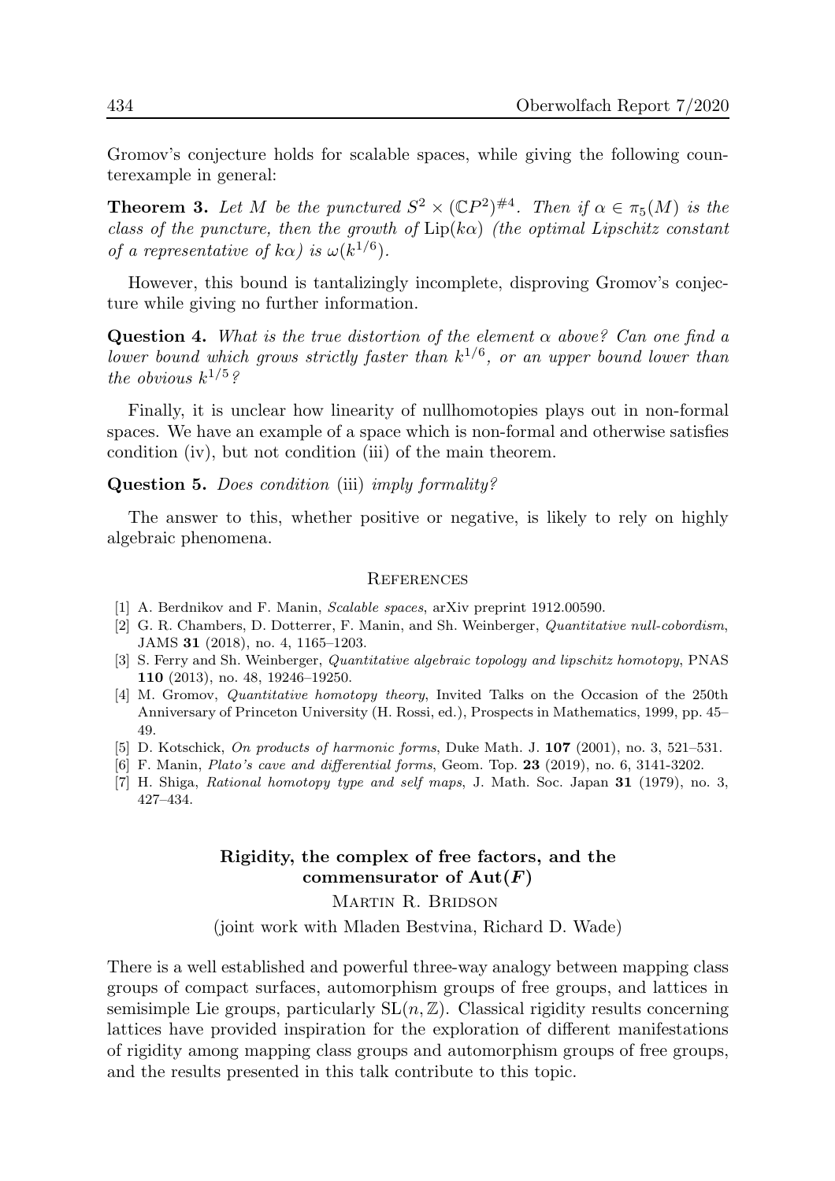Gromov's conjecture holds for scalable spaces, while giving the following counterexample in general:

**Theorem 3.** *Let $M$ be the punctured $S^2 \times (\mathbb{C}P^2)^{\#4}$. Then if $\alpha \in \pi_5(M)$ is the class of the puncture, then the growth of $\mathrm{Lip}(k\alpha)$ (the optimal Lipschitz constant of a representative of $k\alpha$) is $\omega(k^{1/6})$.*

However, this bound is tantalizingly incomplete, disproving Gromov's conjecture while giving no further information.

**Question 4.** *What is the true distortion of the element $\alpha$ above? Can one find a lower bound which grows strictly faster than $k^{1/6}$, or an upper bound lower than the obvious $k^{1/5}$?*

Finally, it is unclear how linearity of nullhomotopies plays out in non-formal spaces. We have an example of a space which is non-formal and otherwise satisfies condition (iv), but not condition (iii) of the main theorem.

**Question 5.** *Does condition* (iii) *imply formality?*

The answer to this, whether positive or negative, is likely to rely on highly algebraic phenomena.

## References

- [1] A. Berdnikov and F. Manin, *Scalable spaces*, arXiv preprint 1912.00590.
- [2] G. R. Chambers, D. Dotterrer, F. Manin, and Sh. Weinberger, *Quantitative null-cobordism*, JAMS **31** (2018), no. 4, 1165–1203.
- [3] S. Ferry and Sh. Weinberger, *Quantitative algebraic topology and lipschitz homotopy*, PNAS **110** (2013), no. 48, 19246–19250.
- [4] M. Gromov, *Quantitative homotopy theory*, Invited Talks on the Occasion of the 250th Anniversary of Princeton University (H. Rossi, ed.), Prospects in Mathematics, 1999, pp. 45–49.
- [5] D. Kotschick, *On products of harmonic forms*, Duke Math. J. **107** (2001), no. 3, 521–531.
- [6] F. Manin, *Plato's cave and differential forms*, Geom. Top. **23** (2019), no. 6, 3141-3202.
- [7] H. Shiga, *Rational homotopy type and self maps*, J. Math. Soc. Japan **31** (1979), no. 3, 427–434.

## Rigidity, the complex of free factors, and the commensurator of $\mathrm{Aut}(F)$

Martin R. Bridson

(joint work with Mladen Bestvina, Richard D. Wade)

There is a well established and powerful three-way analogy between mapping class groups of compact surfaces, automorphism groups of free groups, and lattices in semisimple Lie groups, particularly $\mathrm{SL}(n, \mathbb{Z})$. Classical rigidity results concerning lattices have provided inspiration for the exploration of different manifestations of rigidity among mapping class groups and automorphism groups of free groups, and the results presented in this talk contribute to this topic.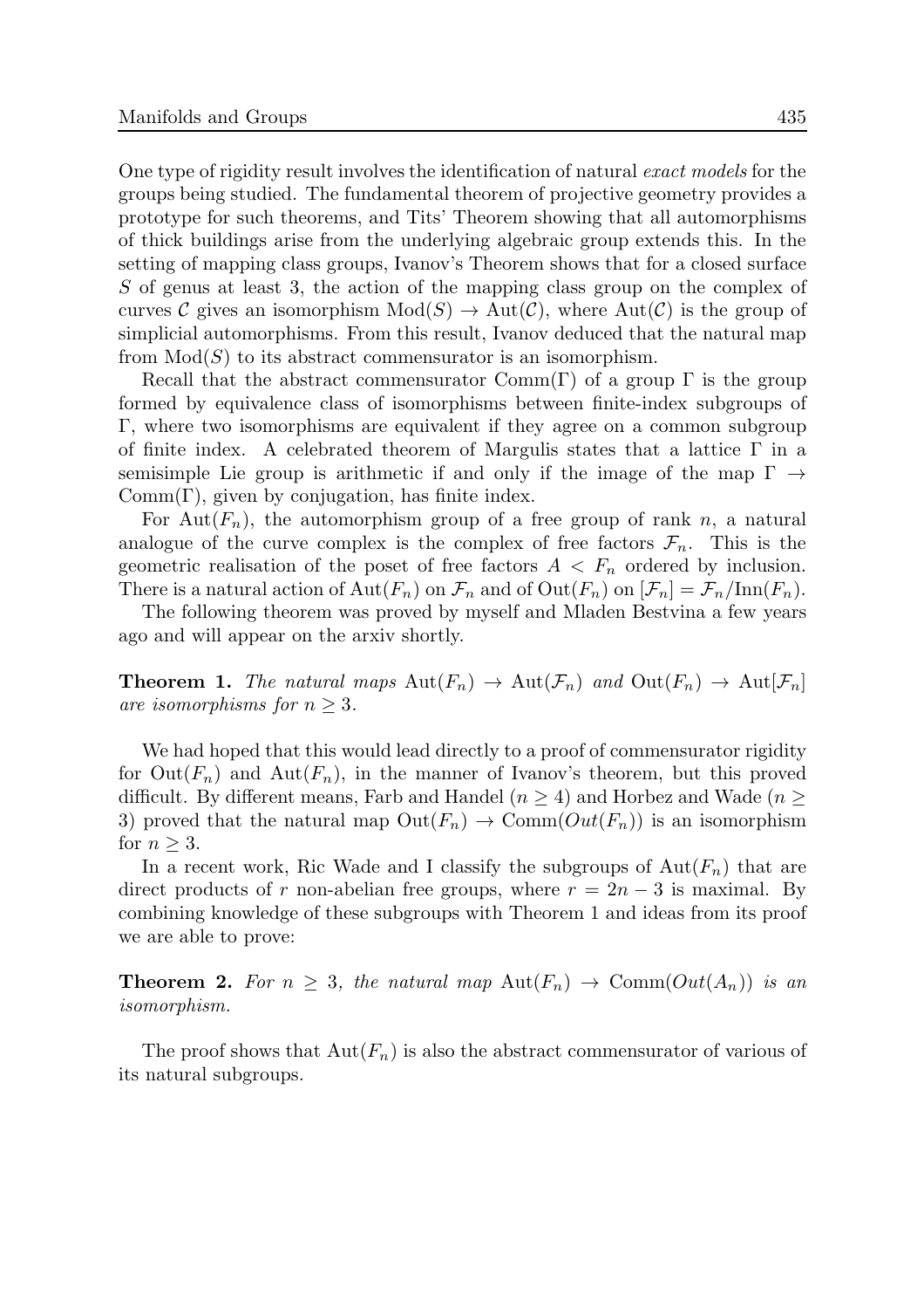One type of rigidity result involves the identification of natural *exact models* for the groups being studied. The fundamental theorem of projective geometry provides a prototype for such theorems, and Tits' Theorem showing that all automorphisms of thick buildings arise from the underlying algebraic group extends this. In the setting of mapping class groups, Ivanov's Theorem shows that for a closed surface $S$ of genus at least 3, the action of the mapping class group on the complex of curves $\mathcal{C}$ gives an isomorphism $\mathrm{Mod}(S) \to \mathrm{Aut}(\mathcal{C})$, where $\mathrm{Aut}(\mathcal{C})$ is the group of simplicial automorphisms. From this result, Ivanov deduced that the natural map from $\mathrm{Mod}(S)$ to its abstract commensurator is an isomorphism.

Recall that the abstract commensurator $\mathrm{Comm}(\Gamma)$ of a group $\Gamma$ is the group formed by equivalence class of isomorphisms between finite-index subgroups of $\Gamma$, where two isomorphisms are equivalent if they agree on a common subgroup of finite index. A celebrated theorem of Margulis states that a lattice $\Gamma$ in a semisimple Lie group is arithmetic if and only if the image of the map $\Gamma \to \mathrm{Comm}(\Gamma)$, given by conjugation, has finite index.

For $\mathrm{Aut}(F_n)$, the automorphism group of a free group of rank $n$, a natural analogue of the curve complex is the complex of free factors $\mathcal{F}_n$. This is the geometric realisation of the poset of free factors $A < F_n$ ordered by inclusion. There is a natural action of $\mathrm{Aut}(F_n)$ on $\mathcal{F}_n$ and of $\mathrm{Out}(F_n)$ on $[\mathcal{F}_n] = \mathcal{F}_n/\mathrm{Inn}(F_n)$.

The following theorem was proved by myself and Mladen Bestvina a few years ago and will appear on the arxiv shortly.

**Theorem 1.** *The natural maps $\mathrm{Aut}(F_n) \to \mathrm{Aut}(\mathcal{F}_n)$ and $\mathrm{Out}(F_n) \to \mathrm{Aut}[\mathcal{F}_n]$ are isomorphisms for $n \geq 3$.*

We had hoped that this would lead directly to a proof of commensurator rigidity for $\mathrm{Out}(F_n)$ and $\mathrm{Aut}(F_n)$, in the manner of Ivanov's theorem, but this proved difficult. By different means, Farb and Handel ($n \geq 4$) and Horbez and Wade ($n \geq 3$) proved that the natural map $\mathrm{Out}(F_n) \to \mathrm{Comm}(Out(F_n))$ is an isomorphism for $n \geq 3$.

In a recent work, Ric Wade and I classify the subgroups of $\mathrm{Aut}(F_n)$ that are direct products of $r$ non-abelian free groups, where $r = 2n - 3$ is maximal. By combining knowledge of these subgroups with Theorem 1 and ideas from its proof we are able to prove:

**Theorem 2.** *For $n \geq 3$, the natural map $\mathrm{Aut}(F_n) \to \mathrm{Comm}(Out(A_n))$ is an isomorphism.*

The proof shows that $\mathrm{Aut}(F_n)$ is also the abstract commensurator of various of its natural subgroups.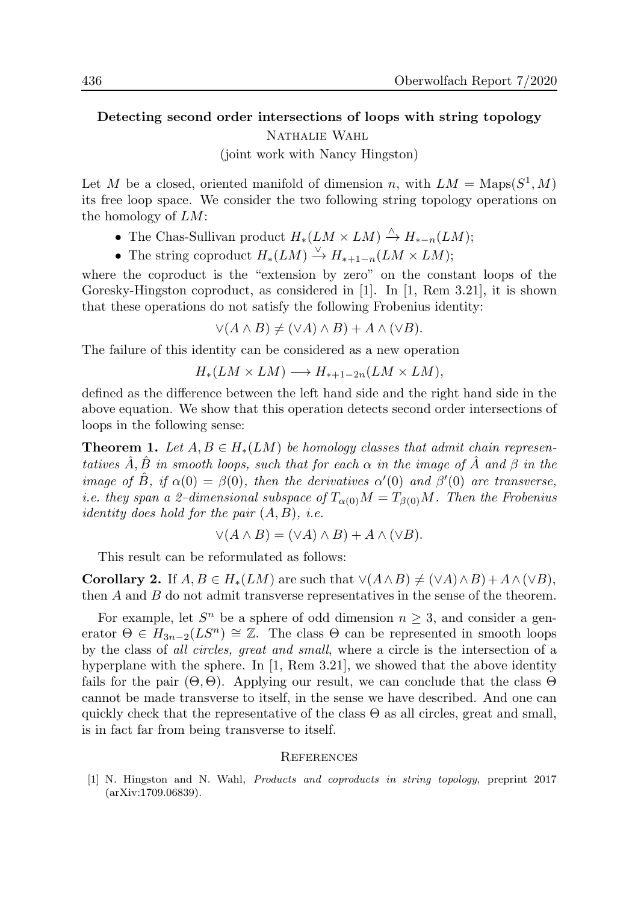## Detecting second order intersections of loops with string topology

Nathalie Wahl

(joint work with Nancy Hingston)

Let $M$ be a closed, oriented manifold of dimension $n$, with $LM = \mathrm{Maps}(S^1, M)$ its free loop space. We consider the two following string topology operations on the homology of $LM$:

- The Chas-Sullivan product $H_*(LM \times LM) \xrightarrow{\wedge} H_{*-n}(LM)$;
- The string coproduct $H_*(LM) \xrightarrow{\vee} H_{*+1-n}(LM \times LM)$;

where the coproduct is the "extension by zero" on the constant loops of the Goresky-Hingston coproduct, as considered in [1]. In [1, Rem 3.21], it is shown that these operations do not satisfy the following Frobenius identity:

$$\vee(A \wedge B) \neq (\vee A) \wedge B) + A \wedge (\vee B).$$

The failure of this identity can be considered as a new operation

$$H_*(LM \times LM) \longrightarrow H_{*+1-2n}(LM \times LM),$$

defined as the difference between the left hand side and the right hand side in the above equation. We show that this operation detects second order intersections of loops in the following sense:

**Theorem 1.** *Let $A, B \in H_*(LM)$ be homology classes that admit chain representatives $\hat{A}, \hat{B}$ in smooth loops, such that for each $\alpha$ in the image of $\hat{A}$ and $\beta$ in the image of $\hat{B}$, if $\alpha(0) = \beta(0)$, then the derivatives $\alpha'(0)$ and $\beta'(0)$ are transverse, i.e. they span a 2–dimensional subspace of $T_{\alpha(0)}M = T_{\beta(0)}M$. Then the Frobenius identity does hold for the pair $(A, B)$, i.e.*

$$\vee(A \wedge B) = (\vee A) \wedge B) + A \wedge (\vee B).$$

This result can be reformulated as follows:

**Corollary 2.** If $A, B \in H_*(LM)$ are such that $\vee(A \wedge B) \neq (\vee A) \wedge B) + A \wedge (\vee B)$, then $A$ and $B$ do not admit transverse representatives in the sense of the theorem.

For example, let $S^n$ be a sphere of odd dimension $n \geq 3$, and consider a generator $\Theta \in H_{3n-2}(LS^n) \cong \mathbb{Z}$. The class $\Theta$ can be represented in smooth loops by the class of *all circles, great and small*, where a circle is the intersection of a hyperplane with the sphere. In [1, Rem 3.21], we showed that the above identity fails for the pair $(\Theta, \Theta)$. Applying our result, we can conclude that the class $\Theta$ cannot be made transverse to itself, in the sense we have described. And one can quickly check that the representative of the class $\Theta$ as all circles, great and small, is in fact far from being transverse to itself.

### References

[1] N. Hingston and N. Wahl, *Products and coproducts in string topology*, preprint 2017 (arXiv:1709.06839).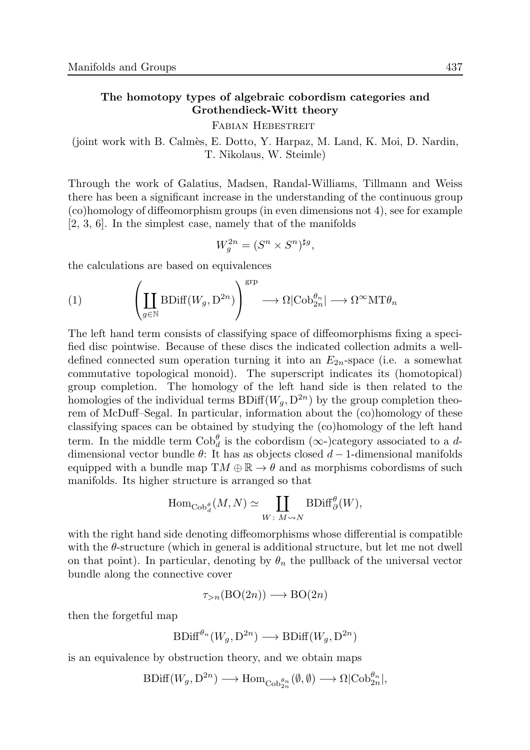## The homotopy types of algebraic cobordism categories and Grothendieck-Witt theory

Fabian Hebestreit

(joint work with B. Calmès, E. Dotto, Y. Harpaz, M. Land, K. Moi, D. Nardin, T. Nikolaus, W. Steimle)

Through the work of Galatius, Madsen, Randal-Williams, Tillmann and Weiss there has been a significant increase in the understanding of the continuous group (co)homology of diffeomorphism groups (in even dimensions not 4), see for example [2, 3, 6]. In the simplest case, namely that of the manifolds

$$W_g^{2n} = (S^n \times S^n)^{\sharp g},$$

the calculations are based on equivalences

$$\left(\coprod_{g \in \mathbb{N}} \mathrm{BDiff}(W_g, \mathrm{D}^{2n})\right)^{\mathrm{grp}} \longrightarrow \Omega|\mathrm{Cob}_{2n}^{\theta_n}| \longrightarrow \Omega^\infty \mathrm{MT}\theta_n \tag{1}$$

The left hand term consists of classifying space of diffeomorphisms fixing a specified disc pointwise. Because of these discs the indicated collection admits a well-defined connected sum operation turning it into an $E_{2n}$-space (i.e. a somewhat commutative topological monoid). The superscript indicates its (homotopical) group completion. The homology of the left hand side is then related to the homologies of the individual terms $\mathrm{BDiff}(W_g, \mathrm{D}^{2n})$ by the group completion theorem of McDuff–Segal. In particular, information about the (co)homology of these classifying spaces can be obtained by studying the (co)homology of the left hand term. In the middle term $\mathrm{Cob}_d^\theta$ is the cobordism ($\infty$-)category associated to a $d$-dimensional vector bundle $\theta$: It has as objects closed $d-1$-dimensional manifolds equipped with a bundle map $\mathrm{T}M \oplus \mathbb{R} \to \theta$ and as morphisms cobordisms of such manifolds. Its higher structure is arranged so that

$$\mathrm{Hom}_{\mathrm{Cob}_d^\theta}(M, N) \simeq \coprod_{W \colon M \rightsquigarrow N} \mathrm{BDiff}_\partial^\theta(W),$$

with the right hand side denoting diffeomorphisms whose differential is compatible with the $\theta$-structure (which in general is additional structure, but let me not dwell on that point). In particular, denoting by $\theta_n$ the pullback of the universal vector bundle along the connective cover

$$\tau_{>n}(\mathrm{BO}(2n)) \longrightarrow \mathrm{BO}(2n)$$

then the forgetful map

$$\mathrm{BDiff}^{\theta_n}(W_g, \mathrm{D}^{2n}) \longrightarrow \mathrm{BDiff}(W_g, \mathrm{D}^{2n})$$

is an equivalence by obstruction theory, and we obtain maps

$$\mathrm{BDiff}(W_g, \mathrm{D}^{2n}) \longrightarrow \mathrm{Hom}_{\mathrm{Cob}_{2n}^{\theta_n}}(\emptyset, \emptyset) \longrightarrow \Omega|\mathrm{Cob}_{2n}^{\theta_n}|,$$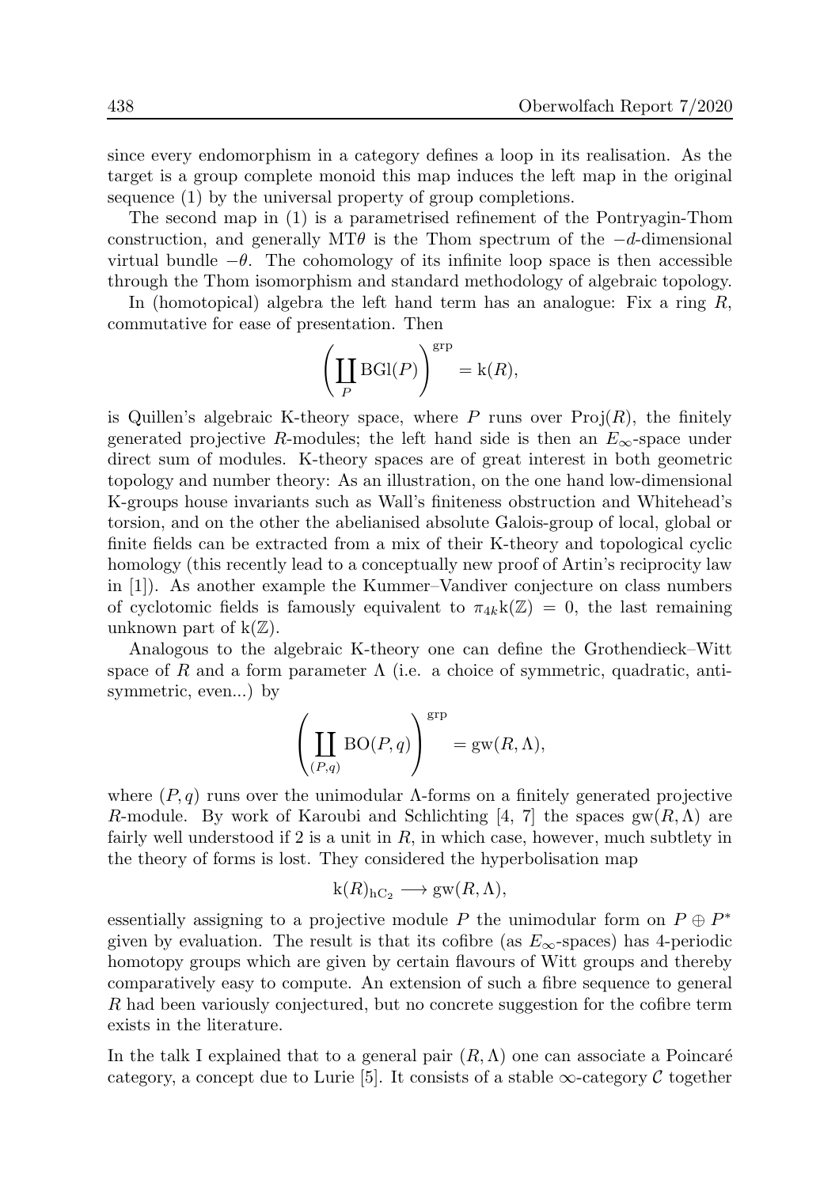since every endomorphism in a category defines a loop in its realisation. As the target is a group complete monoid this map induces the left map in the original sequence (1) by the universal property of group completions.

The second map in (1) is a parametrised refinement of the Pontryagin-Thom construction, and generally $\mathrm{MT}\theta$ is the Thom spectrum of the $-d$-dimensional virtual bundle $-\theta$. The cohomology of its infinite loop space is then accessible through the Thom isomorphism and standard methodology of algebraic topology.

In (homotopical) algebra the left hand term has an analogue: Fix a ring $R$, commutative for ease of presentation. Then

$$\left(\coprod_P \mathrm{BGl}(P)\right)^{\mathrm{grp}} = \mathrm{k}(R),$$

is Quillen's algebraic K-theory space, where $P$ runs over $\mathrm{Proj}(R)$, the finitely generated projective $R$-modules; the left hand side is then an $E_\infty$-space under direct sum of modules. K-theory spaces are of great interest in both geometric topology and number theory: As an illustration, on the one hand low-dimensional K-groups house invariants such as Wall's finiteness obstruction and Whitehead's torsion, and on the other the abelianised absolute Galois-group of local, global or finite fields can be extracted from a mix of their K-theory and topological cyclic homology (this recently lead to a conceptually new proof of Artin's reciprocity law in [1]). As another example the Kummer–Vandiver conjecture on class numbers of cyclotomic fields is famously equivalent to $\pi_{4k}\mathrm{k}(\mathbb{Z}) = 0$, the last remaining unknown part of $\mathrm{k}(\mathbb{Z})$.

Analogous to the algebraic K-theory one can define the Grothendieck–Witt space of $R$ and a form parameter $\Lambda$ (i.e. a choice of symmetric, quadratic, anti-symmetric, even...) by

$$\left(\coprod_{(P,q)} \mathrm{BO}(P,q)\right)^{\mathrm{grp}} = \mathrm{gw}(R,\Lambda),$$

where $(P,q)$ runs over the unimodular $\Lambda$-forms on a finitely generated projective $R$-module. By work of Karoubi and Schlichting [4, 7] the spaces $\mathrm{gw}(R,\Lambda)$ are fairly well understood if 2 is a unit in $R$, in which case, however, much subtlety in the theory of forms is lost. They considered the hyperbolisation map

$$\mathrm{k}(R)_{\mathrm{hC}_2} \longrightarrow \mathrm{gw}(R,\Lambda),$$

essentially assigning to a projective module $P$ the unimodular form on $P \oplus P^*$ given by evaluation. The result is that its cofibre (as $E_\infty$-spaces) has 4-periodic homotopy groups which are given by certain flavours of Witt groups and thereby comparatively easy to compute. An extension of such a fibre sequence to general $R$ had been variously conjectured, but no concrete suggestion for the cofibre term exists in the literature.

In the talk I explained that to a general pair $(R,\Lambda)$ one can associate a Poincaré category, a concept due to Lurie [5]. It consists of a stable $\infty$-category $\mathcal{C}$ together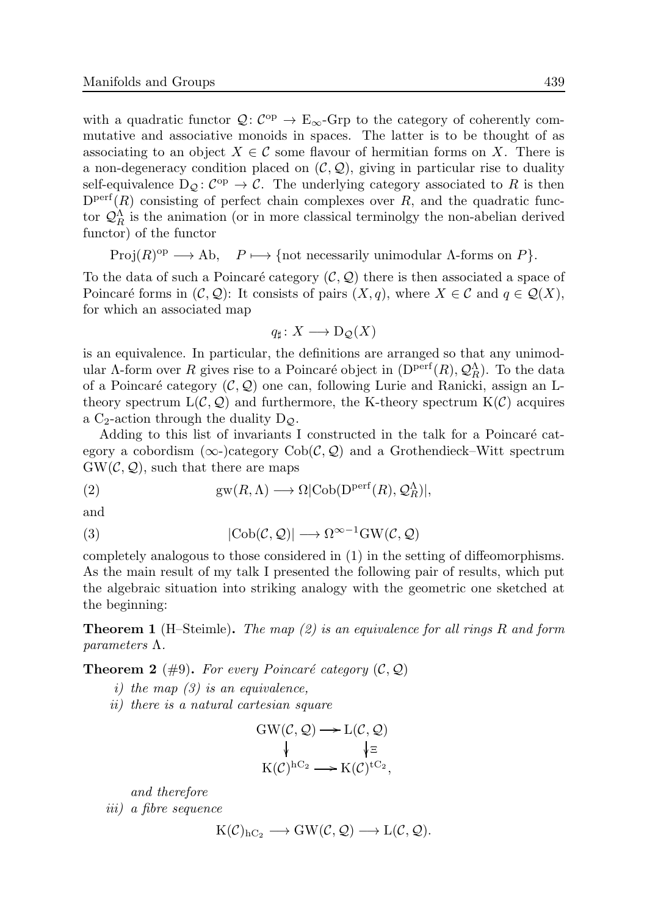with a quadratic functor $\mathcal{Q}\colon \mathcal{C}^{\mathrm{op}} \to \mathrm{E}_\infty\text{-Grp}$ to the category of coherently commutative and associative monoids in spaces. The latter is to be thought of as associating to an object $X \in \mathcal{C}$ some flavour of hermitian forms on $X$. There is a non-degeneracy condition placed on $(\mathcal{C}, \mathcal{Q})$, giving in particular rise to duality self-equivalence $\mathrm{D}_\mathcal{Q}\colon \mathcal{C}^{\mathrm{op}} \to \mathcal{C}$. The underlying category associated to $R$ is then $\mathrm{D}^{\mathrm{perf}}(R)$ consisting of perfect chain complexes over $R$, and the quadratic functor $\mathcal{Q}_R^\Lambda$ is the animation (or in more classical terminolgy the non-abelian derived functor) of the functor

$$\mathrm{Proj}(R)^{\mathrm{op}} \longrightarrow \mathrm{Ab}, \quad P \longmapsto \{\text{not necessarily unimodular } \Lambda\text{-forms on } P\}.$$

To the data of such a Poincaré category $(\mathcal{C}, \mathcal{Q})$ there is then associated a space of Poincaré forms in $(\mathcal{C}, \mathcal{Q})$: It consists of pairs $(X, q)$, where $X \in \mathcal{C}$ and $q \in \mathcal{Q}(X)$, for which an associated map

$$q_\sharp\colon X \longrightarrow \mathrm{D}_\mathcal{Q}(X)$$

is an equivalence. In particular, the definitions are arranged so that any unimodular $\Lambda$-form over $R$ gives rise to a Poincaré object in $(\mathrm{D}^{\mathrm{perf}}(R), \mathcal{Q}_R^\Lambda)$. To the data of a Poincaré category $(\mathcal{C}, \mathcal{Q})$ one can, following Lurie and Ranicki, assign an L-theory spectrum $\mathrm{L}(\mathcal{C}, \mathcal{Q})$ and furthermore, the K-theory spectrum $\mathrm{K}(\mathcal{C})$ acquires a $\mathrm{C}_2$-action through the duality $\mathrm{D}_\mathcal{Q}$.

Adding to this list of invariants I constructed in the talk for a Poincaré category a cobordism ($\infty$-)category $\mathrm{Cob}(\mathcal{C}, \mathcal{Q})$ and a Grothendieck–Witt spectrum $\mathrm{GW}(\mathcal{C}, \mathcal{Q})$, such that there are maps

$$\mathrm{gw}(R, \Lambda) \longrightarrow \Omega|\mathrm{Cob}(\mathrm{D}^{\mathrm{perf}}(R), \mathcal{Q}_R^\Lambda)|, \tag{2}$$

and

$$|\mathrm{Cob}(\mathcal{C}, \mathcal{Q})| \longrightarrow \Omega^{\infty-1}\mathrm{GW}(\mathcal{C}, \mathcal{Q}) \tag{3}$$

completely analogous to those considered in (1) in the setting of diffeomorphisms. As the main result of my talk I presented the following pair of results, which put the algebraic situation into striking analogy with the geometric one sketched at the beginning:

**Theorem 1** (H–Steimle)**.** *The map (2) is an equivalence for all rings $R$ and form parameters $\Lambda$.*

**Theorem 2** (#9)**.** *For every Poincaré category $(\mathcal{C}, \mathcal{Q})$*

*i) the map (3) is an equivalence,*

*ii) there is a natural cartesian square*

$$\begin{array}{ccc} \mathrm{GW}(\mathcal{C}, \mathcal{Q}) & \longrightarrow & \mathrm{L}(\mathcal{C}, \mathcal{Q}) \\ \downarrow & & \downarrow \Xi \\ \mathrm{K}(\mathcal{C})^{\mathrm{hC}_2} & \longrightarrow & \mathrm{K}(\mathcal{C})^{\mathrm{tC}_2}, \end{array}$$

*and therefore*

*iii) a fibre sequence*

$$\mathrm{K}(\mathcal{C})_{\mathrm{hC}_2} \longrightarrow \mathrm{GW}(\mathcal{C}, \mathcal{Q}) \longrightarrow \mathrm{L}(\mathcal{C}, \mathcal{Q}).$$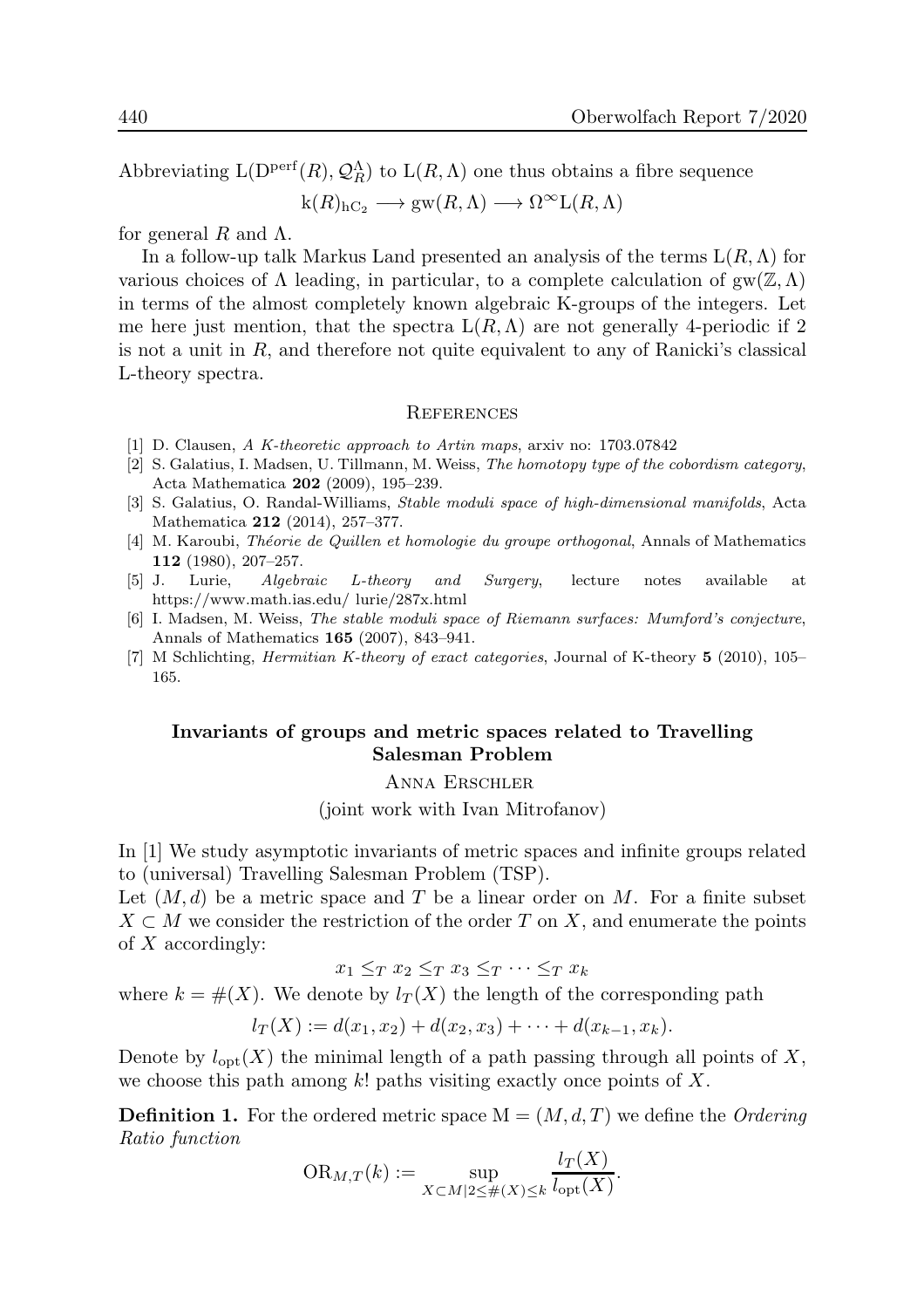Abbreviating $\mathrm{L}(\mathrm{D}^{\mathrm{perf}}(R), \mathcal{Q}_R^{\Lambda})$ to $\mathrm{L}(R, \Lambda)$ one thus obtains a fibre sequence

$$\mathrm{k}(R)_{\mathrm{hC}_2} \longrightarrow \mathrm{gw}(R, \Lambda) \longrightarrow \Omega^\infty \mathrm{L}(R, \Lambda)$$

for general $R$ and $\Lambda$.

In a follow-up talk Markus Land presented an analysis of the terms $\mathrm{L}(R, \Lambda)$ for various choices of $\Lambda$ leading, in particular, to a complete calculation of $\mathrm{gw}(\mathbb{Z}, \Lambda)$ in terms of the almost completely known algebraic K-groups of the integers. Let me here just mention, that the spectra $\mathrm{L}(R, \Lambda)$ are not generally 4-periodic if 2 is not a unit in $R$, and therefore not quite equivalent to any of Ranicki's classical L-theory spectra.

## References

[1] D. Clausen, *A K-theoretic approach to Artin maps*, arxiv no: 1703.07842

[2] S. Galatius, I. Madsen, U. Tillmann, M. Weiss, *The homotopy type of the cobordism category*, Acta Mathematica **202** (2009), 195–239.

[3] S. Galatius, O. Randal-Williams, *Stable moduli space of high-dimensional manifolds*, Acta Mathematica **212** (2014), 257–377.

[4] M. Karoubi, *Théorie de Quillen et homologie du groupe orthogonal*, Annals of Mathematics **112** (1980), 207–257.

[5] J. Lurie, *Algebraic L-theory and Surgery*, lecture notes available at https://www.math.ias.edu/ lurie/287x.html

[6] I. Madsen, M. Weiss, *The stable moduli space of Riemann surfaces: Mumford's conjecture*, Annals of Mathematics **165** (2007), 843–941.

[7] M Schlichting, *Hermitian K-theory of exact categories*, Journal of K-theory **5** (2010), 105–165.

## Invariants of groups and metric spaces related to Travelling Salesman Problem

Anna Erschler

(joint work with Ivan Mitrofanov)

In [1] We study asymptotic invariants of metric spaces and infinite groups related to (universal) Travelling Salesman Problem (TSP).

Let $(M, d)$ be a metric space and $T$ be a linear order on $M$. For a finite subset $X \subset M$ we consider the restriction of the order $T$ on $X$, and enumerate the points of $X$ accordingly:

$$x_1 \leq_T x_2 \leq_T x_3 \leq_T \cdots \leq_T x_k$$

where $k = \#(X)$. We denote by $l_T(X)$ the length of the corresponding path

$$l_T(X) := d(x_1, x_2) + d(x_2, x_3) + \cdots + d(x_{k-1}, x_k).$$

Denote by $l_{\mathrm{opt}}(X)$ the minimal length of a path passing through all points of $X$, we choose this path among $k!$ paths visiting exactly once points of $X$.

**Definition 1.** For the ordered metric space $\mathrm{M} = (M, d, T)$ we define the *Ordering Ratio function*

$$\mathrm{OR}_{M,T}(k) := \sup_{X \subset M | 2 \leq \#(X) \leq k} \frac{l_T(X)}{l_{\mathrm{opt}}(X)}.$$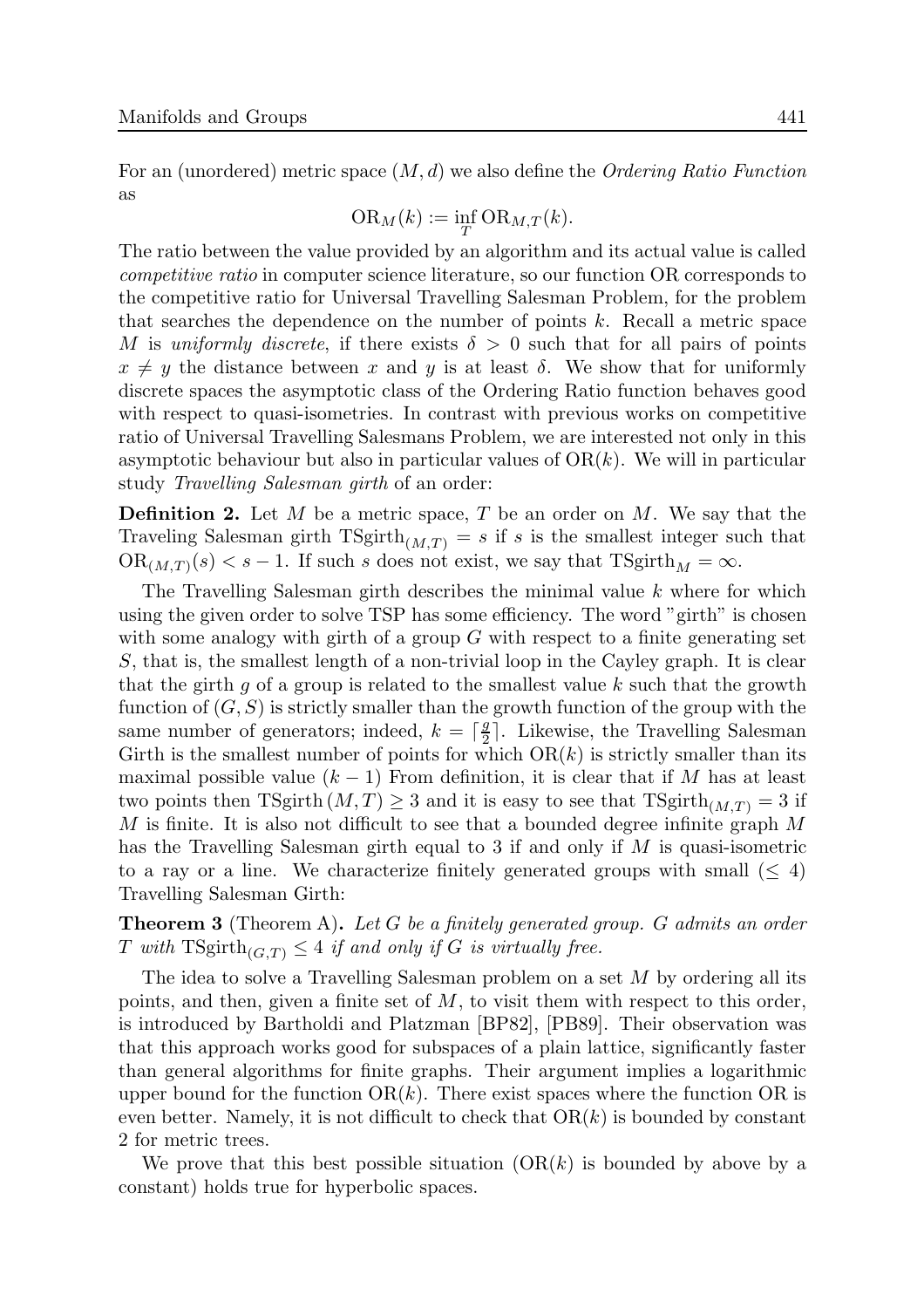For an (unordered) metric space $(M, d)$ we also define the *Ordering Ratio Function* as

$$\mathrm{OR}_M(k) := \inf_T \mathrm{OR}_{M,T}(k).$$

The ratio between the value provided by an algorithm and its actual value is called *competitive ratio* in computer science literature, so our function OR corresponds to the competitive ratio for Universal Travelling Salesman Problem, for the problem that searches the dependence on the number of points $k$. Recall a metric space $M$ is *uniformly discrete*, if there exists $\delta > 0$ such that for all pairs of points $x \neq y$ the distance between $x$ and $y$ is at least $\delta$. We show that for uniformly discrete spaces the asymptotic class of the Ordering Ratio function behaves good with respect to quasi-isometries. In contrast with previous works on competitive ratio of Universal Travelling Salesmans Problem, we are interested not only in this asymptotic behaviour but also in particular values of $\mathrm{OR}(k)$. We will in particular study *Travelling Salesman girth* of an order:

**Definition 2.** Let $M$ be a metric space, $T$ be an order on $M$. We say that the Traveling Salesman girth $\mathrm{TSgirth}_{(M,T)} = s$ if $s$ is the smallest integer such that $\mathrm{OR}_{(M,T)}(s) < s - 1$. If such $s$ does not exist, we say that $\mathrm{TSgirth}_M = \infty$.

The Travelling Salesman girth describes the minimal value $k$ where for which using the given order to solve TSP has some efficiency. The word "girth" is chosen with some analogy with girth of a group $G$ with respect to a finite generating set $S$, that is, the smallest length of a non-trivial loop in the Cayley graph. It is clear that the girth $g$ of a group is related to the smallest value $k$ such that the growth function of $(G, S)$ is strictly smaller than the growth function of the group with the same number of generators; indeed, $k = \lceil \frac{g}{2} \rceil$. Likewise, the Travelling Salesman Girth is the smallest number of points for which $\mathrm{OR}(k)$ is strictly smaller than its maximal possible value $(k-1)$ From definition, it is clear that if $M$ has at least two points then $\mathrm{TSgirth}\,(M, T) \geq 3$ and it is easy to see that $\mathrm{TSgirth}_{(M,T)} = 3$ if $M$ is finite. It is also not difficult to see that a bounded degree infinite graph $M$ has the Travelling Salesman girth equal to 3 if and only if $M$ is quasi-isometric to a ray or a line. We characterize finitely generated groups with small ($\leq 4$) Travelling Salesman Girth:

**Theorem 3** (Theorem A)**.** *Let $G$ be a finitely generated group. $G$ admits an order $T$ with $\mathrm{TSgirth}_{(G,T)} \leq 4$ if and only if $G$ is virtually free.*

The idea to solve a Travelling Salesman problem on a set $M$ by ordering all its points, and then, given a finite set of $M$, to visit them with respect to this order, is introduced by Bartholdi and Platzman [BP82], [PB89]. Their observation was that this approach works good for subspaces of a plain lattice, significantly faster than general algorithms for finite graphs. Their argument implies a logarithmic upper bound for the function $\mathrm{OR}(k)$. There exist spaces where the function OR is even better. Namely, it is not difficult to check that $\mathrm{OR}(k)$ is bounded by constant 2 for metric trees.

We prove that this best possible situation ($\mathrm{OR}(k)$ is bounded by above by a constant) holds true for hyperbolic spaces.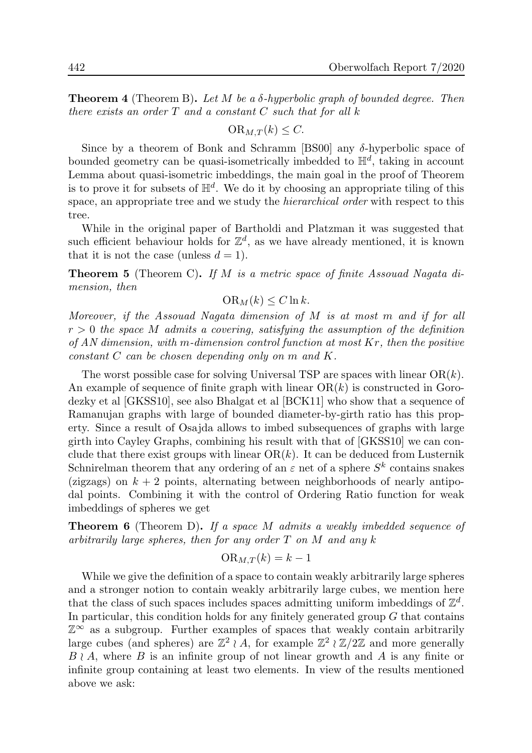**Theorem 4** (Theorem B)**.** *Let $M$ be a $\delta$-hyperbolic graph of bounded degree. Then there exists an order $T$ and a constant $C$ such that for all $k$*

$$\mathrm{OR}_{M,T}(k) \leq C.$$

Since by a theorem of Bonk and Schramm [BS00] any $\delta$-hyperbolic space of bounded geometry can be quasi-isometrically imbedded to $\mathbb{H}^d$, taking in account Lemma about quasi-isometric imbeddings, the main goal in the proof of Theorem is to prove it for subsets of $\mathbb{H}^d$. We do it by choosing an appropriate tiling of this space, an appropriate tree and we study the *hierarchical order* with respect to this tree.

While in the original paper of Bartholdi and Platzman it was suggested that such efficient behaviour holds for $\mathbb{Z}^d$, as we have already mentioned, it is known that it is not the case (unless $d = 1$).

**Theorem 5** (Theorem C)**.** *If $M$ is a metric space of finite Assouad Nagata dimension, then*

$$\mathrm{OR}_M(k) \leq C \ln k.$$

*Moreover, if the Assouad Nagata dimension of $M$ is at most $m$ and if for all $r > 0$ the space $M$ admits a covering, satisfying the assumption of the definition of AN dimension, with $m$-dimension control function at most $Kr$, then the positive constant $C$ can be chosen depending only on $m$ and $K$.*

The worst possible case for solving Universal TSP are spaces with linear $\mathrm{OR}(k)$. An example of sequence of finite graph with linear $\mathrm{OR}(k)$ is constructed in Gorodezky et al [GKSS10], see also Bhalgat et al [BCK11] who show that a sequence of Ramanujan graphs with large of bounded diameter-by-girth ratio has this property. Since a result of Osajda allows to imbed subsequences of graphs with large girth into Cayley Graphs, combining his result with that of [GKSS10] we can conclude that there exist groups with linear $\mathrm{OR}(k)$. It can be deduced from Lusternik Schnirelman theorem that any ordering of an $\varepsilon$ net of a sphere $S^k$ contains snakes (zigzags) on $k + 2$ points, alternating between neighborhoods of nearly antipodal points. Combining it with the control of Ordering Ratio function for weak imbeddings of spheres we get

**Theorem 6** (Theorem D)**.** *If a space $M$ admits a weakly imbedded sequence of arbitrarily large spheres, then for any order $T$ on $M$ and any $k$*

$$\mathrm{OR}_{M,T}(k) = k - 1$$

While we give the definition of a space to contain weakly arbitrarily large spheres and a stronger notion to contain weakly arbitrarily large cubes, we mention here that the class of such spaces includes spaces admitting uniform imbeddings of $\mathbb{Z}^d$. In particular, this condition holds for any finitely generated group $G$ that contains $\mathbb{Z}^\infty$ as a subgroup. Further examples of spaces that weakly contain arbitrarily large cubes (and spheres) are $\mathbb{Z}^2 \wr A$, for example $\mathbb{Z}^2 \wr \mathbb{Z}/2\mathbb{Z}$ and more generally $B \wr A$, where $B$ is an infinite group of not linear growth and $A$ is any finite or infinite group containing at least two elements. In view of the results mentioned above we ask: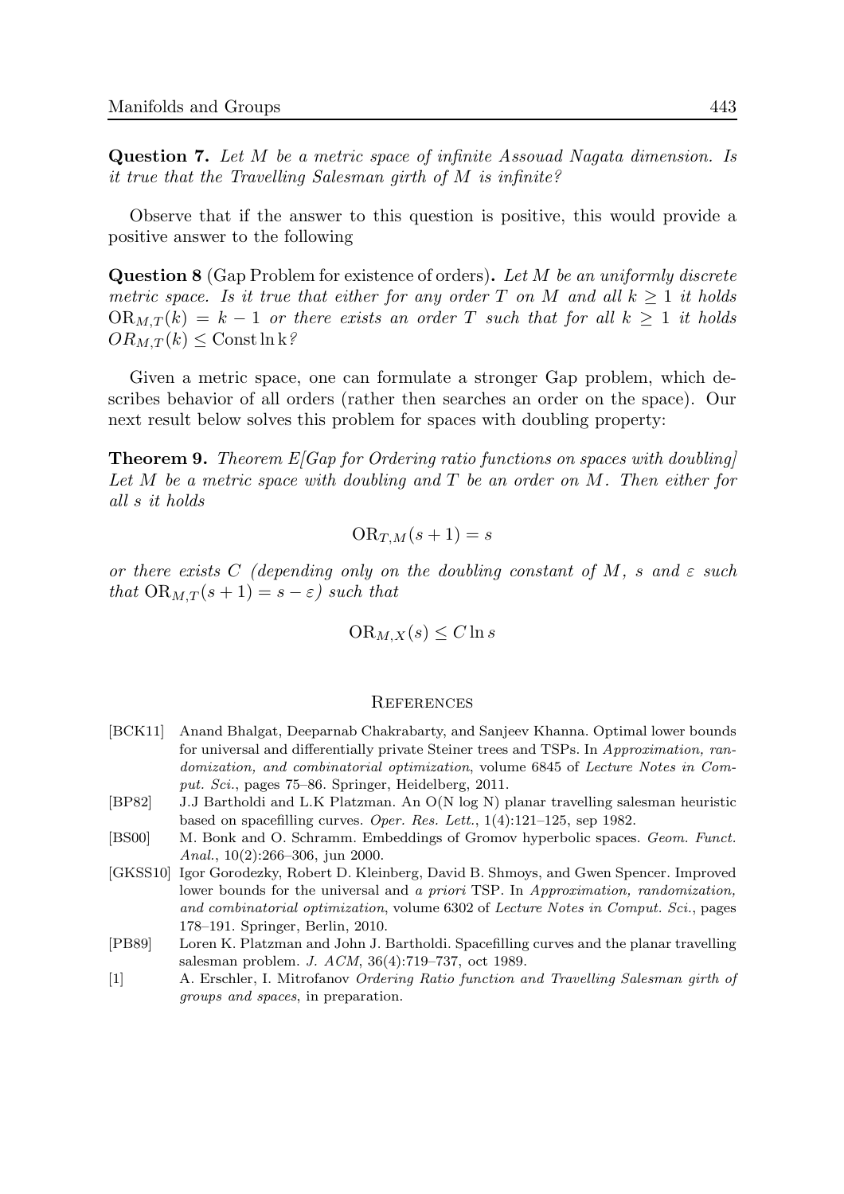**Question 7.** *Let $M$ be a metric space of infinite Assouad Nagata dimension. Is it true that the Travelling Salesman girth of $M$ is infinite?*

Observe that if the answer to this question is positive, this would provide a positive answer to the following

**Question 8** (Gap Problem for existence of orders)**.** *Let $M$ be an uniformly discrete metric space. Is it true that either for any order $T$ on $M$ and all $k \geq 1$ it holds $\mathrm{OR}_{M,T}(k) = k - 1$ or there exists an order $T$ such that for all $k \geq 1$ it holds $OR_{M,T}(k) \leq \mathrm{Const} \ln \mathrm{k}$?*

Given a metric space, one can formulate a stronger Gap problem, which describes behavior of all orders (rather then searches an order on the space). Our next result below solves this problem for spaces with doubling property:

**Theorem 9.** *Theorem E[Gap for Ordering ratio functions on spaces with doubling] Let $M$ be a metric space with doubling and $T$ be an order on $M$. Then either for all $s$ it holds*

$$\mathrm{OR}_{T,M}(s+1) = s$$

*or there exists $C$ (depending only on the doubling constant of $M$, $s$ and $\varepsilon$ such that $\mathrm{OR}_{M,T}(s+1) = s - \varepsilon$) such that*

$$\mathrm{OR}_{M,X}(s) \leq C \ln s$$

## References

- [BCK11] Anand Bhalgat, Deeparnab Chakrabarty, and Sanjeev Khanna. Optimal lower bounds for universal and differentially private Steiner trees and TSPs. In *Approximation, randomization, and combinatorial optimization*, volume 6845 of *Lecture Notes in Comput. Sci.*, pages 75–86. Springer, Heidelberg, 2011.
- [BP82] J.J Bartholdi and L.K Platzman. An O(N log N) planar travelling salesman heuristic based on spacefilling curves. *Oper. Res. Lett.*, 1(4):121–125, sep 1982.
- [BS00] M. Bonk and O. Schramm. Embeddings of Gromov hyperbolic spaces. *Geom. Funct. Anal.*, 10(2):266–306, jun 2000.
- [GKSS10] Igor Gorodezky, Robert D. Kleinberg, David B. Shmoys, and Gwen Spencer. Improved lower bounds for the universal and *a priori* TSP. In *Approximation, randomization, and combinatorial optimization*, volume 6302 of *Lecture Notes in Comput. Sci.*, pages 178–191. Springer, Berlin, 2010.
- [PB89] Loren K. Platzman and John J. Bartholdi. Spacefilling curves and the planar travelling salesman problem. *J. ACM*, 36(4):719–737, oct 1989.
- [1] A. Erschler, I. Mitrofanov *Ordering Ratio function and Travelling Salesman girth of groups and spaces*, in preparation.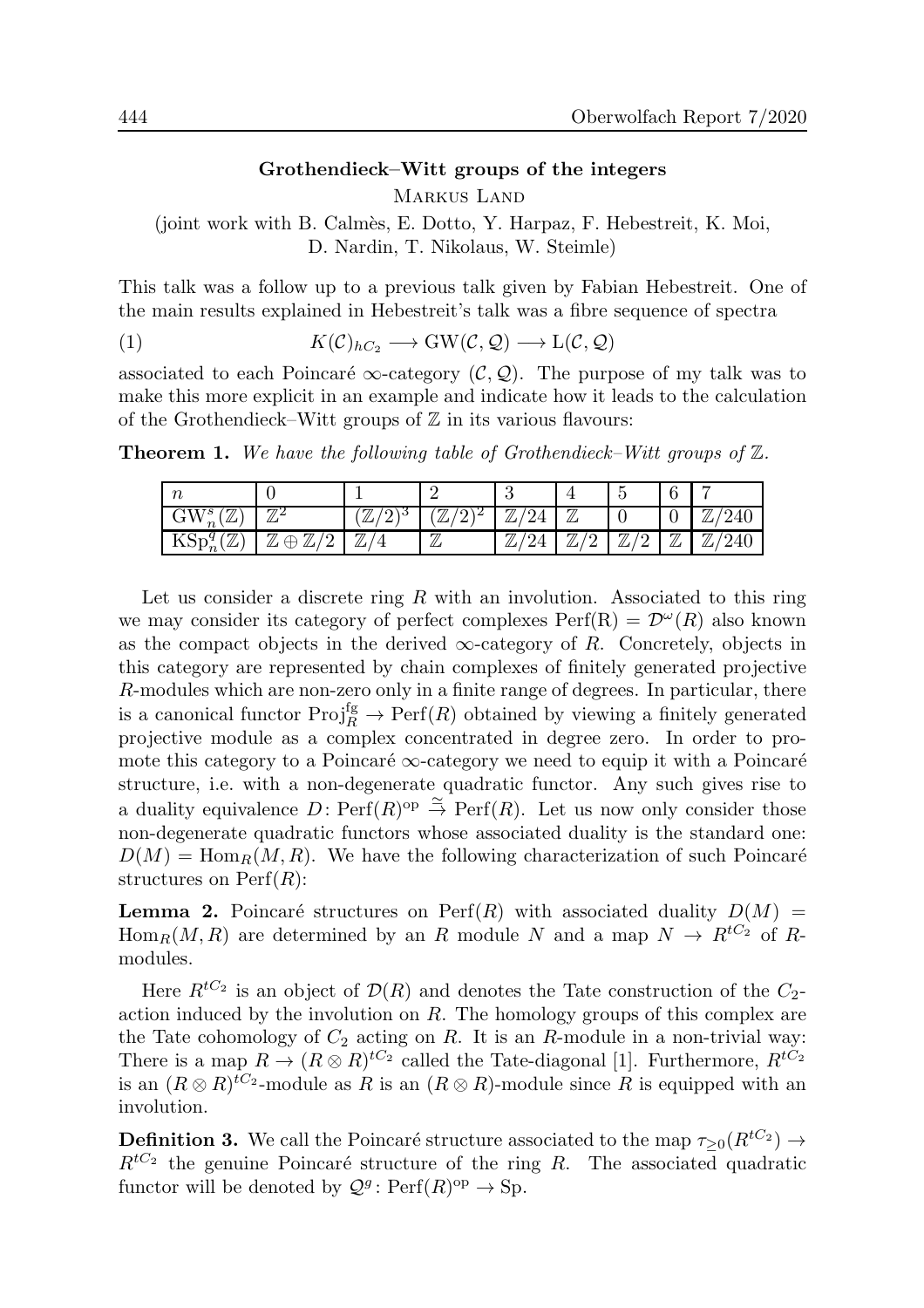## Grothendieck–Witt groups of the integers

Markus Land

(joint work with B. Calmès, E. Dotto, Y. Harpaz, F. Hebestreit, K. Moi, D. Nardin, T. Nikolaus, W. Steimle)

This talk was a follow up to a previous talk given by Fabian Hebestreit. One of the main results explained in Hebestreit's talk was a fibre sequence of spectra

$$K(\mathcal{C})_{hC_2} \longrightarrow \mathrm{GW}(\mathcal{C}, \mathcal{Q}) \longrightarrow \mathrm{L}(\mathcal{C}, \mathcal{Q}) \tag{1}$$

associated to each Poincaré $\infty$-category $(\mathcal{C}, \mathcal{Q})$. The purpose of my talk was to make this more explicit in an example and indicate how it leads to the calculation of the Grothendieck–Witt groups of $\mathbb{Z}$ in its various flavours:

**Theorem 1.** *We have the following table of Grothendieck–Witt groups of* $\mathbb{Z}$.

| $n$ | $0$ | $1$ | $2$ | $3$ | $4$ | $5$ | $6$ | $7$ |
|---|---|---|---|---|---|---|---|---|
| $\mathrm{GW}^s_n(\mathbb{Z})$ | $\mathbb{Z}^2$ | $(\mathbb{Z}/2)^3$ | $(\mathbb{Z}/2)^2$ | $\mathbb{Z}/24$ | $\mathbb{Z}$ | $0$ | $0$ | $\mathbb{Z}/240$ |
| $\mathrm{KSp}^q_n(\mathbb{Z})$ | $\mathbb{Z} \oplus \mathbb{Z}/2$ | $\mathbb{Z}/4$ | $\mathbb{Z}$ | $\mathbb{Z}/24$ | $\mathbb{Z}/2$ | $\mathbb{Z}/2$ | $\mathbb{Z}$ | $\mathbb{Z}/240$ |

Let us consider a discrete ring $R$ with an involution. Associated to this ring we may consider its category of perfect complexes $\mathrm{Perf(R)} = \mathcal{D}^\omega(R)$ also known as the compact objects in the derived $\infty$-category of $R$. Concretely, objects in this category are represented by chain complexes of finitely generated projective $R$-modules which are non-zero only in a finite range of degrees. In particular, there is a canonical functor $\mathrm{Proj}^{\mathrm{fg}}_R \to \mathrm{Perf}(R)$ obtained by viewing a finitely generated projective module as a complex concentrated in degree zero. In order to promote this category to a Poincaré $\infty$-category we need to equip it with a Poincaré structure, i.e. with a non-degenerate quadratic functor. Any such gives rise to a duality equivalence $D\colon \mathrm{Perf}(R)^{\mathrm{op}} \xrightarrow{\simeq} \mathrm{Perf}(R)$. Let us now only consider those non-degenerate quadratic functors whose associated duality is the standard one: $D(M) = \mathrm{Hom}_R(M, R)$. We have the following characterization of such Poincaré structures on $\mathrm{Perf}(R)$:

**Lemma 2.** Poincaré structures on $\mathrm{Perf}(R)$ with associated duality $D(M) = \mathrm{Hom}_R(M, R)$ are determined by an $R$ module $N$ and a map $N \to R^{tC_2}$ of $R$-modules.

Here $R^{tC_2}$ is an object of $\mathcal{D}(R)$ and denotes the Tate construction of the $C_2$-action induced by the involution on $R$. The homology groups of this complex are the Tate cohomology of $C_2$ acting on $R$. It is an $R$-module in a non-trivial way: There is a map $R \to (R \otimes R)^{tC_2}$ called the Tate-diagonal [1]. Furthermore, $R^{tC_2}$ is an $(R \otimes R)^{tC_2}$-module as $R$ is an $(R \otimes R)$-module since $R$ is equipped with an involution.

**Definition 3.** We call the Poincaré structure associated to the map $\tau_{\geq 0}(R^{tC_2}) \to R^{tC_2}$ the genuine Poincaré structure of the ring $R$. The associated quadratic functor will be denoted by $\mathcal{Q}^g\colon \mathrm{Perf}(R)^{\mathrm{op}} \to \mathrm{Sp}$.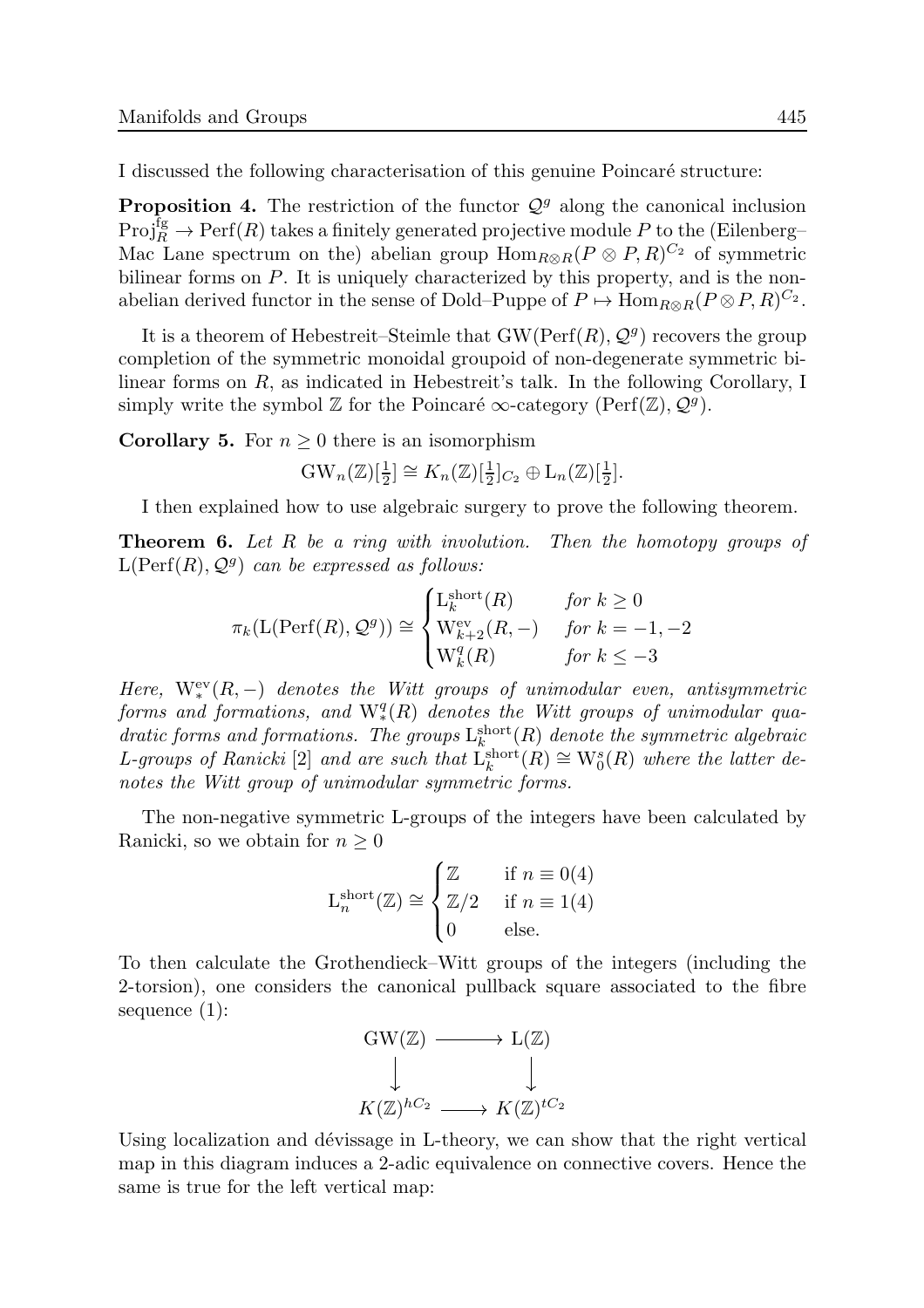I discussed the following characterisation of this genuine Poincaré structure:

**Proposition 4.** The restriction of the functor $\mathcal{Q}^g$ along the canonical inclusion $\mathrm{Proj}_R^{\mathrm{fg}} \to \mathrm{Perf}(R)$ takes a finitely generated projective module $P$ to the (Eilenberg–Mac Lane spectrum on the) abelian group $\mathrm{Hom}_{R\otimes R}(P \otimes P, R)^{C_2}$ of symmetric bilinear forms on $P$. It is uniquely characterized by this property, and is the non-abelian derived functor in the sense of Dold–Puppe of $P \mapsto \mathrm{Hom}_{R\otimes R}(P\otimes P, R)^{C_2}$.

It is a theorem of Hebestreit–Steimle that $\mathrm{GW}(\mathrm{Perf}(R), \mathcal{Q}^g)$ recovers the group completion of the symmetric monoidal groupoid of non-degenerate symmetric bilinear forms on $R$, as indicated in Hebestreit's talk. In the following Corollary, I simply write the symbol $\mathbb{Z}$ for the Poincaré $\infty$-category $(\mathrm{Perf}(\mathbb{Z}), \mathcal{Q}^g)$.

**Corollary 5.** For $n \geq 0$ there is an isomorphism

$$\mathrm{GW}_n(\mathbb{Z})[\tfrac{1}{2}] \cong K_n(\mathbb{Z})[\tfrac{1}{2}]_{C_2} \oplus \mathrm{L}_n(\mathbb{Z})[\tfrac{1}{2}].$$

I then explained how to use algebraic surgery to prove the following theorem.

**Theorem 6.** *Let $R$ be a ring with involution. Then the homotopy groups of $\mathrm{L}(\mathrm{Perf}(R), \mathcal{Q}^g)$ can be expressed as follows:*

$$\pi_k(\mathrm{L}(\mathrm{Perf}(R), \mathcal{Q}^g)) \cong \begin{cases} \mathrm{L}_k^{\mathrm{short}}(R) & \text{for } k \geq 0 \\ \mathrm{W}_{k+2}^{\mathrm{ev}}(R, -) & \text{for } k = -1, -2 \\ \mathrm{W}_k^q(R) & \text{for } k \leq -3 \end{cases}$$

*Here, $\mathrm{W}_*^{\mathrm{ev}}(R, -)$ denotes the Witt groups of unimodular even, antisymmetric forms and formations, and $\mathrm{W}_*^q(R)$ denotes the Witt groups of unimodular quadratic forms and formations. The groups $\mathrm{L}_k^{\mathrm{short}}(R)$ denote the symmetric algebraic L-groups of Ranicki [2] and are such that $\mathrm{L}_k^{\mathrm{short}}(R) \cong \mathrm{W}_0^s(R)$ where the latter denotes the Witt group of unimodular symmetric forms.*

The non-negative symmetric L-groups of the integers have been calculated by Ranicki, so we obtain for $n \geq 0$

$$\mathrm{L}_n^{\mathrm{short}}(\mathbb{Z}) \cong \begin{cases} \mathbb{Z} & \text{if } n \equiv 0(4) \\ \mathbb{Z}/2 & \text{if } n \equiv 1(4) \\ 0 & \text{else.} \end{cases}$$

To then calculate the Grothendieck–Witt groups of the integers (including the 2-torsion), one considers the canonical pullback square associated to the fibre sequence (1):

$$\begin{array}{ccc} \mathrm{GW}(\mathbb{Z}) & \longrightarrow & \mathrm{L}(\mathbb{Z}) \\ \big\downarrow & & \big\downarrow \\ K(\mathbb{Z})^{hC_2} & \longrightarrow & K(\mathbb{Z})^{tC_2} \end{array}$$

Using localization and dévissage in L-theory, we can show that the right vertical map in this diagram induces a 2-adic equivalence on connective covers. Hence the same is true for the left vertical map: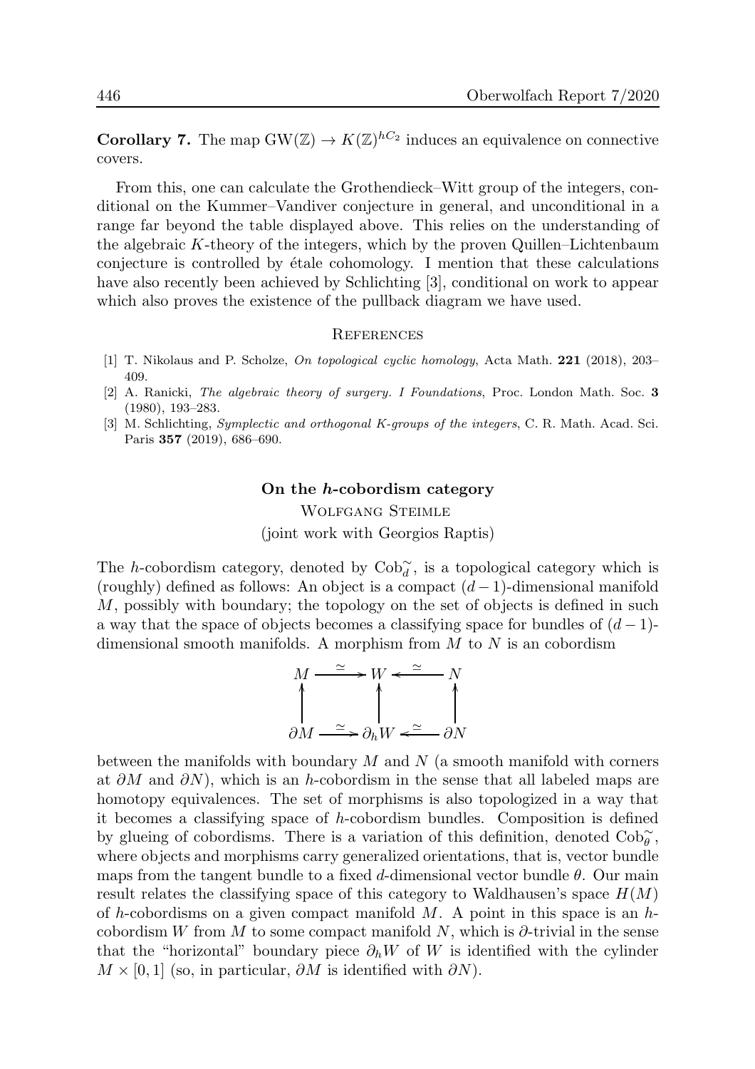**Corollary 7.** The map $\mathrm{GW}(\mathbb{Z}) \to K(\mathbb{Z})^{hC_2}$ induces an equivalence on connective covers.

From this, one can calculate the Grothendieck–Witt group of the integers, conditional on the Kummer–Vandiver conjecture in general, and unconditional in a range far beyond the table displayed above. This relies on the understanding of the algebraic $K$-theory of the integers, which by the proven Quillen–Lichtenbaum conjecture is controlled by étale cohomology. I mention that these calculations have also recently been achieved by Schlichting [3], conditional on work to appear which also proves the existence of the pullback diagram we have used.

## References

[1] T. Nikolaus and P. Scholze, *On topological cyclic homology*, Acta Math. **221** (2018), 203–409.

[2] A. Ranicki, *The algebraic theory of surgery. I Foundations*, Proc. London Math. Soc. **3** (1980), 193–283.

[3] M. Schlichting, *Symplectic and orthogonal K-groups of the integers*, C. R. Math. Acad. Sci. Paris **357** (2019), 686–690.

## On the $h$-cobordism category

Wolfgang Steimle

(joint work with Georgios Raptis)

The $h$-cobordism category, denoted by $\mathrm{Cob}_d^{\sim}$, is a topological category which is (roughly) defined as follows: An object is a compact $(d-1)$-dimensional manifold $M$, possibly with boundary; the topology on the set of objects is defined in such a way that the space of objects becomes a classifying space for bundles of $(d-1)$-dimensional smooth manifolds. A morphism from $M$ to $N$ is an cobordism

$$\begin{array}{ccccc} M & \xrightarrow{\simeq} & W & \xleftarrow{\simeq} & N \\ \uparrow & & \uparrow & & \uparrow \\ \partial M & \xrightarrow{\simeq} & \partial_h W & \xleftarrow{\simeq} & \partial N \end{array}$$

between the manifolds with boundary $M$ and $N$ (a smooth manifold with corners at $\partial M$ and $\partial N$), which is an $h$-cobordism in the sense that all labeled maps are homotopy equivalences. The set of morphisms is also topologized in a way that it becomes a classifying space of $h$-cobordism bundles. Composition is defined by glueing of cobordisms. There is a variation of this definition, denoted $\mathrm{Cob}_\theta^{\sim}$, where objects and morphisms carry generalized orientations, that is, vector bundle maps from the tangent bundle to a fixed $d$-dimensional vector bundle $\theta$. Our main result relates the classifying space of this category to Waldhausen's space $H(M)$ of $h$-cobordisms on a given compact manifold $M$. A point in this space is an $h$-cobordism $W$ from $M$ to some compact manifold $N$, which is $\partial$-trivial in the sense that the "horizontal" boundary piece $\partial_h W$ of $W$ is identified with the cylinder $M \times [0,1]$ (so, in particular, $\partial M$ is identified with $\partial N$).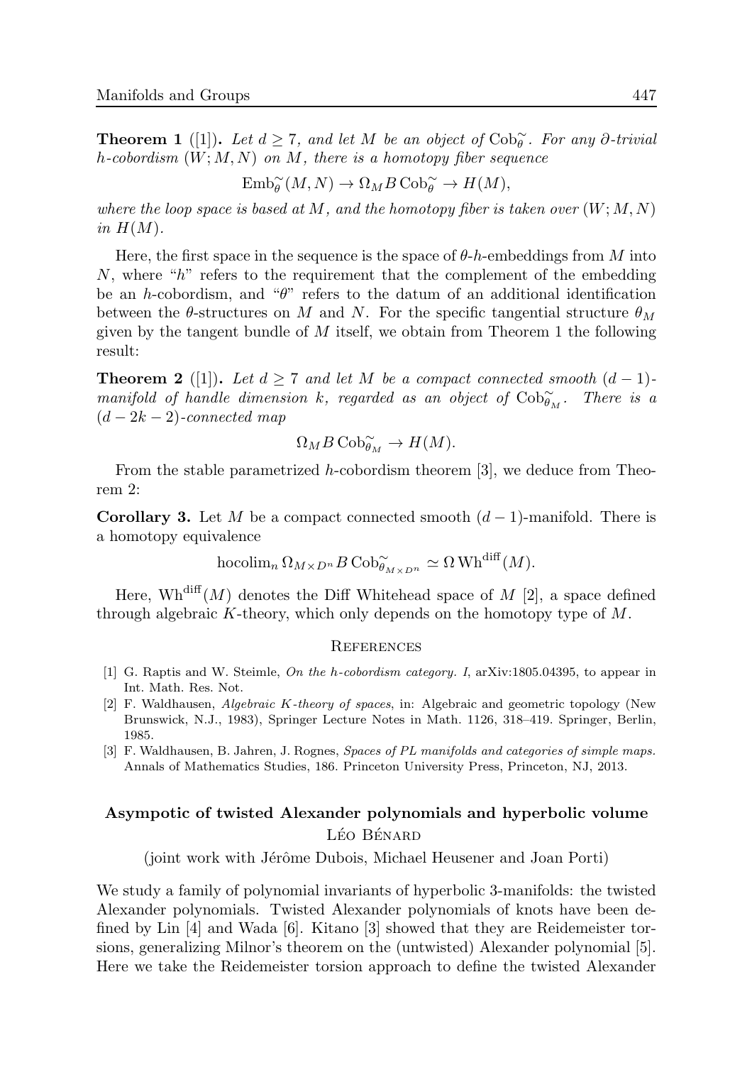**Theorem 1** ([1])**.** *Let $d \geq 7$, and let $M$ be an object of $\mathrm{Cob}_\theta^\sim$. For any $\partial$-trivial $h$-cobordism $(W; M, N)$ on $M$, there is a homotopy fiber sequence*

$$\mathrm{Emb}_\theta^\sim(M, N) \to \Omega_M B\,\mathrm{Cob}_\theta^\sim \to H(M),$$

*where the loop space is based at $M$, and the homotopy fiber is taken over $(W; M, N)$ in $H(M)$.*

Here, the first space in the sequence is the space of $\theta$-$h$-embeddings from $M$ into $N$, where "$h$" refers to the requirement that the complement of the embedding be an $h$-cobordism, and "$\theta$" refers to the datum of an additional identification between the $\theta$-structures on $M$ and $N$. For the specific tangential structure $\theta_M$ given by the tangent bundle of $M$ itself, we obtain from Theorem 1 the following result:

**Theorem 2** ([1])**.** *Let $d \geq 7$ and let $M$ be a compact connected smooth $(d-1)$-manifold of handle dimension $k$, regarded as an object of $\mathrm{Cob}_{\theta_M}^\sim$. There is a $(d-2k-2)$-connected map*

$$\Omega_M B\,\mathrm{Cob}_{\theta_M}^\sim \to H(M).$$

From the stable parametrized $h$-cobordism theorem [3], we deduce from Theorem 2:

**Corollary 3.** Let $M$ be a compact connected smooth $(d-1)$-manifold. There is a homotopy equivalence

$$\mathrm{hocolim}_n\, \Omega_{M\times D^n} B\,\mathrm{Cob}_{\theta_{M\times D^n}}^\sim \simeq \Omega\,\mathrm{Wh}^{\mathrm{diff}}(M).$$

Here, $\mathrm{Wh}^{\mathrm{diff}}(M)$ denotes the Diff Whitehead space of $M$ [2], a space defined through algebraic $K$-theory, which only depends on the homotopy type of $M$.

## References

[1] G. Raptis and W. Steimle, *On the h-cobordism category. I*, arXiv:1805.04395, to appear in Int. Math. Res. Not.

[2] F. Waldhausen, *Algebraic K-theory of spaces*, in: Algebraic and geometric topology (New Brunswick, N.J., 1983), Springer Lecture Notes in Math. 1126, 318–419. Springer, Berlin, 1985.

[3] F. Waldhausen, B. Jahren, J. Rognes, *Spaces of PL manifolds and categories of simple maps.* Annals of Mathematics Studies, 186. Princeton University Press, Princeton, NJ, 2013.

# Asympotic of twisted Alexander polynomials and hyperbolic volume

Léo Bénard

(joint work with Jérôme Dubois, Michael Heusener and Joan Porti)

We study a family of polynomial invariants of hyperbolic 3-manifolds: the twisted Alexander polynomials. Twisted Alexander polynomials of knots have been defined by Lin [4] and Wada [6]. Kitano [3] showed that they are Reidemeister torsions, generalizing Milnor's theorem on the (untwisted) Alexander polynomial [5]. Here we take the Reidemeister torsion approach to define the twisted Alexander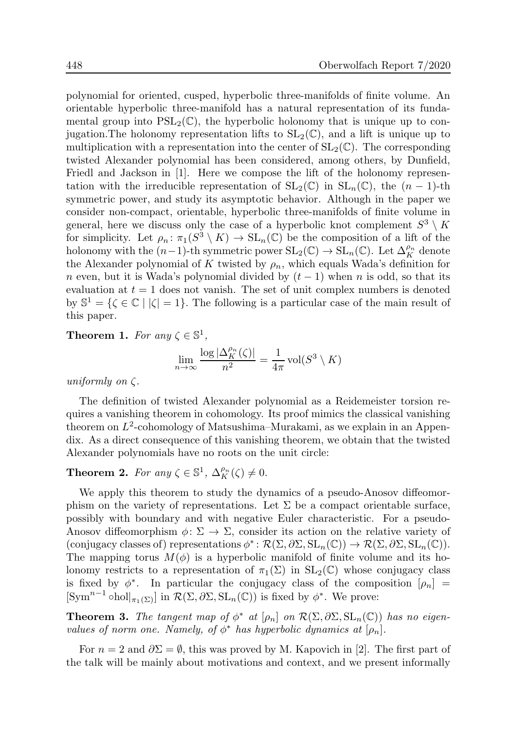polynomial for oriented, cusped, hyperbolic three-manifolds of finite volume. An orientable hyperbolic three-manifold has a natural representation of its fundamental group into $\mathrm{PSL}_2(\mathbb{C})$, the hyperbolic holonomy that is unique up to conjugation.The holonomy representation lifts to $\mathrm{SL}_2(\mathbb{C})$, and a lift is unique up to multiplication with a representation into the center of $\mathrm{SL}_2(\mathbb{C})$. The corresponding twisted Alexander polynomial has been considered, among others, by Dunfield, Friedl and Jackson in [1]. Here we compose the lift of the holonomy representation with the irreducible representation of $\mathrm{SL}_2(\mathbb{C})$ in $\mathrm{SL}_n(\mathbb{C})$, the $(n-1)$-th symmetric power, and study its asymptotic behavior. Although in the paper we consider non-compact, orientable, hyperbolic three-manifolds of finite volume in general, here we discuss only the case of a hyperbolic knot complement $S^3 \setminus K$ for simplicity. Let $\rho_n \colon \pi_1(S^3 \setminus K) \to \mathrm{SL}_n(\mathbb{C})$ be the composition of a lift of the holonomy with the $(n-1)$-th symmetric power $\mathrm{SL}_2(\mathbb{C}) \to \mathrm{SL}_n(\mathbb{C})$. Let $\Delta_K^{\rho_n}$ denote the Alexander polynomial of $K$ twisted by $\rho_n$, which equals Wada's definition for $n$ even, but it is Wada's polynomial divided by $(t-1)$ when $n$ is odd, so that its evaluation at $t = 1$ does not vanish. The set of unit complex numbers is denoted by $\mathbb{S}^1 = \{\zeta \in \mathbb{C} \mid |\zeta| = 1\}$. The following is a particular case of the main result of this paper.

**Theorem 1.** *For any* $\zeta \in \mathbb{S}^1$,

$$\lim_{n\to\infty} \frac{\log |\Delta_K^{\rho_n}(\zeta)|}{n^2} = \frac{1}{4\pi} \operatorname{vol}(S^3 \setminus K)$$

*uniformly on* $\zeta$.

The definition of twisted Alexander polynomial as a Reidemeister torsion requires a vanishing theorem in cohomology. Its proof mimics the classical vanishing theorem on $L^2$-cohomology of Matsushima–Murakami, as we explain in an Appendix. As a direct consequence of this vanishing theorem, we obtain that the twisted Alexander polynomials have no roots on the unit circle:

**Theorem 2.** *For any* $\zeta \in \mathbb{S}^1$, $\Delta_K^{\rho_n}(\zeta) \neq 0$.

We apply this theorem to study the dynamics of a pseudo-Anosov diffeomorphism on the variety of representations. Let $\Sigma$ be a compact orientable surface, possibly with boundary and with negative Euler characteristic. For a pseudo-Anosov diffeomorphism $\phi \colon \Sigma \to \Sigma$, consider its action on the relative variety of (conjugacy classes of) representations $\phi^* \colon \mathcal{R}(\Sigma, \partial\Sigma, \mathrm{SL}_n(\mathbb{C})) \to \mathcal{R}(\Sigma, \partial\Sigma, \mathrm{SL}_n(\mathbb{C}))$. The mapping torus $M(\phi)$ is a hyperbolic manifold of finite volume and its holonomy restricts to a representation of $\pi_1(\Sigma)$ in $\mathrm{SL}_2(\mathbb{C})$ whose conjugacy class is fixed by $\phi^*$. In particular the conjugacy class of the composition $[\rho_n] = [\mathrm{Sym}^{n-1} \circ \mathrm{hol}|_{\pi_1(\Sigma)}]$ in $\mathcal{R}(\Sigma, \partial\Sigma, \mathrm{SL}_n(\mathbb{C}))$ is fixed by $\phi^*$. We prove:

**Theorem 3.** *The tangent map of* $\phi^*$ *at* $[\rho_n]$ *on* $\mathcal{R}(\Sigma, \partial\Sigma, \mathrm{SL}_n(\mathbb{C}))$ *has no eigenvalues of norm one. Namely, of* $\phi^*$ *has hyperbolic dynamics at* $[\rho_n]$.

For $n = 2$ and $\partial\Sigma = \emptyset$, this was proved by M. Kapovich in [2]. The first part of the talk will be mainly about motivations and context, and we present informally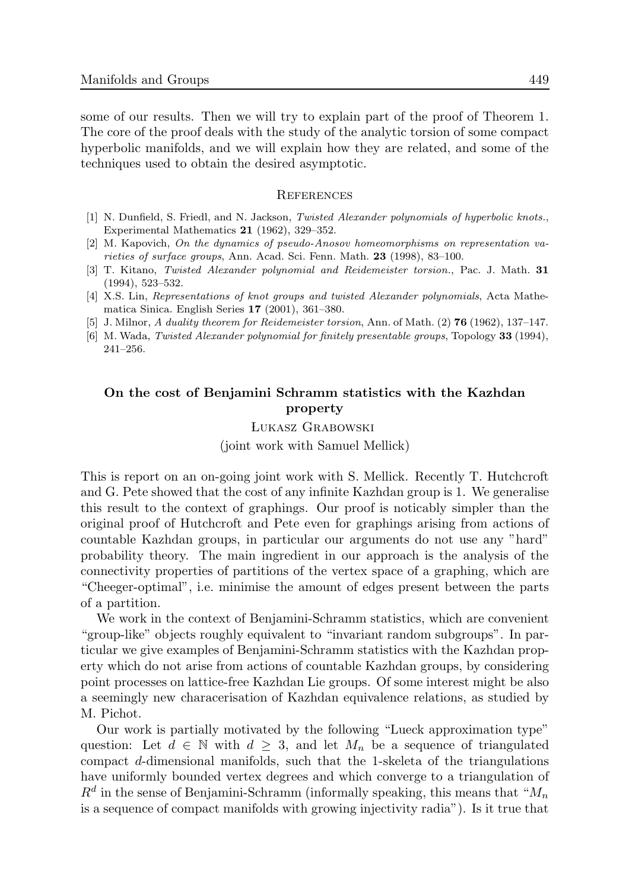some of our results. Then we will try to explain part of the proof of Theorem 1. The core of the proof deals with the study of the analytic torsion of some compact hyperbolic manifolds, and we will explain how they are related, and some of the techniques used to obtain the desired asymptotic.

### References

[1] N. Dunfield, S. Friedl, and N. Jackson, *Twisted Alexander polynomials of hyperbolic knots.*, Experimental Mathematics **21** (1962), 329–352.

[2] M. Kapovich, *On the dynamics of pseudo-Anosov homeomorphisms on representation varieties of surface groups*, Ann. Acad. Sci. Fenn. Math. **23** (1998), 83–100.

[3] T. Kitano, *Twisted Alexander polynomial and Reidemeister torsion.*, Pac. J. Math. **31** (1994), 523–532.

[4] X.S. Lin, *Representations of knot groups and twisted Alexander polynomials*, Acta Mathematica Sinica. English Series **17** (2001), 361–380.

[5] J. Milnor, *A duality theorem for Reidemeister torsion*, Ann. of Math. (2) **76** (1962), 137–147.

[6] M. Wada, *Twisted Alexander polynomial for finitely presentable groups*, Topology **33** (1994), 241–256.

## On the cost of Benjamini Schramm statistics with the Kazhdan property

Łukasz Grabowski

(joint work with Samuel Mellick)

This is report on an on-going joint work with S. Mellick. Recently T. Hutchcroft and G. Pete showed that the cost of any infinite Kazhdan group is 1. We generalise this result to the context of graphings. Our proof is noticably simpler than the original proof of Hutchcroft and Pete even for graphings arising from actions of countable Kazhdan groups, in particular our arguments do not use any "hard" probability theory. The main ingredient in our approach is the analysis of the connectivity properties of partitions of the vertex space of a graphing, which are "Cheeger-optimal", i.e. minimise the amount of edges present between the parts of a partition.

We work in the context of Benjamini-Schramm statistics, which are convenient "group-like" objects roughly equivalent to "invariant random subgroups". In particular we give examples of Benjamini-Schramm statistics with the Kazhdan property which do not arise from actions of countable Kazhdan groups, by considering point processes on lattice-free Kazhdan Lie groups. Of some interest might be also a seemingly new characerisation of Kazhdan equivalence relations, as studied by M. Pichot.

Our work is partially motivated by the following "Lueck approximation type" question: Let $d \in \mathbb{N}$ with $d \geq 3$, and let $M_n$ be a sequence of triangulated compact $d$-dimensional manifolds, such that the 1-skeleta of the triangulations have uniformly bounded vertex degrees and which converge to a triangulation of $R^d$ in the sense of Benjamini-Schramm (informally speaking, this means that "$M_n$ is a sequence of compact manifolds with growing injectivity radia"). Is it true that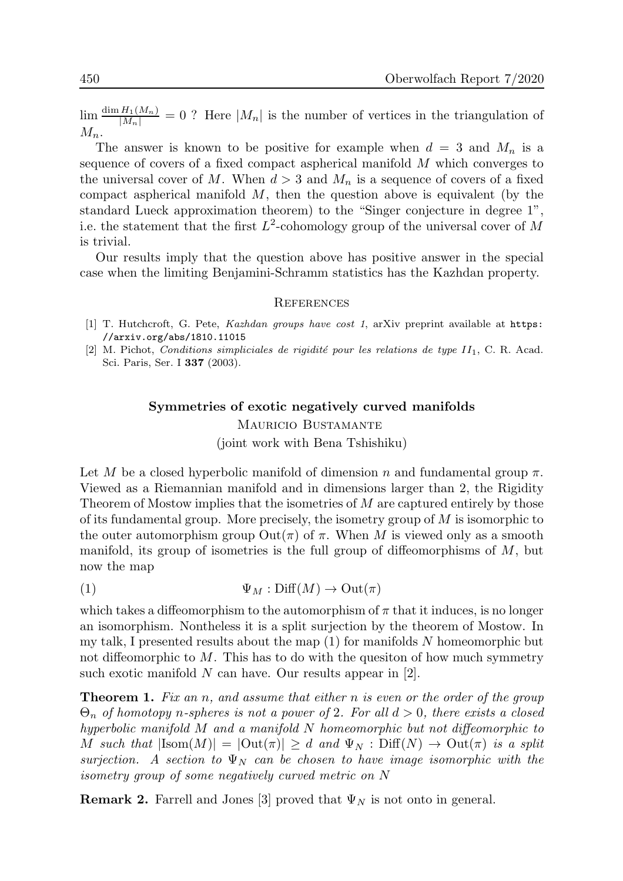$\lim \frac{\dim H_1(M_n)}{|M_n|} = 0$ ? Here $|M_n|$ is the number of vertices in the triangulation of $M_n$.

The answer is known to be positive for example when $d = 3$ and $M_n$ is a sequence of covers of a fixed compact aspherical manifold $M$ which converges to the universal cover of $M$. When $d > 3$ and $M_n$ is a sequence of covers of a fixed compact aspherical manifold $M$, then the question above is equivalent (by the standard Lueck approximation theorem) to the "Singer conjecture in degree 1", i.e. the statement that the first $L^2$-cohomology group of the universal cover of $M$ is trivial.

Our results imply that the question above has positive answer in the special case when the limiting Benjamini-Schramm statistics has the Kazhdan property.

## References

[1] T. Hutchcroft, G. Pete, *Kazhdan groups have cost 1*, arXiv preprint available at https://arxiv.org/abs/1810.11015

[2] M. Pichot, *Conditions simpliciales de rigidité pour les relations de type $II_1$*, C. R. Acad. Sci. Paris, Ser. I **337** (2003).

## Symmetries of exotic negatively curved manifolds

Mauricio Bustamante

(joint work with Bena Tshishiku)

Let $M$ be a closed hyperbolic manifold of dimension $n$ and fundamental group $\pi$. Viewed as a Riemannian manifold and in dimensions larger than 2, the Rigidity Theorem of Mostow implies that the isometries of $M$ are captured entirely by those of its fundamental group. More precisely, the isometry group of $M$ is isomorphic to the outer automorphism group $\mathrm{Out}(\pi)$ of $\pi$. When $M$ is viewed only as a smooth manifold, its group of isometries is the full group of diffeomorphisms of $M$, but now the map

$$\Psi_M : \mathrm{Diff}(M) \to \mathrm{Out}(\pi) \tag{1}$$

which takes a diffeomorphism to the automorphism of $\pi$ that it induces, is no longer an isomorphism. Nontheless it is a split surjection by the theorem of Mostow. In my talk, I presented results about the map (1) for manifolds $N$ homeomorphic but not diffeomorphic to $M$. This has to do with the quesiton of how much symmetry such exotic manifold $N$ can have. Our results appear in [2].

**Theorem 1.** *Fix an $n$, and assume that either $n$ is even or the order of the group $\Theta_n$ of homotopy $n$-spheres is not a power of 2. For all $d > 0$, there exists a closed hyperbolic manifold $M$ and a manifold $N$ homeomorphic but not diffeomorphic to $M$ such that $|\mathrm{Isom}(M)| = |\mathrm{Out}(\pi)| \geq d$ and $\Psi_N : \mathrm{Diff}(N) \to \mathrm{Out}(\pi)$ is a split surjection. A section to $\Psi_N$ can be chosen to have image isomorphic with the isometry group of some negatively curved metric on $N$*

**Remark 2.** Farrell and Jones [3] proved that $\Psi_N$ is not onto in general.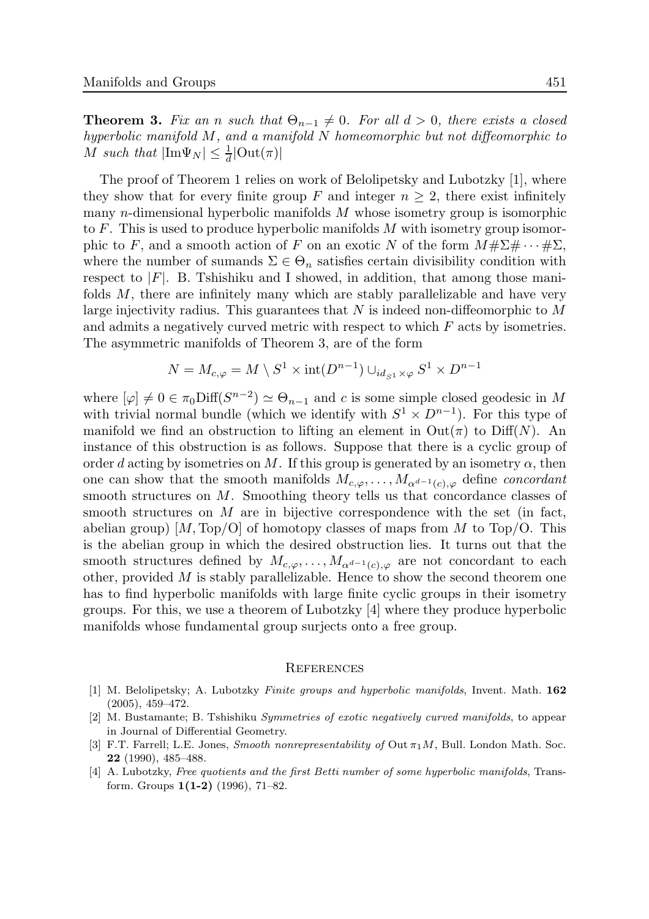**Theorem 3.** *Fix an $n$ such that $\Theta_{n-1} \neq 0$. For all $d > 0$, there exists a closed hyperbolic manifold $M$, and a manifold $N$ homeomorphic but not diffeomorphic to $M$ such that $|\mathrm{Im}\Psi_N| \leq \frac{1}{d}|\mathrm{Out}(\pi)|$*

The proof of Theorem 1 relies on work of Belolipetsky and Lubotzky [1], where they show that for every finite group $F$ and integer $n \geq 2$, there exist infinitely many $n$-dimensional hyperbolic manifolds $M$ whose isometry group is isomorphic to $F$. This is used to produce hyperbolic manifolds $M$ with isometry group isomorphic to $F$, and a smooth action of $F$ on an exotic $N$ of the form $M\#\Sigma\#\cdots\#\Sigma$, where the number of sumands $\Sigma \in \Theta_n$ satisfies certain divisibility condition with respect to $|F|$. B. Tshishiku and I showed, in addition, that among those manifolds $M$, there are infinitely many which are stably parallelizable and have very large injectivity radius. This guarantees that $N$ is indeed non-diffeomorphic to $M$ and admits a negatively curved metric with respect to which $F$ acts by isometries. The asymmetric manifolds of Theorem 3, are of the form

$$N = M_{c,\varphi} = M \setminus S^1 \times \mathrm{int}(D^{n-1}) \cup_{id_{S^1} \times \varphi} S^1 \times D^{n-1}$$

where $[\varphi] \neq 0 \in \pi_0\mathrm{Diff}(S^{n-2}) \simeq \Theta_{n-1}$ and $c$ is some simple closed geodesic in $M$ with trivial normal bundle (which we identify with $S^1 \times D^{n-1}$). For this type of manifold we find an obstruction to lifting an element in $\mathrm{Out}(\pi)$ to $\mathrm{Diff}(N)$. An instance of this obstruction is as follows. Suppose that there is a cyclic group of order $d$ acting by isometries on $M$. If this group is generated by an isometry $\alpha$, then one can show that the smooth manifolds $M_{c,\varphi}, \ldots, M_{\alpha^{d-1}(c),\varphi}$ define *concordant* smooth structures on $M$. Smoothing theory tells us that concordance classes of smooth structures on $M$ are in bijective correspondence with the set (in fact, abelian group) $[M, \mathrm{Top/O}]$ of homotopy classes of maps from $M$ to Top/O. This is the abelian group in which the desired obstruction lies. It turns out that the smooth structures defined by $M_{c,\varphi}, \ldots, M_{\alpha^{d-1}(c),\varphi}$ are not concordant to each other, provided $M$ is stably parallelizable. Hence to show the second theorem one has to find hyperbolic manifolds with large finite cyclic groups in their isometry groups. For this, we use a theorem of Lubotzky [4] where they produce hyperbolic manifolds whose fundamental group surjects onto a free group.

## References

[1] M. Belolipetsky; A. Lubotzky *Finite groups and hyperbolic manifolds*, Invent. Math. **162** (2005), 459–472.

[2] M. Bustamante; B. Tshishiku *Symmetries of exotic negatively curved manifolds*, to appear in Journal of Differential Geometry.

[3] F.T. Farrell; L.E. Jones, *Smooth nonrepresentability of* $\mathrm{Out}\,\pi_1 M$, Bull. London Math. Soc. **22** (1990), 485–488.

[4] A. Lubotzky, *Free quotients and the first Betti number of some hyperbolic manifolds*, Transform. Groups **1(1-2)** (1996), 71–82.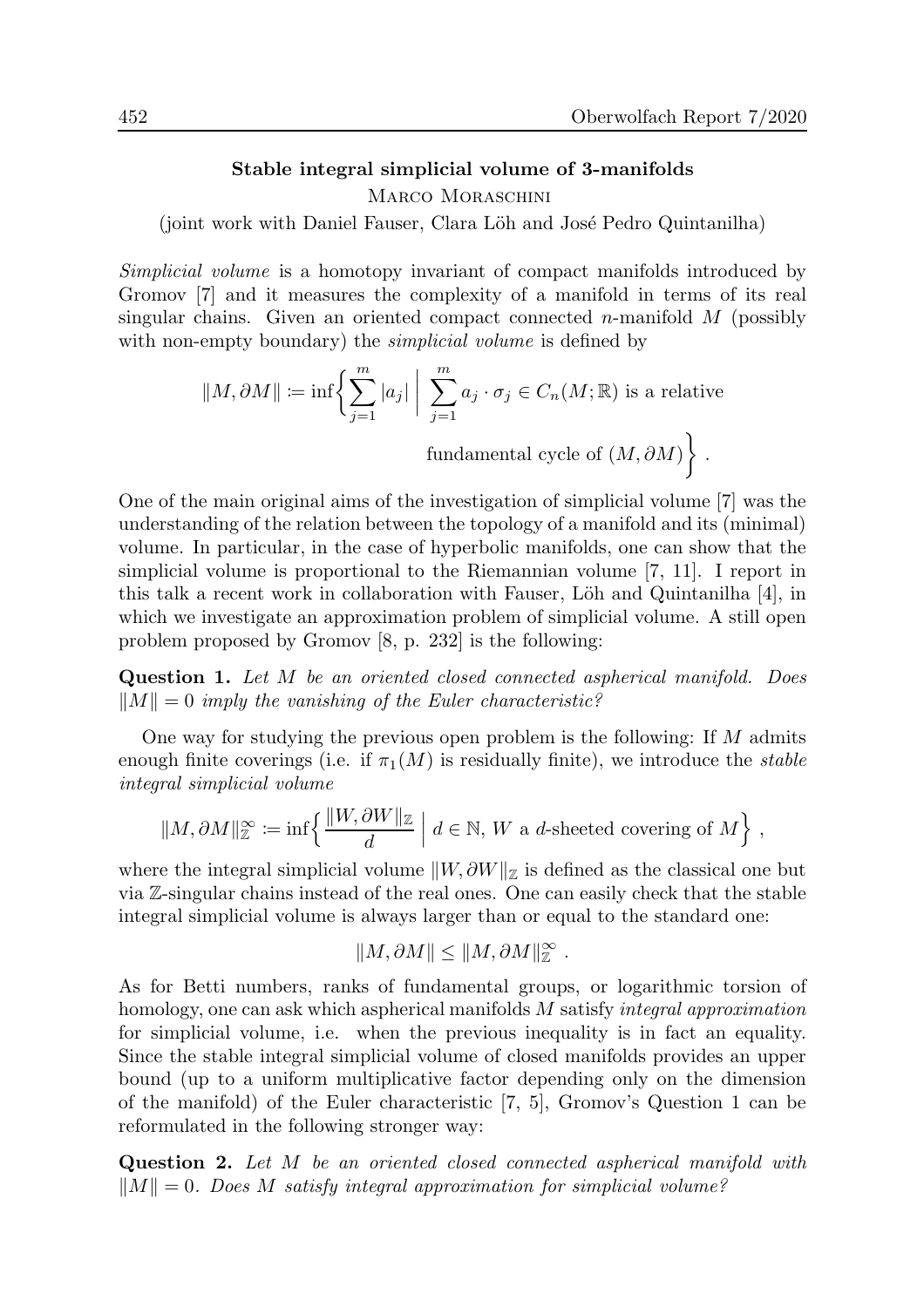## Stable integral simplicial volume of 3-manifolds

Marco Moraschini

(joint work with Daniel Fauser, Clara Löh and José Pedro Quintanilha)

*Simplicial volume* is a homotopy invariant of compact manifolds introduced by Gromov [7] and it measures the complexity of a manifold in terms of its real singular chains. Given an oriented compact connected $n$-manifold $M$ (possibly with non-empty boundary) the *simplicial volume* is defined by

$$\|M, \partial M\| \coloneqq \inf\Big\{ \sum_{j=1}^{m} |a_j| \;\Big|\; \sum_{j=1}^{m} a_j \cdot \sigma_j \in C_n(M; \mathbb{R}) \text{ is a relative fundamental cycle of } (M, \partial M) \Big\} .$$

One of the main original aims of the investigation of simplicial volume [7] was the understanding of the relation between the topology of a manifold and its (minimal) volume. In particular, in the case of hyperbolic manifolds, one can show that the simplicial volume is proportional to the Riemannian volume [7, 11]. I report in this talk a recent work in collaboration with Fauser, Löh and Quintanilha [4], in which we investigate an approximation problem of simplicial volume. A still open problem proposed by Gromov [8, p. 232] is the following:

**Question 1.** *Let $M$ be an oriented closed connected aspherical manifold. Does $\|M\| = 0$ imply the vanishing of the Euler characteristic?*

One way for studying the previous open problem is the following: If $M$ admits enough finite coverings (i.e. if $\pi_1(M)$ is residually finite), we introduce the *stable integral simplicial volume*

$$\|M, \partial M\|_{\mathbb{Z}}^{\infty} \coloneqq \inf\Big\{ \frac{\|W, \partial W\|_{\mathbb{Z}}}{d} \;\Big|\; d \in \mathbb{N},\, W \text{ a } d\text{-sheeted covering of } M \Big\} ,$$

where the integral simplicial volume $\|W, \partial W\|_{\mathbb{Z}}$ is defined as the classical one but via $\mathbb{Z}$-singular chains instead of the real ones. One can easily check that the stable integral simplicial volume is always larger than or equal to the standard one:

$$\|M, \partial M\| \leq \|M, \partial M\|_{\mathbb{Z}}^{\infty} .$$

As for Betti numbers, ranks of fundamental groups, or logarithmic torsion of homology, one can ask which aspherical manifolds $M$ satisfy *integral approximation* for simplicial volume, i.e. when the previous inequality is in fact an equality. Since the stable integral simplicial volume of closed manifolds provides an upper bound (up to a uniform multiplicative factor depending only on the dimension of the manifold) of the Euler characteristic [7, 5], Gromov's Question 1 can be reformulated in the following stronger way:

**Question 2.** *Let $M$ be an oriented closed connected aspherical manifold with $\|M\| = 0$. Does $M$ satisfy integral approximation for simplicial volume?*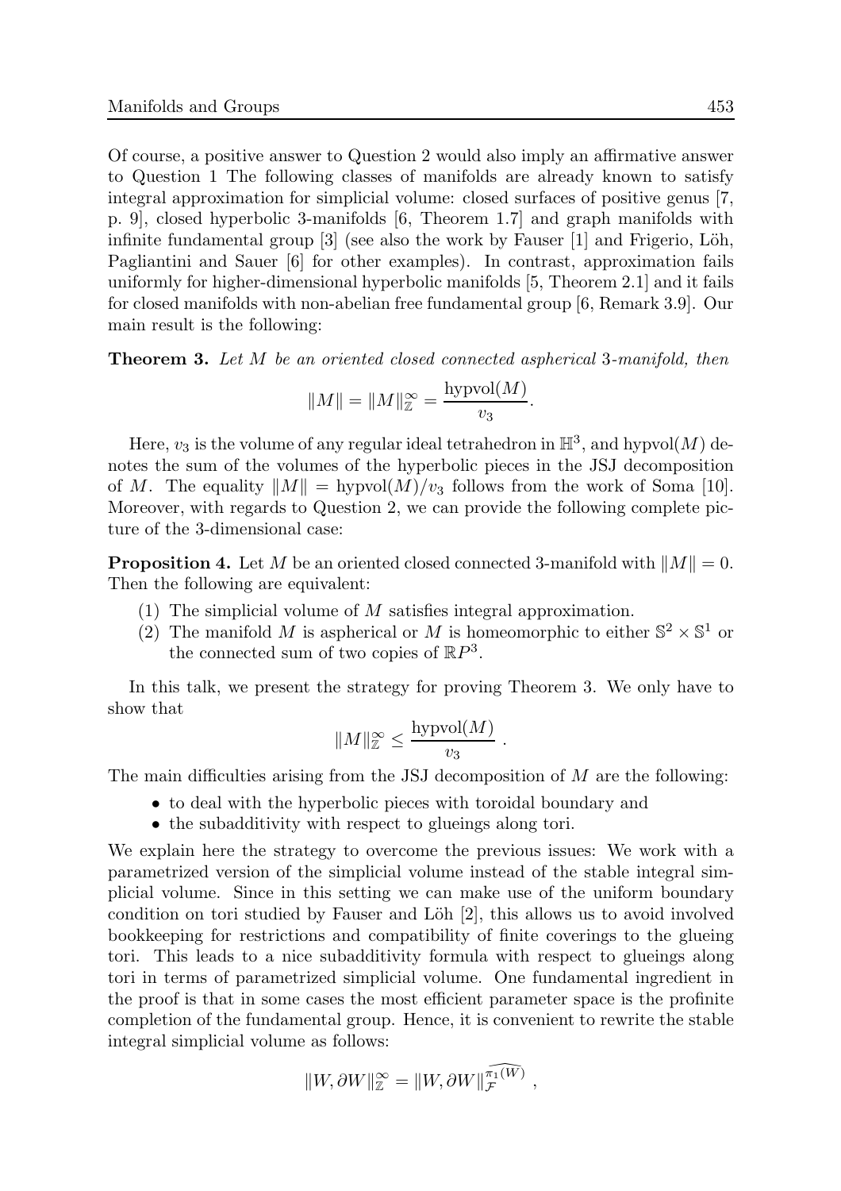Of course, a positive answer to Question 2 would also imply an affirmative answer to Question 1 The following classes of manifolds are already known to satisfy integral approximation for simplicial volume: closed surfaces of positive genus [7, p. 9], closed hyperbolic 3-manifolds [6, Theorem 1.7] and graph manifolds with infinite fundamental group [3] (see also the work by Fauser [1] and Frigerio, Löh, Pagliantini and Sauer [6] for other examples). In contrast, approximation fails uniformly for higher-dimensional hyperbolic manifolds [5, Theorem 2.1] and it fails for closed manifolds with non-abelian free fundamental group [6, Remark 3.9]. Our main result is the following:

**Theorem 3.** *Let $M$ be an oriented closed connected aspherical 3-manifold, then*

$$\|M\| = \|M\|_{\mathbb{Z}}^{\infty} = \frac{\mathrm{hypvol}(M)}{v_3}.$$

Here, $v_3$ is the volume of any regular ideal tetrahedron in $\mathbb{H}^3$, and $\mathrm{hypvol}(M)$ denotes the sum of the volumes of the hyperbolic pieces in the JSJ decomposition of $M$. The equality $\|M\| = \mathrm{hypvol}(M)/v_3$ follows from the work of Soma [10]. Moreover, with regards to Question 2, we can provide the following complete picture of the 3-dimensional case:

**Proposition 4.** Let $M$ be an oriented closed connected 3-manifold with $\|M\| = 0$. Then the following are equivalent:

(1) The simplicial volume of $M$ satisfies integral approximation.
(2) The manifold $M$ is aspherical or $M$ is homeomorphic to either $\mathbb{S}^2 \times \mathbb{S}^1$ or the connected sum of two copies of $\mathbb{R}P^3$.

In this talk, we present the strategy for proving Theorem 3. We only have to show that

$$\|M\|_{\mathbb{Z}}^{\infty} \leq \frac{\mathrm{hypvol}(M)}{v_3} \ .$$

The main difficulties arising from the JSJ decomposition of $M$ are the following:

- to deal with the hyperbolic pieces with toroidal boundary and
- the subadditivity with respect to glueings along tori.

We explain here the strategy to overcome the previous issues: We work with a parametrized version of the simplicial volume instead of the stable integral simplicial volume. Since in this setting we can make use of the uniform boundary condition on tori studied by Fauser and Löh [2], this allows us to avoid involved bookkeeping for restrictions and compatibility of finite coverings to the glueing tori. This leads to a nice subadditivity formula with respect to glueings along tori in terms of parametrized simplicial volume. One fundamental ingredient in the proof is that in some cases the most efficient parameter space is the profinite completion of the fundamental group. Hence, it is convenient to rewrite the stable integral simplicial volume as follows:

$$\|W, \partial W\|_{\mathbb{Z}}^{\infty} = \|W, \partial W\|_{\mathcal{F}}^{\widehat{\pi_1(W)}} \ ,$$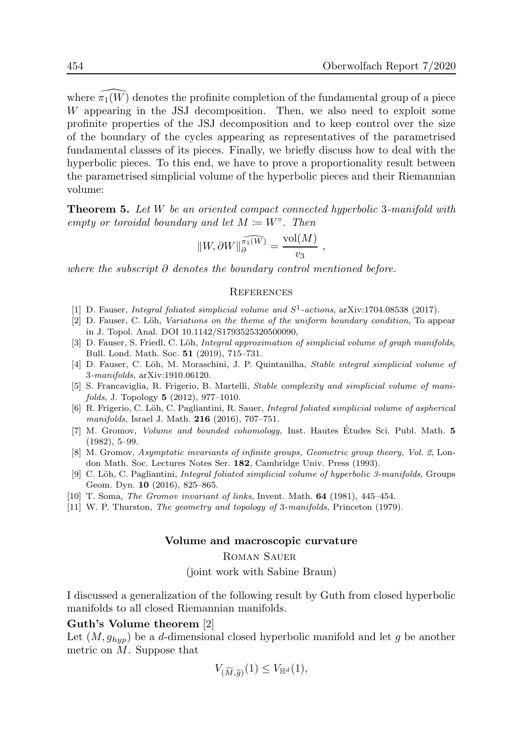where $\widehat{\pi_1(W)}$ denotes the profinite completion of the fundamental group of a piece $W$ appearing in the JSJ decomposition. Then, we also need to exploit some profinite properties of the JSJ decomposition and to keep control over the size of the boundary of the cycles appearing as representatives of the parametrised fundamental classes of its pieces. Finally, we briefly discuss how to deal with the hyperbolic pieces. To this end, we have to prove a proportionality result between the parametrised simplicial volume of the hyperbolic pieces and their Riemannian volume:

**Theorem 5.** *Let $W$ be an oriented compact connected hyperbolic 3-manifold with empty or toroidal boundary and let $M \coloneqq W^\circ$. Then*

$$\|W, \partial W\|_{\partial}^{\widehat{\pi_1(W)}} = \frac{\mathrm{vol}(M)}{v_3} ,$$

*where the subscript $\partial$ denotes the boundary control mentioned before.*

## References

[1] D. Fauser, *Integral foliated simplicial volume and $S^1$-actions*, arXiv:1704.08538 (2017).

[2] D. Fauser, C. Löh, *Variations on the theme of the uniform boundary condition*, To appear in J. Topol. Anal. DOI 10.1142/S1793525320500090,

[3] D. Fauser, S. Friedl, C. Löh, *Integral approximation of simplicial volume of graph manifolds*, Bull. Lond. Math. Soc. **51** (2019), 715–731.

[4] D. Fauser, C. Löh, M. Moraschini, J. P. Quintanilha, *Stable integral simplicial volume of 3-manifolds*, arXiv:1910.06120.

[5] S. Francaviglia, R. Frigerio, B. Martelli, *Stable complexity and simplicial volume of manifolds*, J. Topology **5** (2012), 977–1010.

[6] R. Frigerio, C. Löh, C. Pagliantini, R. Sauer, *Integral foliated simplicial volume of aspherical manifolds*, Israel J. Math. **216** (2016), 707–751.

[7] M. Gromov, *Volume and bounded cohomology*, Inst. Hautes Études Sci. Publ. Math. **5** (1982), 5–99.

[8] M. Gromov, *Asymptotic invariants of infinite groups, Geometric group theory, Vol. 2*, London Math. Soc. Lectures Notes Ser. **182**, Cambridge Univ. Press (1993).

[9] C. Löh, C. Pagliantini, *Integral foliated simplicial volume of hyperbolic 3-manifolds*, Groups Geom. Dyn. **10** (2016), 825–865.

[10] T. Soma, *The Gromov invariant of links*, Invent. Math. **64** (1981), 445–454.

[11] W. P. Thurston, *The geometry and topology of 3-manifolds*, Princeton (1979).

# Volume and macroscopic curvature

Roman Sauer

(joint work with Sabine Braun)

I discussed a generalization of the following result by Guth from closed hyperbolic manifolds to all closed Riemannian manifolds.

**Guth's Volume theorem** [2]

Let $(M, g_{hyp})$ be a $d$-dimensional closed hyperbolic manifold and let $g$ be another metric on $M$. Suppose that

$$V_{(\widetilde{M},\widetilde{g})}(1) \leq V_{\mathbb{H}^d}(1),$$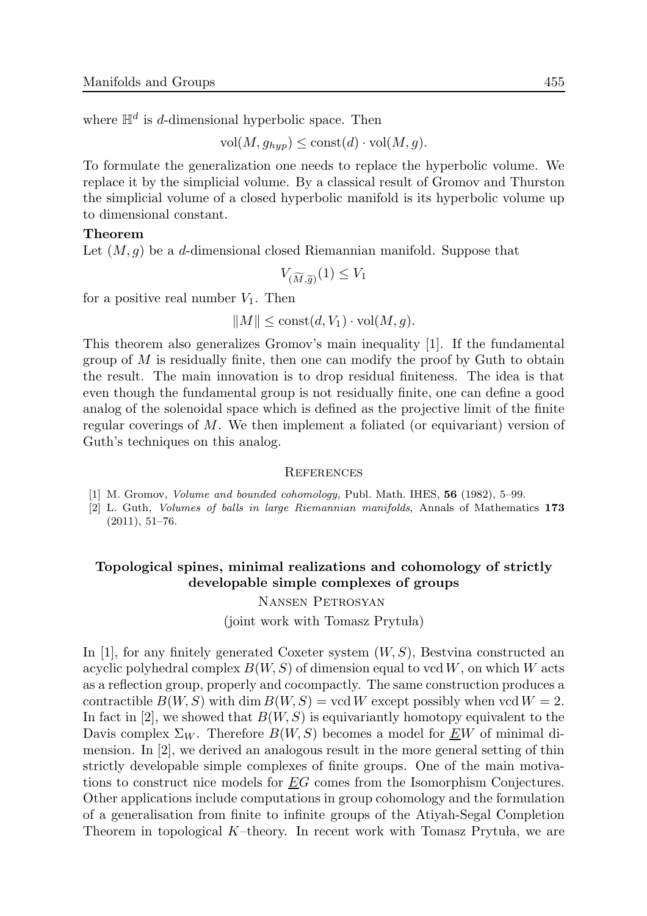where $\mathbb{H}^d$ is $d$-dimensional hyperbolic space. Then

$$\mathrm{vol}(M, g_{hyp}) \leq \mathrm{const}(d) \cdot \mathrm{vol}(M, g).$$

To formulate the generalization one needs to replace the hyperbolic volume. We replace it by the simplicial volume. By a classical result of Gromov and Thurston the simplicial volume of a closed hyperbolic manifold is its hyperbolic volume up to dimensional constant.

**Theorem**

Let $(M, g)$ be a $d$-dimensional closed Riemannian manifold. Suppose that

$$V_{(\widetilde{M},\widetilde{g})}(1) \leq V_1$$

for a positive real number $V_1$. Then

$$\|M\| \leq \mathrm{const}(d, V_1) \cdot \mathrm{vol}(M, g).$$

This theorem also generalizes Gromov's main inequality [1]. If the fundamental group of $M$ is residually finite, then one can modify the proof by Guth to obtain the result. The main innovation is to drop residual finiteness. The idea is that even though the fundamental group is not residually finite, one can define a good analog of the solenoidal space which is defined as the projective limit of the finite regular coverings of $M$. We then implement a foliated (or equivariant) version of Guth's techniques on this analog.

## References

[1] M. Gromov, *Volume and bounded cohomology*, Publ. Math. IHES, **56** (1982), 5–99.

[2] L. Guth, *Volumes of balls in large Riemannian manifolds*, Annals of Mathematics **173** (2011), 51–76.

## Topological spines, minimal realizations and cohomology of strictly developable simple complexes of groups

Nansen Petrosyan

(joint work with Tomasz Prytuła)

In [1], for any finitely generated Coxeter system $(W, S)$, Bestvina constructed an acyclic polyhedral complex $B(W, S)$ of dimension equal to $\mathrm{vcd}\, W$, on which $W$ acts as a reflection group, properly and cocompactly. The same construction produces a contractible $B(W, S)$ with $\dim B(W, S) = \mathrm{vcd}\, W$ except possibly when $\mathrm{vcd}\, W = 2$. In fact in [2], we showed that $B(W, S)$ is equivariantly homotopy equivalent to the Davis complex $\Sigma_W$. Therefore $B(W, S)$ becomes a model for $\underline{E}W$ of minimal dimension. In [2], we derived an analogous result in the more general setting of thin strictly developable simple complexes of finite groups. One of the main motivations to construct nice models for $\underline{E}G$ comes from the Isomorphism Conjectures. Other applications include computations in group cohomology and the formulation of a generalisation from finite to infinite groups of the Atiyah-Segal Completion Theorem in topological $K$–theory. In recent work with Tomasz Prytuła, we are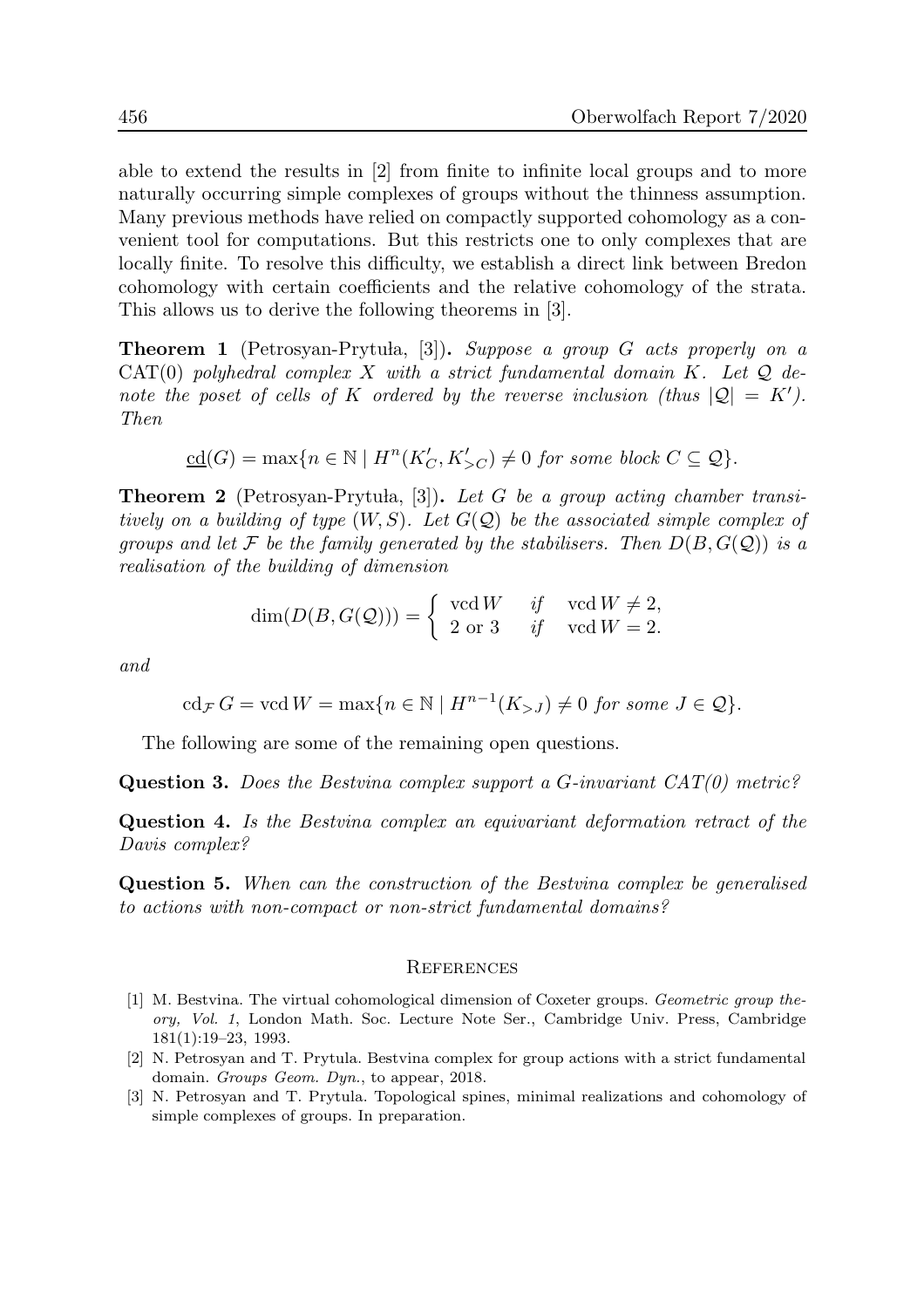able to extend the results in [2] from finite to infinite local groups and to more naturally occurring simple complexes of groups without the thinness assumption. Many previous methods have relied on compactly supported cohomology as a convenient tool for computations. But this restricts one to only complexes that are locally finite. To resolve this difficulty, we establish a direct link between Bredon cohomology with certain coefficients and the relative cohomology of the strata. This allows us to derive the following theorems in [3].

**Theorem 1** (Petrosyan-Prytuła, [3]). *Suppose a group $G$ acts properly on a $\mathrm{CAT}(0)$ polyhedral complex $X$ with a strict fundamental domain $K$. Let $\mathcal{Q}$ denote the poset of cells of $K$ ordered by the reverse inclusion (thus $|\mathcal{Q}| = K'$). Then*

$$\underline{\mathrm{cd}}(G) = \max\{n \in \mathbb{N} \mid H^n(K'_C, K'_{>C}) \neq 0 \text{ for some block } C \subseteq \mathcal{Q}\}.$$

**Theorem 2** (Petrosyan-Prytuła, [3]). *Let $G$ be a group acting chamber transitively on a building of type $(W, S)$. Let $G(\mathcal{Q})$ be the associated simple complex of groups and let $\mathcal{F}$ be the family generated by the stabilisers. Then $D(B, G(\mathcal{Q}))$ is a realisation of the building of dimension*

$$\dim(D(B, G(\mathcal{Q}))) = \begin{cases} \mathrm{vcd}\, W & \text{if} \quad \mathrm{vcd}\, W \neq 2, \\ 2 \text{ or } 3 & \text{if} \quad \mathrm{vcd}\, W = 2. \end{cases}$$

*and*

$$\mathrm{cd}_{\mathcal{F}}\, G = \mathrm{vcd}\, W = \max\{n \in \mathbb{N} \mid H^{n-1}(K_{>J}) \neq 0 \text{ for some } J \in \mathcal{Q}\}.$$

The following are some of the remaining open questions.

**Question 3.** *Does the Bestvina complex support a $G$-invariant CAT(0) metric?*

**Question 4.** *Is the Bestvina complex an equivariant deformation retract of the Davis complex?*

**Question 5.** *When can the construction of the Bestvina complex be generalised to actions with non-compact or non-strict fundamental domains?*

## References

[1] M. Bestvina. The virtual cohomological dimension of Coxeter groups. *Geometric group theory, Vol. 1*, London Math. Soc. Lecture Note Ser., Cambridge Univ. Press, Cambridge 181(1):19–23, 1993.

[2] N. Petrosyan and T. Prytula. Bestvina complex for group actions with a strict fundamental domain. *Groups Geom. Dyn.*, to appear, 2018.

[3] N. Petrosyan and T. Prytula. Topological spines, minimal realizations and cohomology of simple complexes of groups. In preparation.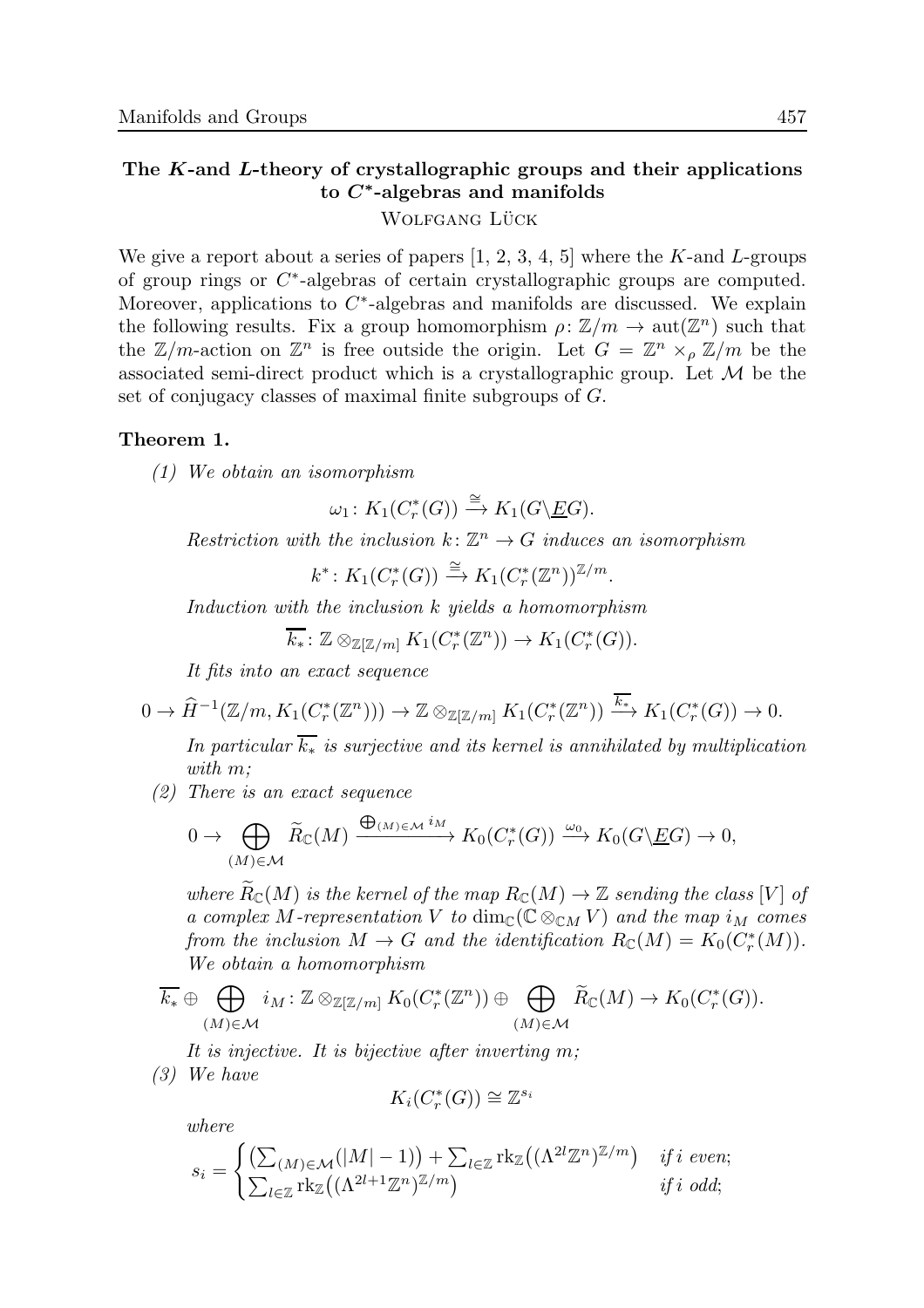## The $K$-and $L$-theory of crystallographic groups and their applications to $C^*$-algebras and manifolds

Wolfgang Lück

We give a report about a series of papers [1, 2, 3, 4, 5] where the $K$-and $L$-groups of group rings or $C^*$-algebras of certain crystallographic groups are computed. Moreover, applications to $C^*$-algebras and manifolds are discussed. We explain the following results. Fix a group homomorphism $\rho\colon \mathbb{Z}/m \to \operatorname{aut}(\mathbb{Z}^n)$ such that the $\mathbb{Z}/m$-action on $\mathbb{Z}^n$ is free outside the origin. Let $G = \mathbb{Z}^n \times_\rho \mathbb{Z}/m$ be the associated semi-direct product which is a crystallographic group. Let $\mathcal{M}$ be the set of conjugacy classes of maximal finite subgroups of $G$.

**Theorem 1.**

*(1) We obtain an isomorphism*

$$\omega_1\colon K_1(C_r^*(G)) \xrightarrow{\cong} K_1(G\backslash \underline{E}G).$$

*Restriction with the inclusion $k\colon \mathbb{Z}^n \to G$ induces an isomorphism*

$$k^*\colon K_1(C_r^*(G)) \xrightarrow{\cong} K_1(C_r^*(\mathbb{Z}^n))^{\mathbb{Z}/m}.$$

*Induction with the inclusion $k$ yields a homomorphism*

$$\overline{k_*}\colon \mathbb{Z} \otimes_{\mathbb{Z}[\mathbb{Z}/m]} K_1(C_r^*(\mathbb{Z}^n)) \to K_1(C_r^*(G)).$$

*It fits into an exact sequence*

$$0 \to \widehat{H}^{-1}(\mathbb{Z}/m, K_1(C_r^*(\mathbb{Z}^n))) \to \mathbb{Z} \otimes_{\mathbb{Z}[\mathbb{Z}/m]} K_1(C_r^*(\mathbb{Z}^n)) \xrightarrow{\overline{k_*}} K_1(C_r^*(G)) \to 0.$$

*In particular $\overline{k_*}$ is surjective and its kernel is annihilated by multiplication with $m$;*

*(2) There is an exact sequence*

$$0 \to \bigoplus_{(M)\in\mathcal{M}} \widetilde{R}_{\mathbb{C}}(M) \xrightarrow{\bigoplus_{(M)\in\mathcal{M}} i_M} K_0(C_r^*(G)) \xrightarrow{\omega_0} K_0(G\backslash \underline{E}G) \to 0,$$

*where $\widetilde{R}_{\mathbb{C}}(M)$ is the kernel of the map $R_{\mathbb{C}}(M) \to \mathbb{Z}$ sending the class $[V]$ of a complex $M$-representation $V$ to $\dim_{\mathbb{C}}(\mathbb{C} \otimes_{\mathbb{C}M} V)$ and the map $i_M$ comes from the inclusion $M \to G$ and the identification $R_{\mathbb{C}}(M) = K_0(C_r^*(M))$. We obtain a homomorphism*

$$\overline{k_*} \oplus \bigoplus_{(M)\in\mathcal{M}} i_M\colon \mathbb{Z} \otimes_{\mathbb{Z}[\mathbb{Z}/m]} K_0(C_r^*(\mathbb{Z}^n)) \oplus \bigoplus_{(M)\in\mathcal{M}} \widetilde{R}_{\mathbb{C}}(M) \to K_0(C_r^*(G)).$$

*It is injective. It is bijective after inverting $m$;*

*(3) We have*

$$K_i(C_r^*(G)) \cong \mathbb{Z}^{s_i}$$

*where*

$$s_i = \begin{cases} \left(\sum_{(M)\in\mathcal{M}}(|M|-1)\right) + \sum_{l\in\mathbb{Z}} \operatorname{rk}_{\mathbb{Z}}\left((\Lambda^{2l}\mathbb{Z}^n)^{\mathbb{Z}/m}\right) & \text{if } i \text{ even;} \\ \sum_{l\in\mathbb{Z}} \operatorname{rk}_{\mathbb{Z}}\left((\Lambda^{2l+1}\mathbb{Z}^n)^{\mathbb{Z}/m}\right) & \text{if } i \text{ odd;} \end{cases}$$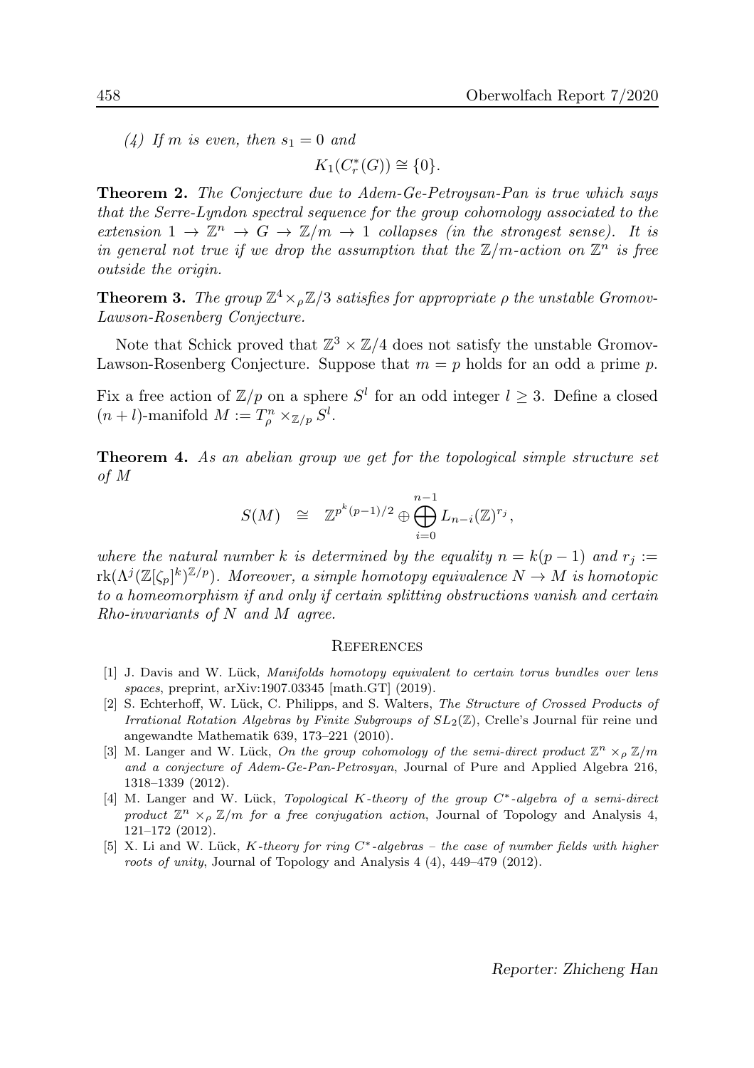*(4) If $m$ is even, then $s_1 = 0$ and*

$$K_1(C_r^*(G)) \cong \{0\}.$$

**Theorem 2.** *The Conjecture due to Adem-Ge-Petroysan-Pan is true which says that the Serre-Lyndon spectral sequence for the group cohomology associated to the extension $1 \to \mathbb{Z}^n \to G \to \mathbb{Z}/m \to 1$ collapses (in the strongest sense). It is in general not true if we drop the assumption that the $\mathbb{Z}/m$-action on $\mathbb{Z}^n$ is free outside the origin.*

**Theorem 3.** *The group $\mathbb{Z}^4 \times_\rho \mathbb{Z}/3$ satisfies for appropriate $\rho$ the unstable Gromov-Lawson-Rosenberg Conjecture.*

Note that Schick proved that $\mathbb{Z}^3 \times \mathbb{Z}/4$ does not satisfy the unstable Gromov-Lawson-Rosenberg Conjecture. Suppose that $m = p$ holds for an odd a prime $p$.

Fix a free action of $\mathbb{Z}/p$ on a sphere $S^l$ for an odd integer $l \geq 3$. Define a closed $(n+l)$-manifold $M := T^n_\rho \times_{\mathbb{Z}/p} S^l$.

**Theorem 4.** *As an abelian group we get for the topological simple structure set of $M$*

$$S(M) \quad \cong \quad \mathbb{Z}^{p^k(p-1)/2} \oplus \bigoplus_{i=0}^{n-1} L_{n-i}(\mathbb{Z})^{r_j},$$

*where the natural number $k$ is determined by the equality $n = k(p-1)$ and $r_j := \operatorname{rk}(\Lambda^j(\mathbb{Z}[\zeta_p]^k)^{\mathbb{Z}/p})$. Moreover, a simple homotopy equivalence $N \to M$ is homotopic to a homeomorphism if and only if certain splitting obstructions vanish and certain Rho-invariants of $N$ and $M$ agree.*

## References

[1] J. Davis and W. Lück, *Manifolds homotopy equivalent to certain torus bundles over lens spaces*, preprint, arXiv:1907.03345 [math.GT] (2019).

[2] S. Echterhoff, W. Lück, C. Philipps, and S. Walters, *The Structure of Crossed Products of Irrational Rotation Algebras by Finite Subgroups of $SL_2(\mathbb{Z})$*, Crelle's Journal für reine und angewandte Mathematik 639, 173–221 (2010).

[3] M. Langer and W. Lück, *On the group cohomology of the semi-direct product $\mathbb{Z}^n \times_\rho \mathbb{Z}/m$ and a conjecture of Adem-Ge-Pan-Petrosyan*, Journal of Pure and Applied Algebra 216, 1318–1339 (2012).

[4] M. Langer and W. Lück, *Topological $K$-theory of the group $C^*$-algebra of a semi-direct product $\mathbb{Z}^n \times_\rho \mathbb{Z}/m$ for a free conjugation action*, Journal of Topology and Analysis 4, 121–172 (2012).

[5] X. Li and W. Lück, *$K$-theory for ring $C^*$-algebras – the case of number fields with higher roots of unity*, Journal of Topology and Analysis 4 (4), 449–479 (2012).

*Reporter: Zhicheng Han*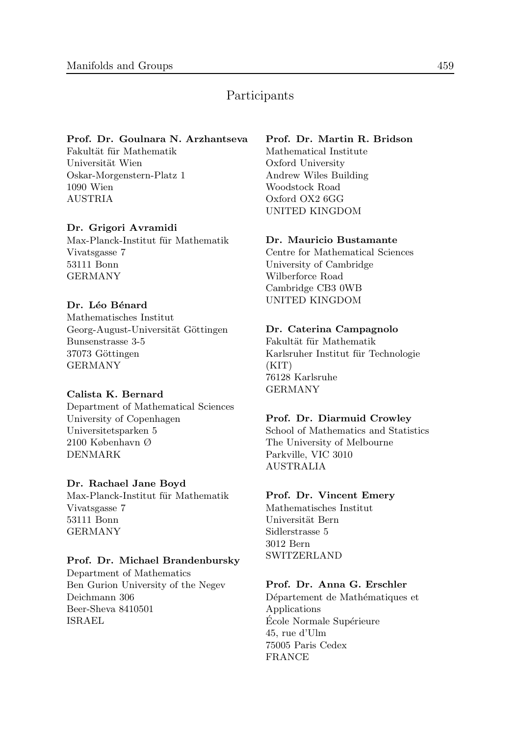# Participants

**Prof. Dr. Goulnara N. Arzhantseva**
Fakultät für Mathematik
Universität Wien
Oskar-Morgenstern-Platz 1
1090 Wien
AUSTRIA

**Dr. Grigori Avramidi**
Max-Planck-Institut für Mathematik
Vivatsgasse 7
53111 Bonn
GERMANY

**Dr. Léo Bénard**
Mathematisches Institut
Georg-August-Universität Göttingen
Bunsenstrasse 3-5
37073 Göttingen
GERMANY

**Calista K. Bernard**
Department of Mathematical Sciences
University of Copenhagen
Universitetsparken 5
2100 København Ø
DENMARK

**Dr. Rachael Jane Boyd**
Max-Planck-Institut für Mathematik
Vivatsgasse 7
53111 Bonn
GERMANY

**Prof. Dr. Michael Brandenbursky**
Department of Mathematics
Ben Gurion University of the Negev
Deichmann 306
Beer-Sheva 8410501
ISRAEL

**Prof. Dr. Martin R. Bridson**
Mathematical Institute
Oxford University
Andrew Wiles Building
Woodstock Road
Oxford OX2 6GG
UNITED KINGDOM

**Dr. Mauricio Bustamante**
Centre for Mathematical Sciences
University of Cambridge
Wilberforce Road
Cambridge CB3 0WB
UNITED KINGDOM

**Dr. Caterina Campagnolo**
Fakultät für Mathematik
Karlsruher Institut für Technologie (KIT)
76128 Karlsruhe
GERMANY

**Prof. Dr. Diarmuid Crowley**
School of Mathematics and Statistics
The University of Melbourne
Parkville, VIC 3010
AUSTRALIA

**Prof. Dr. Vincent Emery**
Mathematisches Institut
Universität Bern
Sidlerstrasse 5
3012 Bern
SWITZERLAND

**Prof. Dr. Anna G. Erschler**
Département de Mathématiques et Applications
École Normale Supérieure
45, rue d'Ulm
75005 Paris Cedex
FRANCE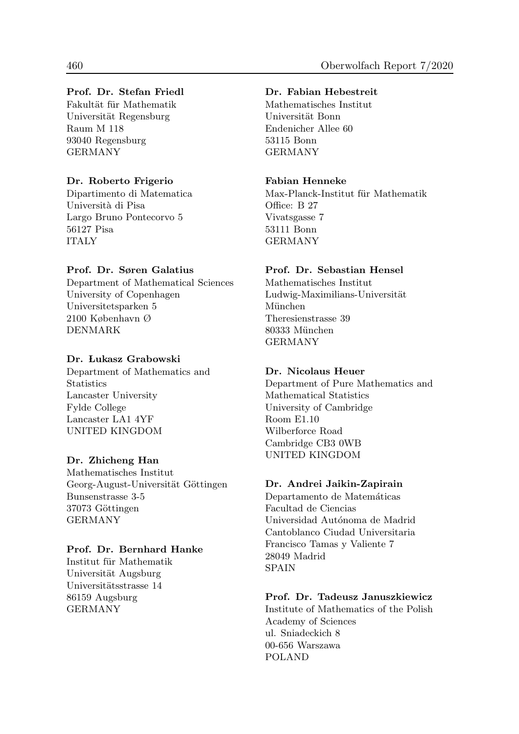**Prof. Dr. Stefan Friedl**
Fakultät für Mathematik
Universität Regensburg
Raum M 118
93040 Regensburg
GERMANY

**Dr. Roberto Frigerio**
Dipartimento di Matematica
Università di Pisa
Largo Bruno Pontecorvo 5
56127 Pisa
ITALY

**Prof. Dr. Søren Galatius**
Department of Mathematical Sciences
University of Copenhagen
Universitetsparken 5
2100 København Ø
DENMARK

**Dr. Łukasz Grabowski**
Department of Mathematics and Statistics
Lancaster University
Fylde College
Lancaster LA1 4YF
UNITED KINGDOM

**Dr. Zhicheng Han**
Mathematisches Institut
Georg-August-Universität Göttingen
Bunsenstrasse 3-5
37073 Göttingen
GERMANY

**Prof. Dr. Bernhard Hanke**
Institut für Mathematik
Universität Augsburg
Universitätsstrasse 14
86159 Augsburg
GERMANY

**Dr. Fabian Hebestreit**
Mathematisches Institut
Universität Bonn
Endenicher Allee 60
53115 Bonn
GERMANY

**Fabian Henneke**
Max-Planck-Institut für Mathematik
Office: B 27
Vivatsgasse 7
53111 Bonn
GERMANY

**Prof. Dr. Sebastian Hensel**
Mathematisches Institut
Ludwig-Maximilians-Universität München
Theresienstrasse 39
80333 München
GERMANY

**Dr. Nicolaus Heuer**
Department of Pure Mathematics and Mathematical Statistics
University of Cambridge
Room E1.10
Wilberforce Road
Cambridge CB3 0WB
UNITED KINGDOM

**Dr. Andrei Jaikin-Zapirain**
Departamento de Matemáticas
Facultad de Ciencias
Universidad Autónoma de Madrid
Cantoblanco Ciudad Universitaria
Francisco Tamas y Valiente 7
28049 Madrid
SPAIN

**Prof. Dr. Tadeusz Januszkiewicz**
Institute of Mathematics of the Polish Academy of Sciences
ul. Sniadeckich 8
00-656 Warszawa
POLAND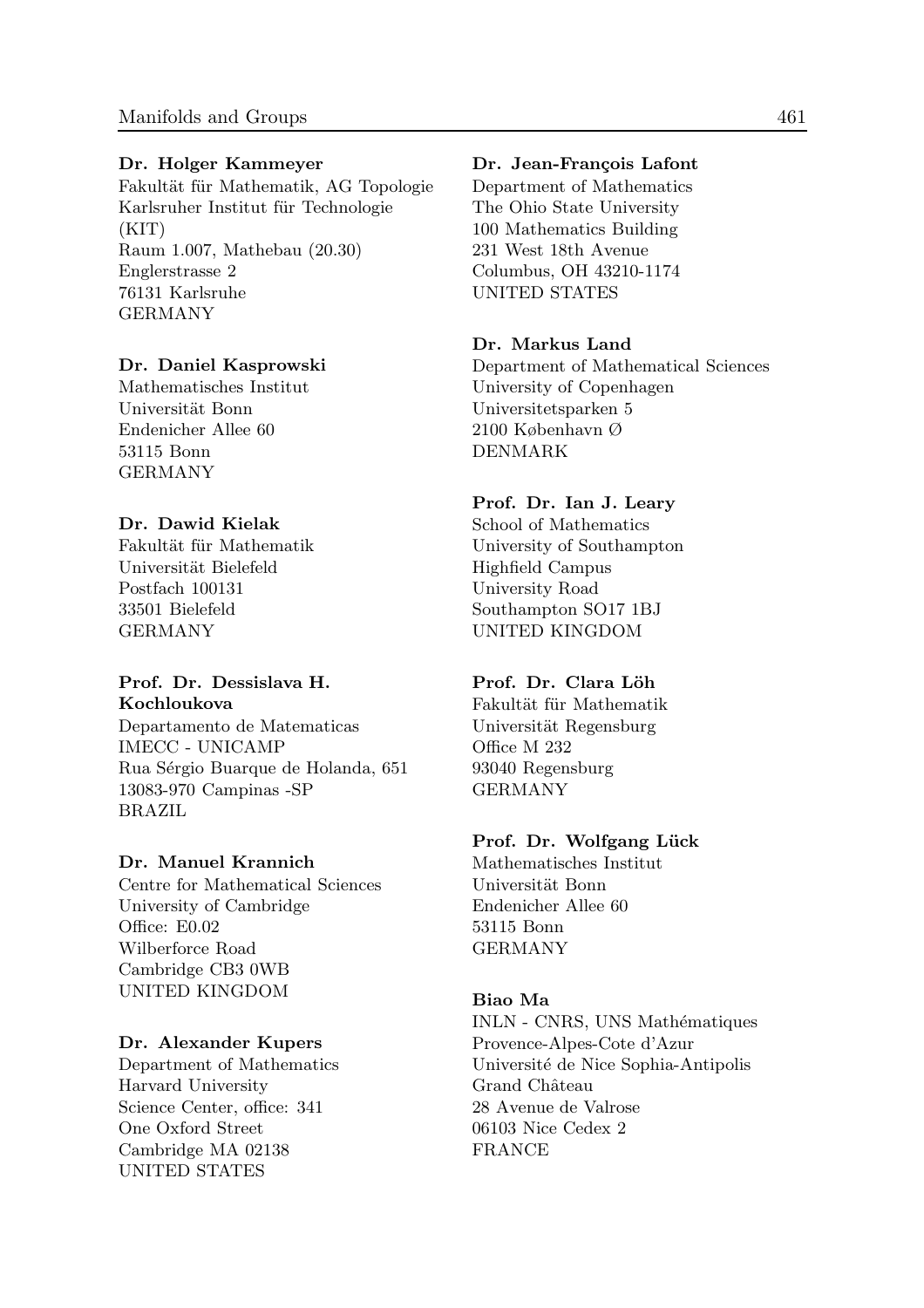**Dr. Holger Kammeyer**
Fakultät für Mathematik, AG Topologie
Karlsruher Institut für Technologie
(KIT)
Raum 1.007, Mathebau (20.30)
Englerstrasse 2
76131 Karlsruhe
GERMANY

**Dr. Daniel Kasprowski**
Mathematisches Institut
Universität Bonn
Endenicher Allee 60
53115 Bonn
GERMANY

**Dr. Dawid Kielak**
Fakultät für Mathematik
Universität Bielefeld
Postfach 100131
33501 Bielefeld
GERMANY

**Prof. Dr. Dessislava H. Kochloukova**
Departamento de Matematicas
IMECC - UNICAMP
Rua Sérgio Buarque de Holanda, 651
13083-970 Campinas -SP
BRAZIL

**Dr. Manuel Krannich**
Centre for Mathematical Sciences
University of Cambridge
Office: E0.02
Wilberforce Road
Cambridge CB3 0WB
UNITED KINGDOM

**Dr. Alexander Kupers**
Department of Mathematics
Harvard University
Science Center, office: 341
One Oxford Street
Cambridge MA 02138
UNITED STATES

**Dr. Jean-François Lafont**
Department of Mathematics
The Ohio State University
100 Mathematics Building
231 West 18th Avenue
Columbus, OH 43210-1174
UNITED STATES

**Dr. Markus Land**
Department of Mathematical Sciences
University of Copenhagen
Universitetsparken 5
2100 København Ø
DENMARK

**Prof. Dr. Ian J. Leary**
School of Mathematics
University of Southampton
Highfield Campus
University Road
Southampton SO17 1BJ
UNITED KINGDOM

**Prof. Dr. Clara Löh**
Fakultät für Mathematik
Universität Regensburg
Office M 232
93040 Regensburg
GERMANY

**Prof. Dr. Wolfgang Lück**
Mathematisches Institut
Universität Bonn
Endenicher Allee 60
53115 Bonn
GERMANY

**Biao Ma**
INLN - CNRS, UNS Mathématiques
Provence-Alpes-Cote d'Azur
Université de Nice Sophia-Antipolis
Grand Château
28 Avenue de Valrose
06103 Nice Cedex 2
FRANCE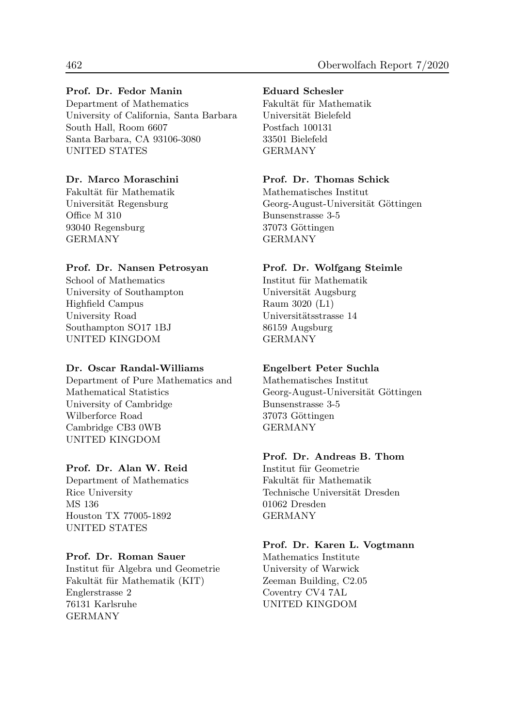**Prof. Dr. Fedor Manin**
Department of Mathematics
University of California, Santa Barbara
South Hall, Room 6607
Santa Barbara, CA 93106-3080
UNITED STATES

**Dr. Marco Moraschini**
Fakultät für Mathematik
Universität Regensburg
Office M 310
93040 Regensburg
GERMANY

**Prof. Dr. Nansen Petrosyan**
School of Mathematics
University of Southampton
Highfield Campus
University Road
Southampton SO17 1BJ
UNITED KINGDOM

**Dr. Oscar Randal-Williams**
Department of Pure Mathematics and
Mathematical Statistics
University of Cambridge
Wilberforce Road
Cambridge CB3 0WB
UNITED KINGDOM

**Prof. Dr. Alan W. Reid**
Department of Mathematics
Rice University
MS 136
Houston TX 77005-1892
UNITED STATES

**Prof. Dr. Roman Sauer**
Institut für Algebra und Geometrie
Fakultät für Mathematik (KIT)
Englerstrasse 2
76131 Karlsruhe
GERMANY

**Eduard Schesler**
Fakultät für Mathematik
Universität Bielefeld
Postfach 100131
33501 Bielefeld
GERMANY

**Prof. Dr. Thomas Schick**
Mathematisches Institut
Georg-August-Universität Göttingen
Bunsenstrasse 3-5
37073 Göttingen
GERMANY

**Prof. Dr. Wolfgang Steimle**
Institut für Mathematik
Universität Augsburg
Raum 3020 (L1)
Universitätsstrasse 14
86159 Augsburg
GERMANY

**Engelbert Peter Suchla**
Mathematisches Institut
Georg-August-Universität Göttingen
Bunsenstrasse 3-5
37073 Göttingen
GERMANY

**Prof. Dr. Andreas B. Thom**
Institut für Geometrie
Fakultät für Mathematik
Technische Universität Dresden
01062 Dresden
GERMANY

**Prof. Dr. Karen L. Vogtmann**
Mathematics Institute
University of Warwick
Zeeman Building, C2.05
Coventry CV4 7AL
UNITED KINGDOM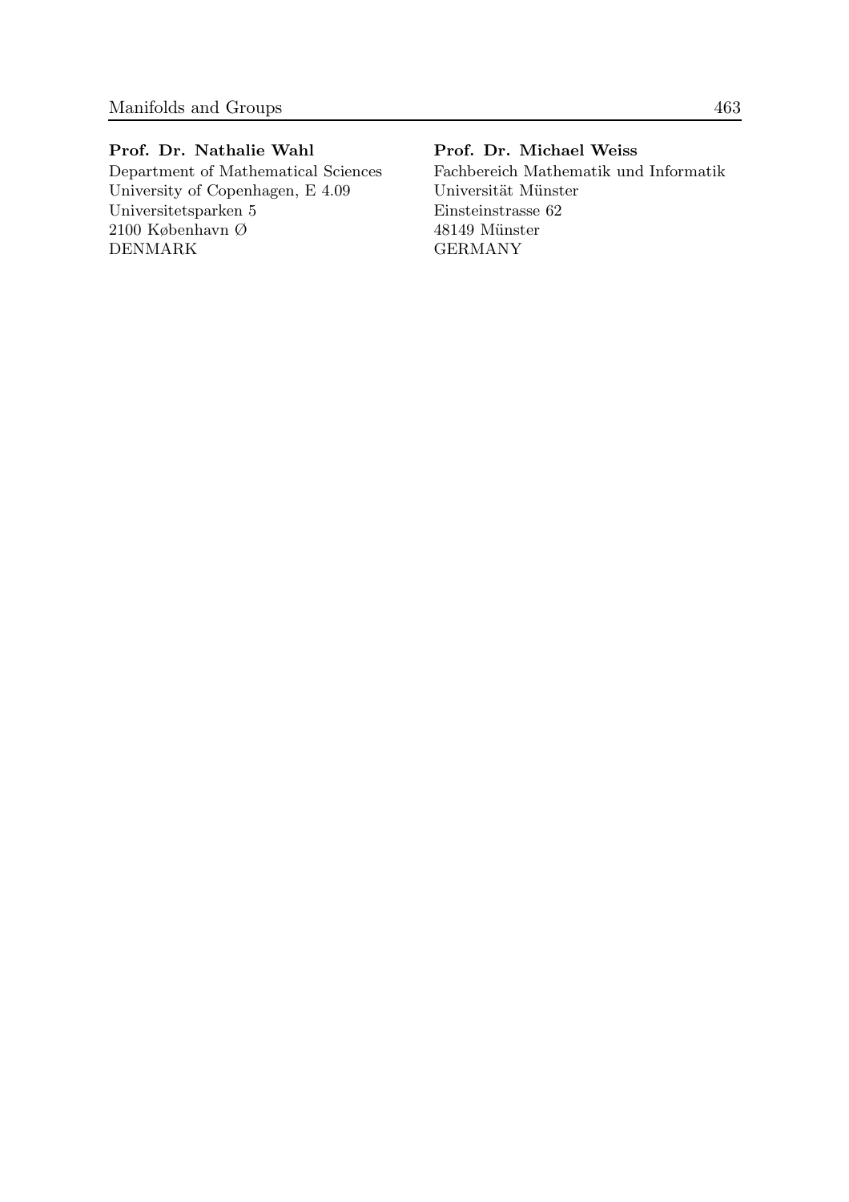**Prof. Dr. Nathalie Wahl**
Department of Mathematical Sciences
University of Copenhagen, E 4.09
Universitetsparken 5
2100 København Ø
DENMARK

**Prof. Dr. Michael Weiss**
Fachbereich Mathematik und Informatik
Universität Münster
Einsteinstrasse 62
48149 Münster
GERMANY